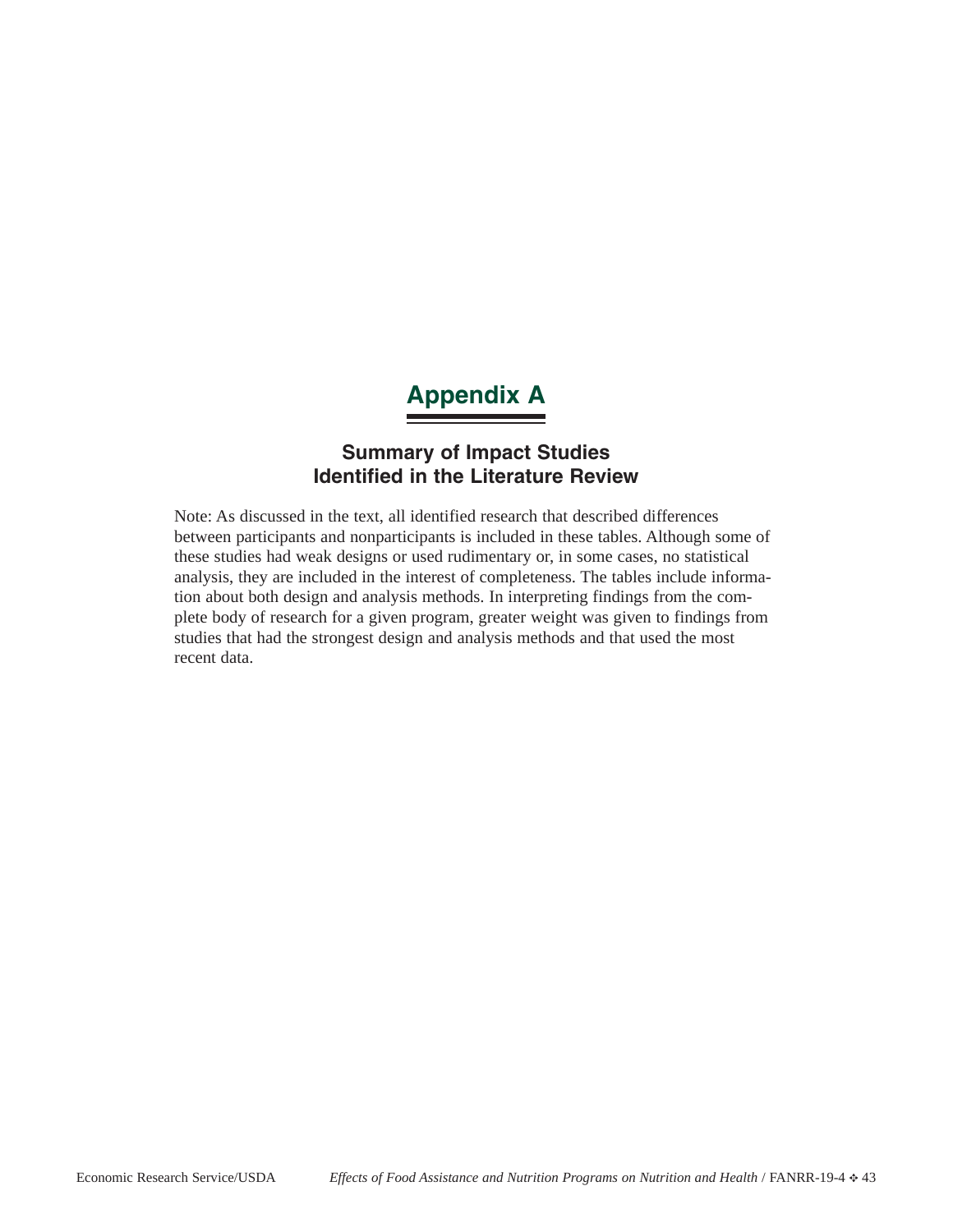# Appendix A

## Summary of Impact Studies Identified in the Literature Review

Note: As discussed in the text, all identified research that described differences between participants and nonparticipants is included in these tables. Although some of these studies had weak designs or used rudimentary or, in some cases, no statistical analysis, they are included in the interest of completeness. The tables include information about both design and analysis methods. In interpreting findings from the complete body of research for a given program, greater weight was given to findings from studies that had the strongest design and analysis methods and that used the most recent data.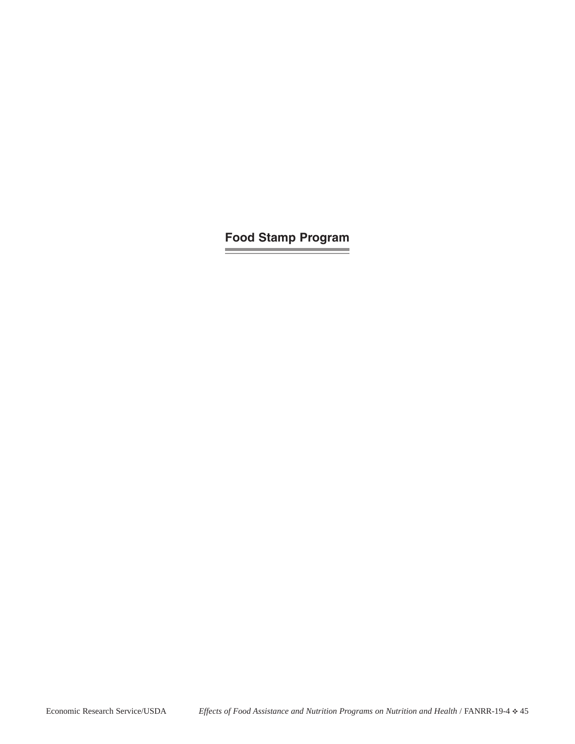# Food Stamp Program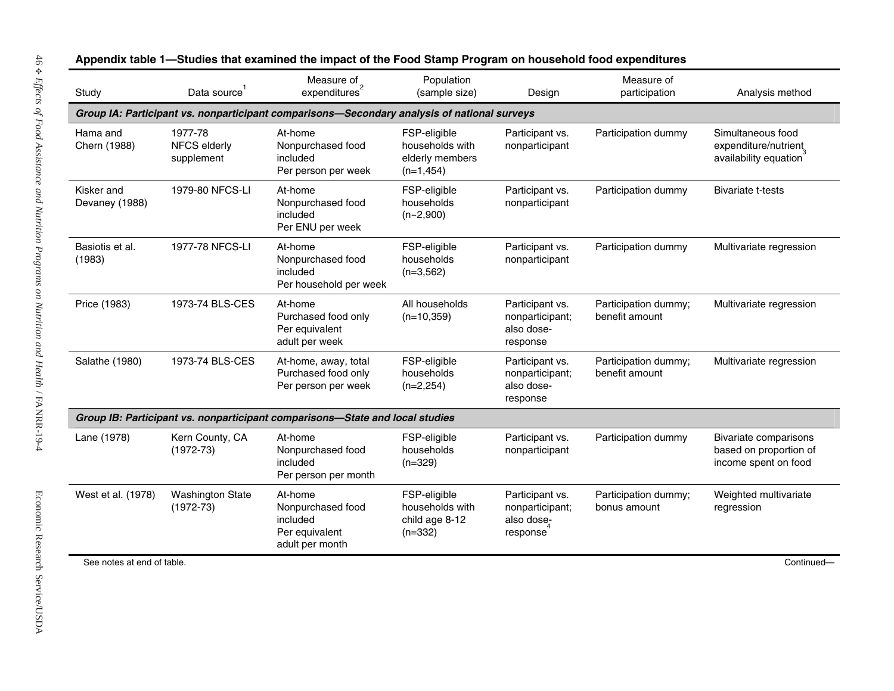**Appendix table 1—Studies that examined the impact of the Food Stamp Program on household food expenditures**

| Study | Data source[1] | Measure of expenditures[2] | Population (sample size) | Design | Measure of participation | Analysis method |
|---|---|---|---|---|---|---|
| ***Group IA: Participant vs. nonparticipant comparisons—Secondary analysis of national surveys*** | | | | | | |
| Hama and Chern (1988) | 1977-78 NFCS elderly supplement | At-home Nonpurchased food included Per person per week | FSP-eligible households with elderly members (n=1,454) | Participant vs. nonparticipant | Participation dummy | Simultaneous food expenditure/nutrient availability equation[3] |
| Kisker and Devaney (1988) | 1979-80 NFCS-LI | At-home Nonpurchased food included Per ENU per week | FSP-eligible households (n~2,900) | Participant vs. nonparticipant | Participation dummy | Bivariate t-tests |
| Basiotis et al. (1983) | 1977-78 NFCS-LI | At-home Nonpurchased food included Per household per week | FSP-eligible households (n=3,562) | Participant vs. nonparticipant | Participation dummy | Multivariate regression |
| Price (1983) | 1973-74 BLS-CES | At-home Purchased food only Per equivalent adult per week | All households (n=10,359) | Participant vs. nonparticipant; also dose-response | Participation dummy; benefit amount | Multivariate regression |
| Salathe (1980) | 1973-74 BLS-CES | At-home, away, total Purchased food only Per person per week | FSP-eligible households (n=2,254) | Participant vs. nonparticipant; also dose-response | Participation dummy; benefit amount | Multivariate regression |
| ***Group IB: Participant vs. nonparticipant comparisons—State and local studies*** | | | | | | |
| Lane (1978) | Kern County, CA (1972-73) | At-home Nonpurchased food included Per person per month | FSP-eligible households (n=329) | Participant vs. nonparticipant | Participation dummy | Bivariate comparisons based on proportion of income spent on food |
| West et al. (1978) | Washington State (1972-73) | At-home Nonpurchased food included Per equivalent adult per month | FSP-eligible households with child age 8-12 (n=332) | Participant vs. nonparticipant; also dose-response[4] | Participation dummy; bonus amount | Weighted multivariate regression |

See notes at end of table.

Continued—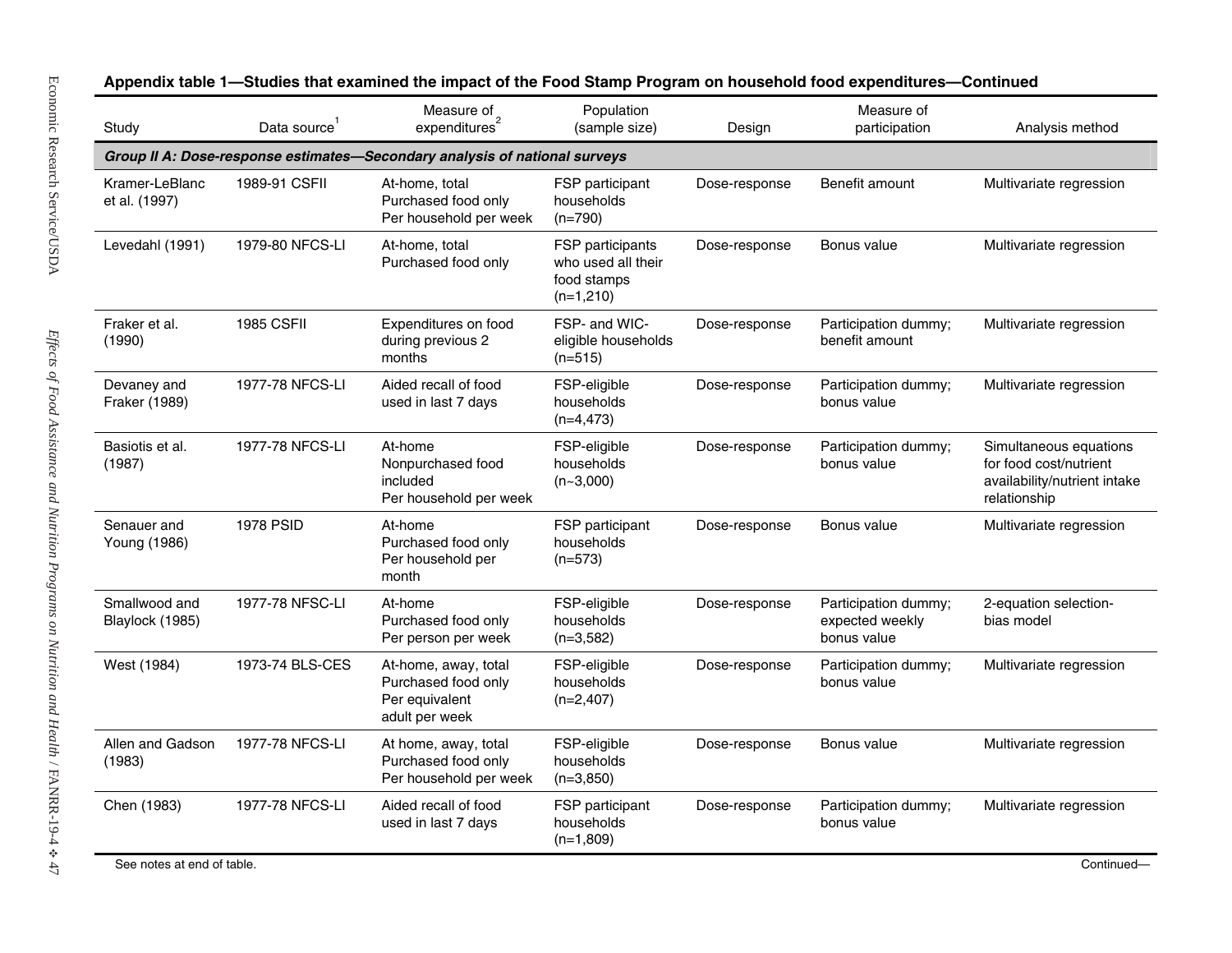**Appendix table 1—Studies that examined the impact of the Food Stamp Program on household food expenditures—Continued**

| Study | Data source[1] | Measure of expenditures[2] | Population (sample size) | Design | Measure of participation | Analysis method |
|---|---|---|---|---|---|---|
| ***Group II A: Dose-response estimates—Secondary analysis of national surveys*** | | | | | | |
| Kramer-LeBlanc et al. (1997) | 1989-91 CSFII | At-home, total<br>Purchased food only<br>Per household per week | FSP participant households (n=790) | Dose-response | Benefit amount | Multivariate regression |
| Levedahl (1991) | 1979-80 NFCS-LI | At-home, total<br>Purchased food only | FSP participants who used all their food stamps (n=1,210) | Dose-response | Bonus value | Multivariate regression |
| Fraker et al. (1990) | 1985 CSFII | Expenditures on food during previous 2 months | FSP- and WIC-eligible households (n=515) | Dose-response | Participation dummy; benefit amount | Multivariate regression |
| Devaney and Fraker (1989) | 1977-78 NFCS-LI | Aided recall of food used in last 7 days | FSP-eligible households (n=4,473) | Dose-response | Participation dummy; bonus value | Multivariate regression |
| Basiotis et al. (1987) | 1977-78 NFCS-LI | At-home<br>Nonpurchased food included<br>Per household per week | FSP-eligible households (n~3,000) | Dose-response | Participation dummy; bonus value | Simultaneous equations for food cost/nutrient availability/nutrient intake relationship |
| Senauer and Young (1986) | 1978 PSID | At-home<br>Purchased food only<br>Per household per month | FSP participant households (n=573) | Dose-response | Bonus value | Multivariate regression |
| Smallwood and Blaylock (1985) | 1977-78 NFSC-LI | At-home<br>Purchased food only<br>Per person per week | FSP-eligible households (n=3,582) | Dose-response | Participation dummy; expected weekly bonus value | 2-equation selection-bias model |
| West (1984) | 1973-74 BLS-CES | At-home, away, total<br>Purchased food only<br>Per equivalent adult per week | FSP-eligible households (n=2,407) | Dose-response | Participation dummy; bonus value | Multivariate regression |
| Allen and Gadson (1983) | 1977-78 NFCS-LI | At home, away, total<br>Purchased food only<br>Per household per week | FSP-eligible households (n=3,850) | Dose-response | Bonus value | Multivariate regression |
| Chen (1983) | 1977-78 NFCS-LI | Aided recall of food used in last 7 days | FSP participant households (n=1,809) | Dose-response | Participation dummy; bonus value | Multivariate regression |

See notes at end of table.

Continued—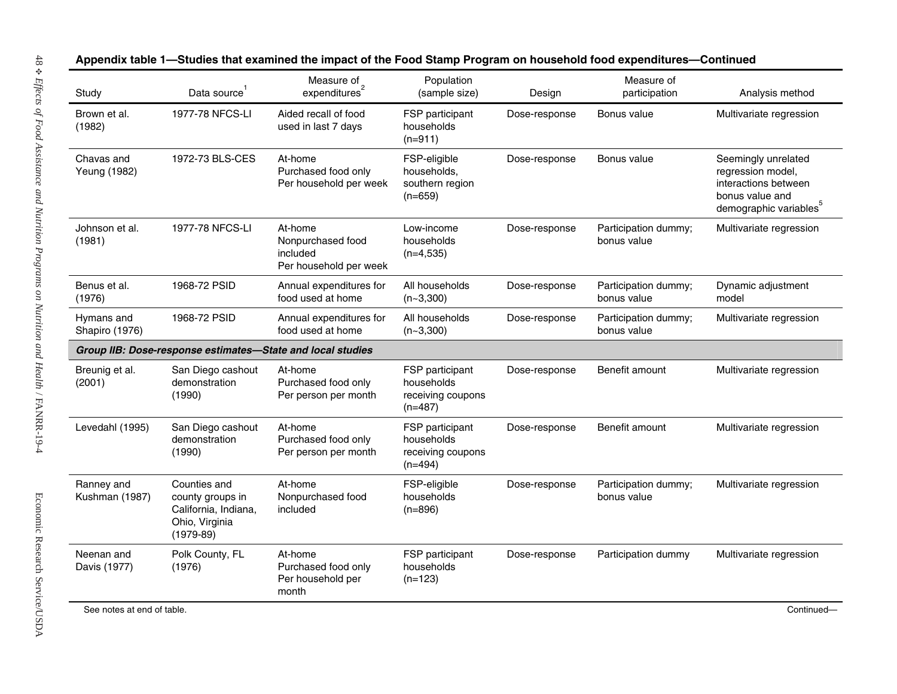**Appendix table 1—Studies that examined the impact of the Food Stamp Program on household food expenditures—Continued**

| Study | Data source[1] | Measure of expenditures[2] | Population (sample size) | Design | Measure of participation | Analysis method |
|---|---|---|---|---|---|---|
| Brown et al. (1982) | 1977-78 NFCS-LI | Aided recall of food used in last 7 days | FSP participant households (n=911) | Dose-response | Bonus value | Multivariate regression |
| Chavas and Yeung (1982) | 1972-73 BLS-CES | At-home Purchased food only Per household per week | FSP-eligible households, southern region (n=659) | Dose-response | Bonus value | Seemingly unrelated regression model, interactions between bonus value and demographic variables[5] |
| Johnson et al. (1981) | 1977-78 NFCS-LI | At-home Nonpurchased food included Per household per week | Low-income households (n=4,535) | Dose-response | Participation dummy; bonus value | Multivariate regression |
| Benus et al. (1976) | 1968-72 PSID | Annual expenditures for food used at home | All households (n~3,300) | Dose-response | Participation dummy; bonus value | Dynamic adjustment model |
| Hymans and Shapiro (1976) | 1968-72 PSID | Annual expenditures for food used at home | All households (n~3,300) | Dose-response | Participation dummy; bonus value | Multivariate regression |
| ***Group IIB: Dose-response estimates—State and local studies*** | | | | | | |
| Breunig et al. (2001) | San Diego cashout demonstration (1990) | At-home Purchased food only Per person per month | FSP participant households receiving coupons (n=487) | Dose-response | Benefit amount | Multivariate regression |
| Levedahl (1995) | San Diego cashout demonstration (1990) | At-home Purchased food only Per person per month | FSP participant households receiving coupons (n=494) | Dose-response | Benefit amount | Multivariate regression |
| Ranney and Kushman (1987) | Counties and county groups in California, Indiana, Ohio, Virginia (1979-89) | At-home Nonpurchased food included | FSP-eligible households (n=896) | Dose-response | Participation dummy; bonus value | Multivariate regression |
| Neenan and Davis (1977) | Polk County, FL (1976) | At-home Purchased food only Per household per month | FSP participant households (n=123) | Dose-response | Participation dummy | Multivariate regression |

See notes at end of table.

Continued—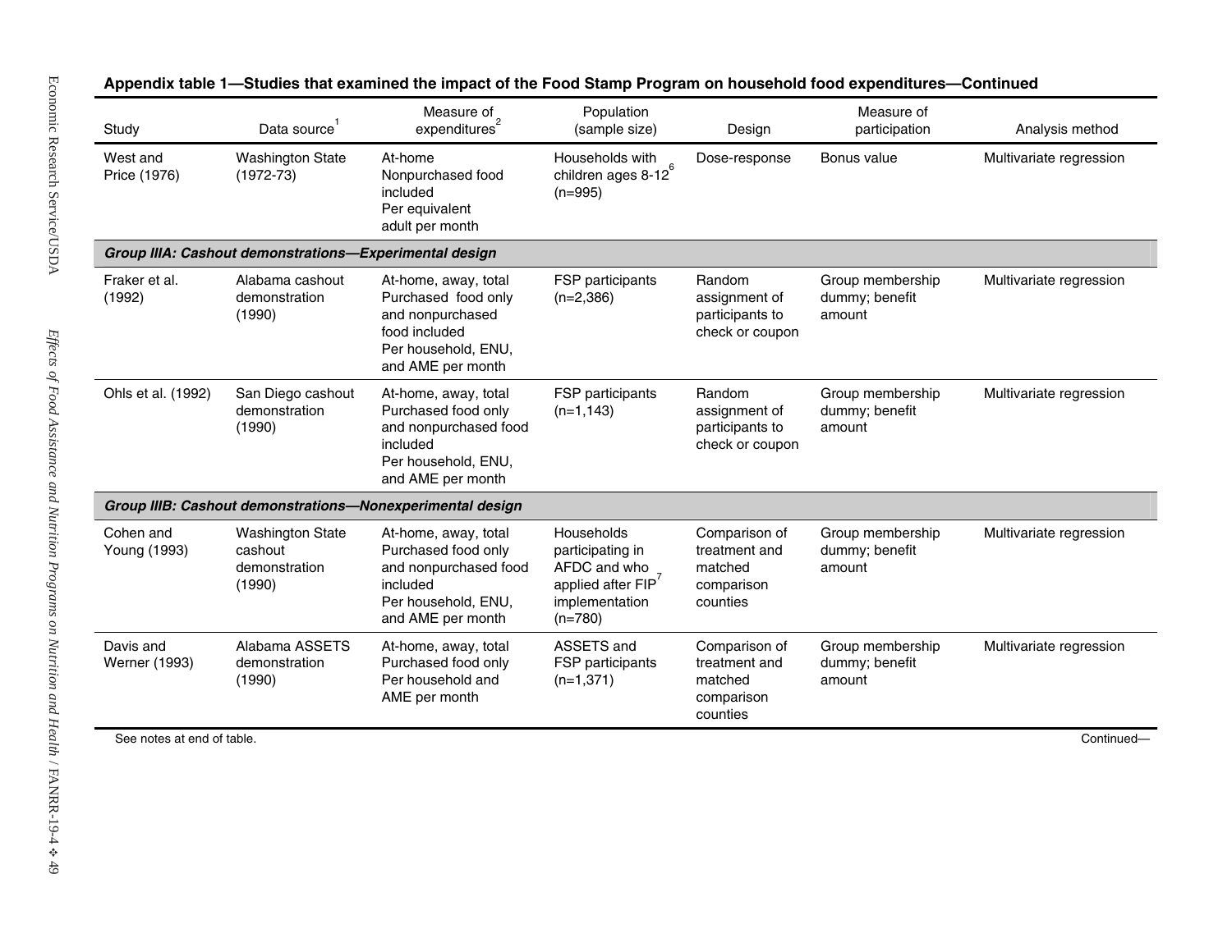**Appendix table 1—Studies that examined the impact of the Food Stamp Program on household food expenditures—Continued**

| Study | Data source[1] | Measure of expenditures[2] | Population (sample size) | Design | Measure of participation | Analysis method |
|---|---|---|---|---|---|---|
| West and Price (1976) | Washington State (1972-73) | At-home<br>Nonpurchased food included<br>Per equivalent adult per month | Households with children ages 8-12[6] (n=995) | Dose-response | Bonus value | Multivariate regression |
| ***Group IIIA: Cashout demonstrations—Experimental design*** | | | | | | |
| Fraker et al. (1992) | Alabama cashout demonstration (1990) | At-home, away, total<br>Purchased food only and nonpurchased food included<br>Per household, ENU, and AME per month | FSP participants (n=2,386) | Random assignment of participants to check or coupon | Group membership dummy; benefit amount | Multivariate regression |
| Ohls et al. (1992) | San Diego cashout demonstration (1990) | At-home, away, total<br>Purchased food only and nonpurchased food included<br>Per household, ENU, and AME per month | FSP participants (n=1,143) | Random assignment of participants to check or coupon | Group membership dummy; benefit amount | Multivariate regression |
| ***Group IIIB: Cashout demonstrations—Nonexperimental design*** | | | | | | |
| Cohen and Young (1993) | Washington State cashout demonstration (1990) | At-home, away, total<br>Purchased food only and nonpurchased food included<br>Per household, ENU, and AME per month | Households participating in AFDC and who applied after FIP[7] implementation (n=780) | Comparison of treatment and matched comparison counties | Group membership dummy; benefit amount | Multivariate regression |
| Davis and Werner (1993) | Alabama ASSETS demonstration (1990) | At-home, away, total<br>Purchased food only<br>Per household and AME per month | ASSETS and FSP participants (n=1,371) | Comparison of treatment and matched comparison counties | Group membership dummy; benefit amount | Multivariate regression |

See notes at end of table.

Continued—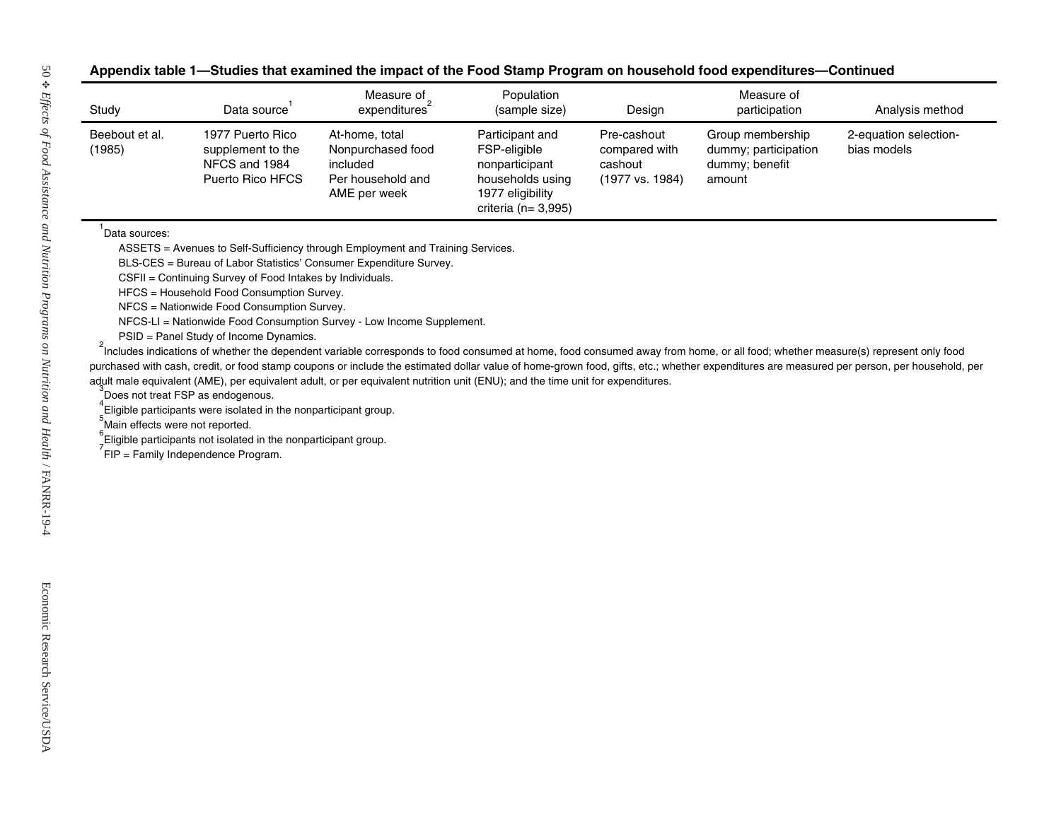**Appendix table 1—Studies that examined the impact of the Food Stamp Program on household food expenditures—Continued**

| Study | Data source[1] | Measure of expenditures[2] | Population (sample size) | Design | Measure of participation | Analysis method |
|---|---|---|---|---|---|---|
| Beebout et al. (1985) | 1977 Puerto Rico supplement to the NFCS and 1984 Puerto Rico HFCS | At-home, total Nonpurchased food included Per household and AME per week | Participant and FSP-eligible nonparticipant households using 1977 eligibility criteria (n= 3,995) | Pre-cashout compared with cashout (1977 vs. 1984) | Group membership dummy; participation dummy; benefit amount | 2-equation selection-bias models |

[1]Data sources:

ASSETS = Avenues to Self-Sufficiency through Employment and Training Services.

BLS-CES = Bureau of Labor Statistics' Consumer Expenditure Survey.

CSFII = Continuing Survey of Food Intakes by Individuals.

HFCS = Household Food Consumption Survey.

NFCS = Nationwide Food Consumption Survey.

NFCS-LI = Nationwide Food Consumption Survey - Low Income Supplement.

PSID = Panel Study of Income Dynamics.

[2]Includes indications of whether the dependent variable corresponds to food consumed at home, food consumed away from home, or all food; whether measure(s) represent only food purchased with cash, credit, or food stamp coupons or include the estimated dollar value of home-grown food, gifts, etc.; whether expenditures are measured per person, per household, per adult male equivalent (AME), per equivalent adult, or per equivalent nutrition unit (ENU); and the time unit for expenditures.

[3]Does not treat FSP as endogenous.

[4]Eligible participants were isolated in the nonparticipant group.

[5]Main effects were not reported.

[6]Eligible participants not isolated in the nonparticipant group.

[7]FIP = Family Independence Program.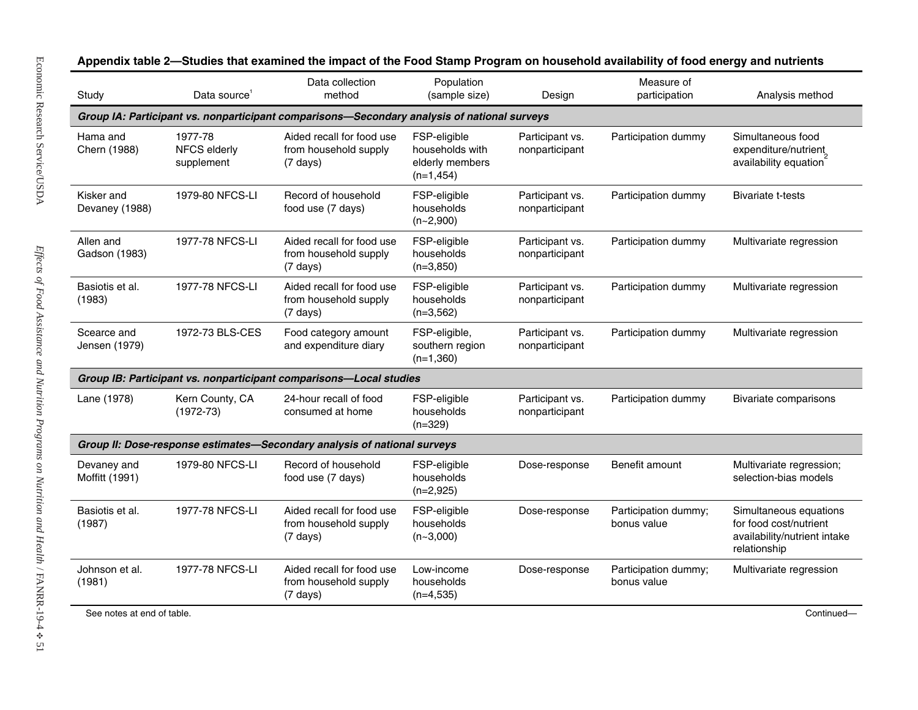**Appendix table 2—Studies that examined the impact of the Food Stamp Program on household availability of food energy and nutrients**

| Study | Data source[1] | Data collection method | Population (sample size) | Design | Measure of participation | Analysis method |
|---|---|---|---|---|---|---|
| ***Group IA: Participant vs. nonparticipant comparisons—Secondary analysis of national surveys*** | | | | | | |
| Hama and Chern (1988) | 1977-78 NFCS elderly supplement | Aided recall for food use from household supply (7 days) | FSP-eligible households with elderly members (n=1,454) | Participant vs. nonparticipant | Participation dummy | Simultaneous food expenditure/nutrient availability equation[2] |
| Kisker and Devaney (1988) | 1979-80 NFCS-LI | Record of household food use (7 days) | FSP-eligible households (n~2,900) | Participant vs. nonparticipant | Participation dummy | Bivariate t-tests |
| Allen and Gadson (1983) | 1977-78 NFCS-LI | Aided recall for food use from household supply (7 days) | FSP-eligible households (n=3,850) | Participant vs. nonparticipant | Participation dummy | Multivariate regression |
| Basiotis et al. (1983) | 1977-78 NFCS-LI | Aided recall for food use from household supply (7 days) | FSP-eligible households (n=3,562) | Participant vs. nonparticipant | Participation dummy | Multivariate regression |
| Scearce and Jensen (1979) | 1972-73 BLS-CES | Food category amount and expenditure diary | FSP-eligible, southern region (n=1,360) | Participant vs. nonparticipant | Participation dummy | Multivariate regression |
| ***Group IB: Participant vs. nonparticipant comparisons—Local studies*** | | | | | | |
| Lane (1978) | Kern County, CA (1972-73) | 24-hour recall of food consumed at home | FSP-eligible households (n=329) | Participant vs. nonparticipant | Participation dummy | Bivariate comparisons |
| ***Group II: Dose-response estimates—Secondary analysis of national surveys*** | | | | | | |
| Devaney and Moffitt (1991) | 1979-80 NFCS-LI | Record of household food use (7 days) | FSP-eligible households (n=2,925) | Dose-response | Benefit amount | Multivariate regression; selection-bias models |
| Basiotis et al. (1987) | 1977-78 NFCS-LI | Aided recall for food use from household supply (7 days) | FSP-eligible households (n~3,000) | Dose-response | Participation dummy; bonus value | Simultaneous equations for food cost/nutrient availability/nutrient intake relationship |
| Johnson et al. (1981) | 1977-78 NFCS-LI | Aided recall for food use from household supply (7 days) | Low-income households (n=4,535) | Dose-response | Participation dummy; bonus value | Multivariate regression |

See notes at end of table.

Continued—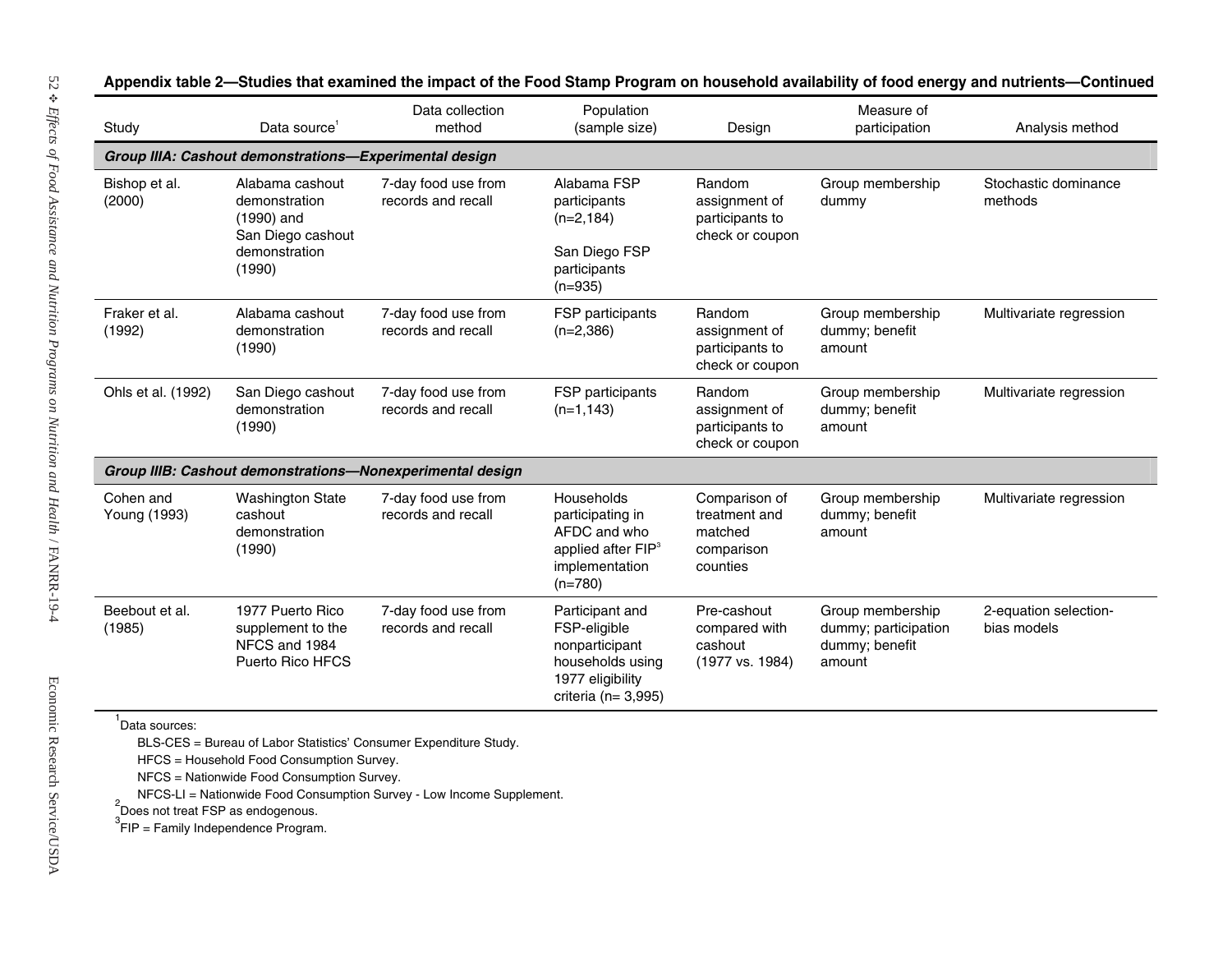**Appendix table 2—Studies that examined the impact of the Food Stamp Program on household availability of food energy and nutrients—Continued**

| Study | Data source[1] | Data collection method | Population (sample size) | Design | Measure of participation | Analysis method |
|---|---|---|---|---|---|---|
| ***Group IIIA: Cashout demonstrations—Experimental design*** | | | | | | |
| Bishop et al. (2000) | Alabama cashout demonstration (1990) and San Diego cashout demonstration (1990) | 7-day food use from records and recall | Alabama FSP participants (n=2,184) San Diego FSP participants (n=935) | Random assignment of participants to check or coupon | Group membership dummy | Stochastic dominance methods |
| Fraker et al. (1992) | Alabama cashout demonstration (1990) | 7-day food use from records and recall | FSP participants (n=2,386) | Random assignment of participants to check or coupon | Group membership dummy; benefit amount | Multivariate regression |
| Ohls et al. (1992) | San Diego cashout demonstration (1990) | 7-day food use from records and recall | FSP participants (n=1,143) | Random assignment of participants to check or coupon | Group membership dummy; benefit amount | Multivariate regression |
| ***Group IIIB: Cashout demonstrations—Nonexperimental design*** | | | | | | |
| Cohen and Young (1993) | Washington State cashout demonstration (1990) | 7-day food use from records and recall | Households participating in AFDC and who applied after FIP[3] implementation (n=780) | Comparison of treatment and matched comparison counties | Group membership dummy; benefit amount | Multivariate regression |
| Beebout et al. (1985) | 1977 Puerto Rico supplement to the NFCS and 1984 Puerto Rico HFCS | 7-day food use from records and recall | Participant and FSP-eligible nonparticipant households using 1977 eligibility criteria (n= 3,995) | Pre-cashout compared with cashout (1977 vs. 1984) | Group membership dummy; participation dummy; benefit amount | 2-equation selection-bias models |

[1]Data sources:

BLS-CES = Bureau of Labor Statistics' Consumer Expenditure Study.

HFCS = Household Food Consumption Survey.

NFCS = Nationwide Food Consumption Survey.

NFCS-LI = Nationwide Food Consumption Survey - Low Income Supplement.

[2]Does not treat FSP as endogenous.

[3]FIP = Family Independence Program.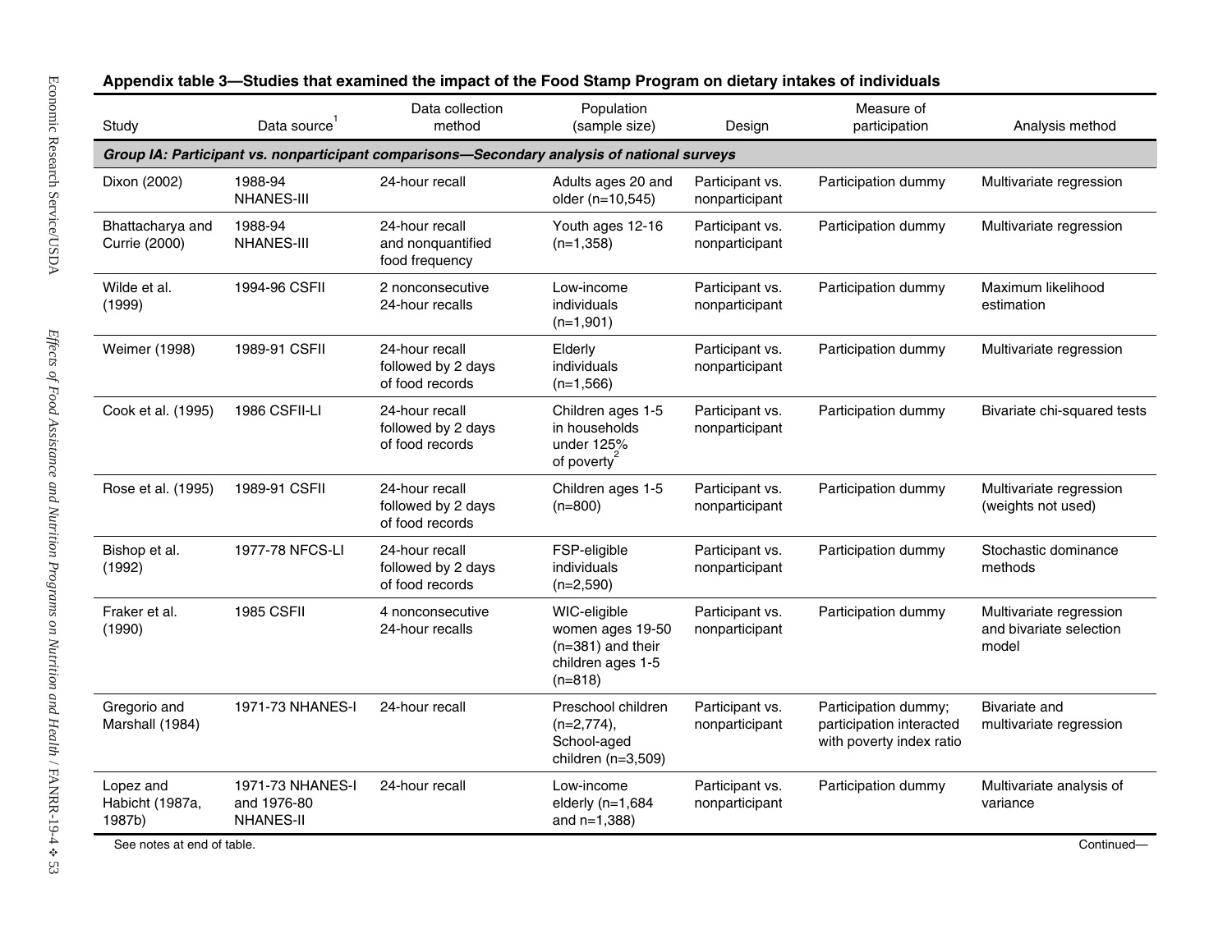## Appendix table 3—Studies that examined the impact of the Food Stamp Program on dietary intakes of individuals

| Study | Data source[1] | Data collection method | Population (sample size) | Design | Measure of participation | Analysis method |
|---|---|---|---|---|---|---|
| ***Group IA: Participant vs. nonparticipant comparisons—Secondary analysis of national surveys*** | | | | | | |
| Dixon (2002) | 1988-94 NHANES-III | 24-hour recall | Adults ages 20 and older (n=10,545) | Participant vs. nonparticipant | Participation dummy | Multivariate regression |
| Bhattacharya and Currie (2000) | 1988-94 NHANES-III | 24-hour recall and nonquantified food frequency | Youth ages 12-16 (n=1,358) | Participant vs. nonparticipant | Participation dummy | Multivariate regression |
| Wilde et al. (1999) | 1994-96 CSFII | 2 nonconsecutive 24-hour recalls | Low-income individuals (n=1,901) | Participant vs. nonparticipant | Participation dummy | Maximum likelihood estimation |
| Weimer (1998) | 1989-91 CSFII | 24-hour recall followed by 2 days of food records | Elderly individuals (n=1,566) | Participant vs. nonparticipant | Participation dummy | Multivariate regression |
| Cook et al. (1995) | 1986 CSFII-LI | 24-hour recall followed by 2 days of food records | Children ages 1-5 in households under 125% of poverty[2] | Participant vs. nonparticipant | Participation dummy | Bivariate chi-squared tests |
| Rose et al. (1995) | 1989-91 CSFII | 24-hour recall followed by 2 days of food records | Children ages 1-5 (n=800) | Participant vs. nonparticipant | Participation dummy | Multivariate regression (weights not used) |
| Bishop et al. (1992) | 1977-78 NFCS-LI | 24-hour recall followed by 2 days of food records | FSP-eligible individuals (n=2,590) | Participant vs. nonparticipant | Participation dummy | Stochastic dominance methods |
| Fraker et al. (1990) | 1985 CSFII | 4 nonconsecutive 24-hour recalls | WIC-eligible women ages 19-50 (n=381) and their children ages 1-5 (n=818) | Participant vs. nonparticipant | Participation dummy | Multivariate regression and bivariate selection model |
| Gregorio and Marshall (1984) | 1971-73 NHANES-I | 24-hour recall | Preschool children (n=2,774), School-aged children (n=3,509) | Participant vs. nonparticipant | Participation dummy; participation interacted with poverty index ratio | Bivariate and multivariate regression |
| Lopez and Habicht (1987a, 1987b) | 1971-73 NHANES-I and 1976-80 NHANES-II | 24-hour recall | Low-income elderly (n=1,684 and n=1,388) | Participant vs. nonparticipant | Participation dummy | Multivariate analysis of variance |

See notes at end of table.

Continued—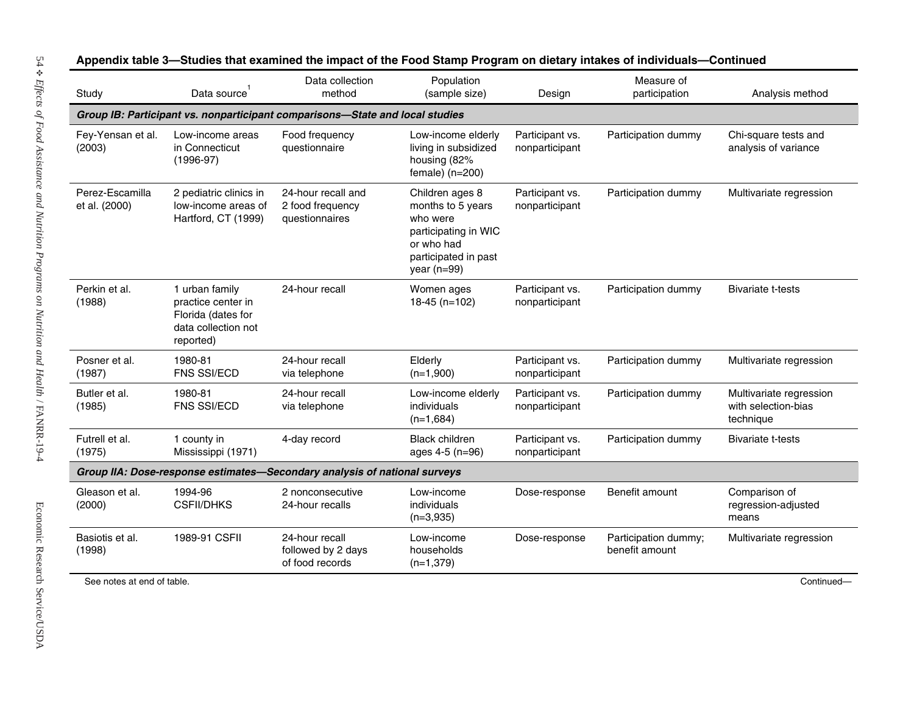**Appendix table 3—Studies that examined the impact of the Food Stamp Program on dietary intakes of individuals—Continued**

| Study | Data source[1] | Data collection method | Population (sample size) | Design | Measure of participation | Analysis method |
|---|---|---|---|---|---|---|
| ***Group IB: Participant vs. nonparticipant comparisons—State and local studies*** | | | | | | |
| Fey-Yensan et al. (2003) | Low-income areas in Connecticut (1996-97) | Food frequency questionnaire | Low-income elderly living in subsidized housing (82% female) (n=200) | Participant vs. nonparticipant | Participation dummy | Chi-square tests and analysis of variance |
| Perez-Escamilla et al. (2000) | 2 pediatric clinics in low-income areas of Hartford, CT (1999) | 24-hour recall and 2 food frequency questionnaires | Children ages 8 months to 5 years who were participating in WIC or who had participated in past year (n=99) | Participant vs. nonparticipant | Participation dummy | Multivariate regression |
| Perkin et al. (1988) | 1 urban family practice center in Florida (dates for data collection not reported) | 24-hour recall | Women ages 18-45 (n=102) | Participant vs. nonparticipant | Participation dummy | Bivariate t-tests |
| Posner et al. (1987) | 1980-81 FNS SSI/ECD | 24-hour recall via telephone | Elderly (n=1,900) | Participant vs. nonparticipant | Participation dummy | Multivariate regression |
| Butler et al. (1985) | 1980-81 FNS SSI/ECD | 24-hour recall via telephone | Low-income elderly individuals (n=1,684) | Participant vs. nonparticipant | Participation dummy | Multivariate regression with selection-bias technique |
| Futrell et al. (1975) | 1 county in Mississippi (1971) | 4-day record | Black children ages 4-5 (n=96) | Participant vs. nonparticipant | Participation dummy | Bivariate t-tests |
| ***Group IIA: Dose-response estimates—Secondary analysis of national surveys*** | | | | | | |
| Gleason et al. (2000) | 1994-96 CSFII/DHKS | 2 nonconsecutive 24-hour recalls | Low-income individuals (n=3,935) | Dose-response | Benefit amount | Comparison of regression-adjusted means |
| Basiotis et al. (1998) | 1989-91 CSFII | 24-hour recall followed by 2 days of food records | Low-income households (n=1,379) | Dose-response | Participation dummy; benefit amount | Multivariate regression |

See notes at end of table.

Continued—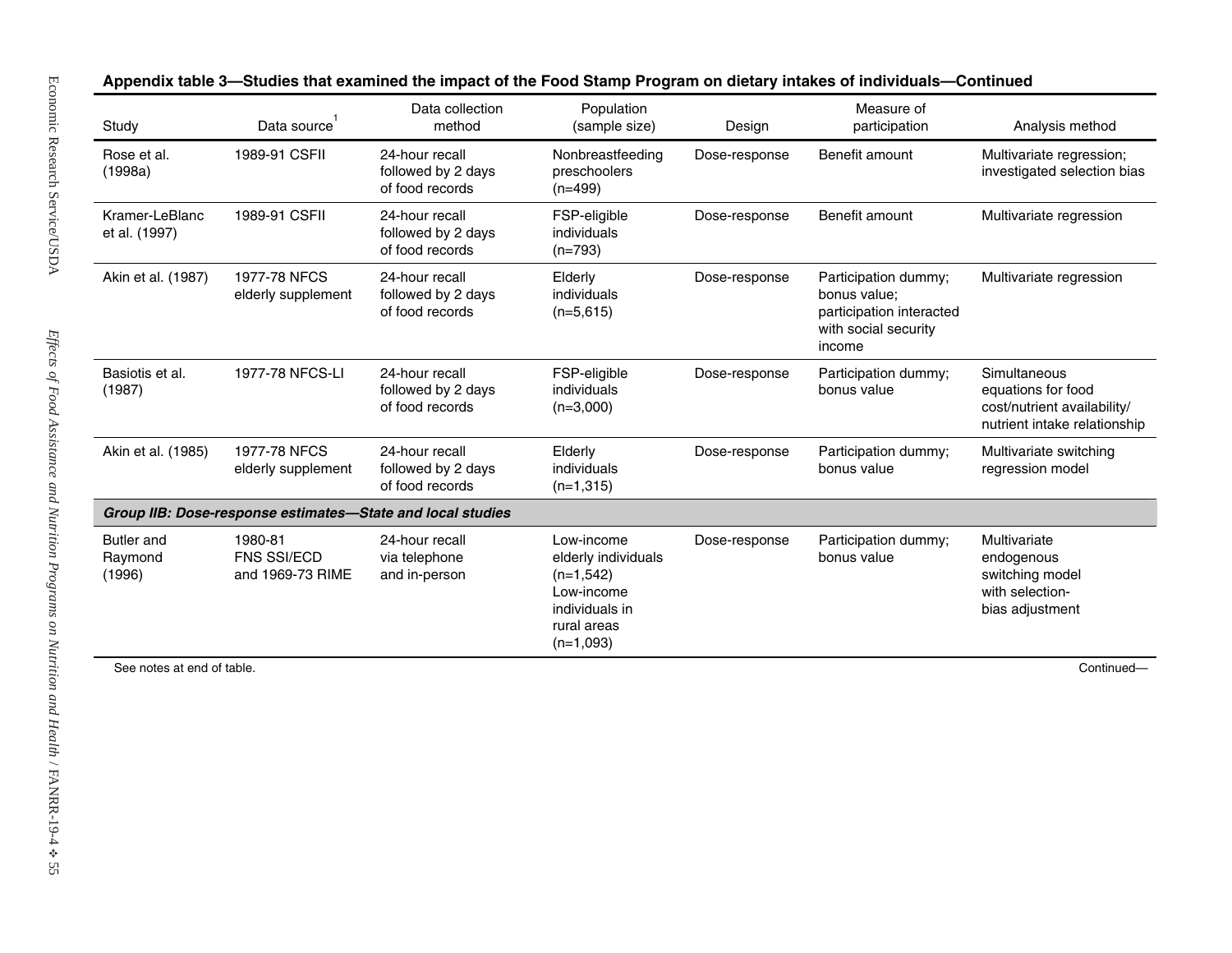**Appendix table 3—Studies that examined the impact of the Food Stamp Program on dietary intakes of individuals—Continued**

| Study | Data source[1] | Data collection method | Population (sample size) | Design | Measure of participation | Analysis method |
|---|---|---|---|---|---|---|
| Rose et al. (1998a) | 1989-91 CSFII | 24-hour recall followed by 2 days of food records | Nonbreastfeeding preschoolers (n=499) | Dose-response | Benefit amount | Multivariate regression; investigated selection bias |
| Kramer-LeBlanc et al. (1997) | 1989-91 CSFII | 24-hour recall followed by 2 days of food records | FSP-eligible individuals (n=793) | Dose-response | Benefit amount | Multivariate regression |
| Akin et al. (1987) | 1977-78 NFCS elderly supplement | 24-hour recall followed by 2 days of food records | Elderly individuals (n=5,615) | Dose-response | Participation dummy; bonus value; participation interacted with social security income | Multivariate regression |
| Basiotis et al. (1987) | 1977-78 NFCS-LI | 24-hour recall followed by 2 days of food records | FSP-eligible individuals (n=3,000) | Dose-response | Participation dummy; bonus value | Simultaneous equations for food cost/nutrient availability/ nutrient intake relationship |
| Akin et al. (1985) | 1977-78 NFCS elderly supplement | 24-hour recall followed by 2 days of food records | Elderly individuals (n=1,315) | Dose-response | Participation dummy; bonus value | Multivariate switching regression model |
| ***Group IIB: Dose-response estimates—State and local studies*** | | | | | | |
| Butler and Raymond (1996) | 1980-81 FNS SSI/ECD and 1969-73 RIME | 24-hour recall via telephone and in-person | Low-income elderly individuals (n=1,542) Low-income individuals in rural areas (n=1,093) | Dose-response | Participation dummy; bonus value | Multivariate endogenous switching model with selection-bias adjustment |

See notes at end of table.

Continued—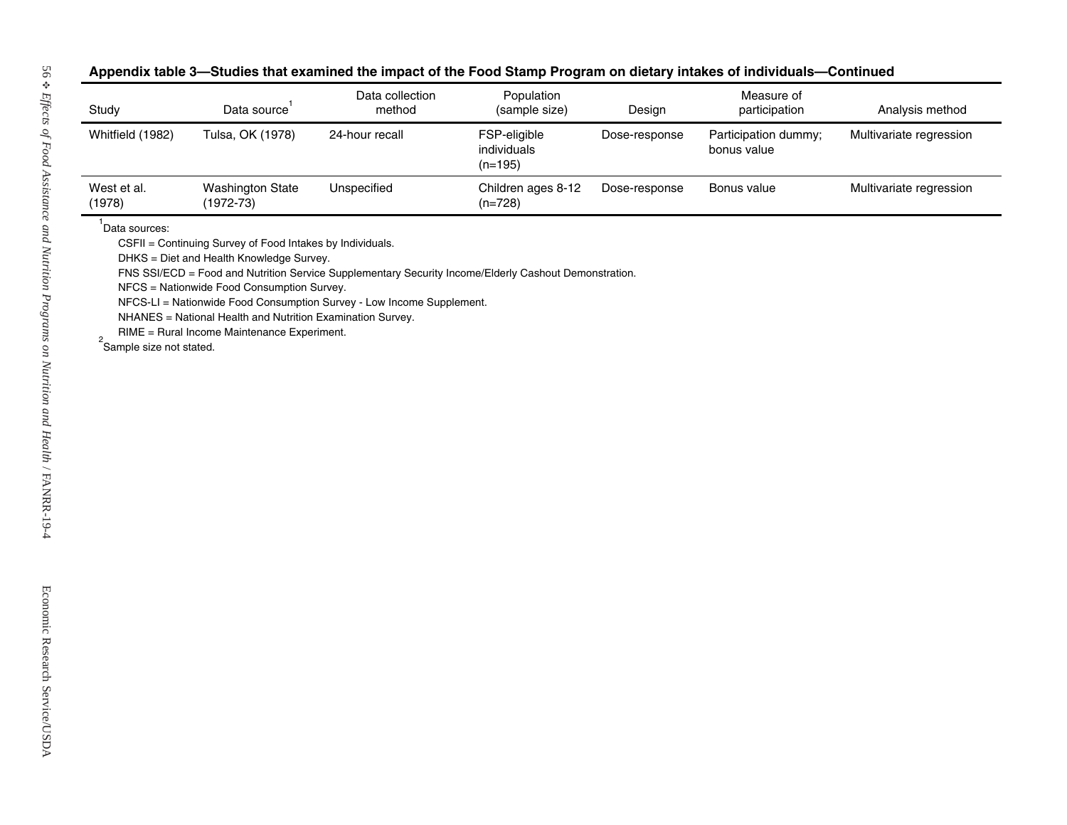**Appendix table 3—Studies that examined the impact of the Food Stamp Program on dietary intakes of individuals—Continued**

| Study | Data source[1] | Data collection method | Population (sample size) | Design | Measure of participation | Analysis method |
|---|---|---|---|---|---|---|
| Whitfield (1982) | Tulsa, OK (1978) | 24-hour recall | FSP-eligible individuals (n=195) | Dose-response | Participation dummy; bonus value | Multivariate regression |
| West et al. (1978) | Washington State (1972-73) | Unspecified | Children ages 8-12 (n=728) | Dose-response | Bonus value | Multivariate regression |

[1]Data sources:

CSFII = Continuing Survey of Food Intakes by Individuals.

DHKS = Diet and Health Knowledge Survey.

FNS SSI/ECD = Food and Nutrition Service Supplementary Security Income/Elderly Cashout Demonstration.

NFCS = Nationwide Food Consumption Survey.

NFCS-LI = Nationwide Food Consumption Survey - Low Income Supplement.

NHANES = National Health and Nutrition Examination Survey.

RIME = Rural Income Maintenance Experiment.

[2]Sample size not stated.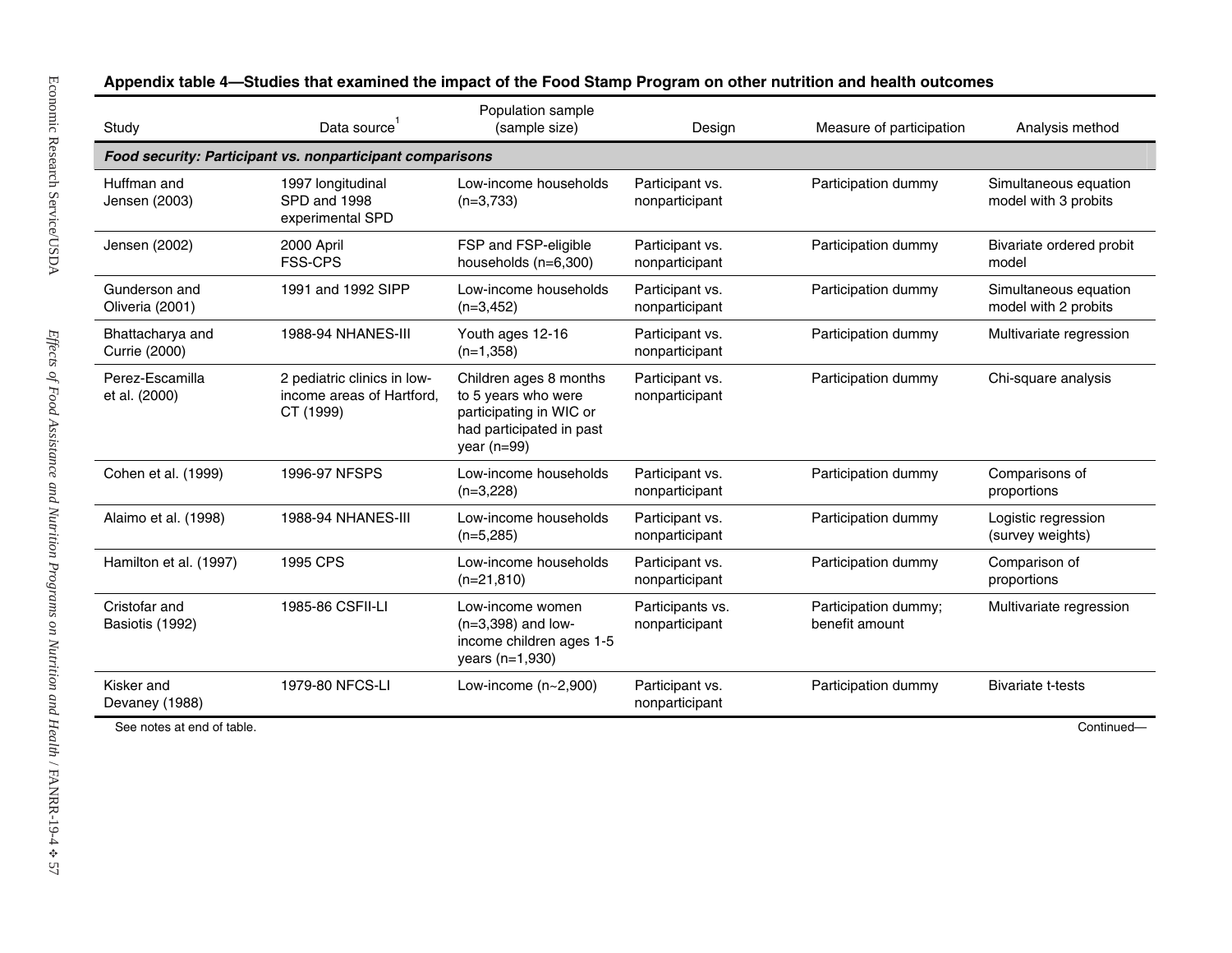**Appendix table 4—Studies that examined the impact of the Food Stamp Program on other nutrition and health outcomes**

| Study | Data source[1] | Population sample (sample size) | Design | Measure of participation | Analysis method |
|---|---|---|---|---|---|
| ***Food security: Participant vs. nonparticipant comparisons*** | | | | | |
| Huffman and Jensen (2003) | 1997 longitudinal SPD and 1998 experimental SPD | Low-income households (n=3,733) | Participant vs. nonparticipant | Participation dummy | Simultaneous equation model with 3 probits |
| Jensen (2002) | 2000 April FSS-CPS | FSP and FSP-eligible households (n=6,300) | Participant vs. nonparticipant | Participation dummy | Bivariate ordered probit model |
| Gunderson and Oliveria (2001) | 1991 and 1992 SIPP | Low-income households (n=3,452) | Participant vs. nonparticipant | Participation dummy | Simultaneous equation model with 2 probits |
| Bhattacharya and Currie (2000) | 1988-94 NHANES-III | Youth ages 12-16 (n=1,358) | Participant vs. nonparticipant | Participation dummy | Multivariate regression |
| Perez-Escamilla et al. (2000) | 2 pediatric clinics in low-income areas of Hartford, CT (1999) | Children ages 8 months to 5 years who were participating in WIC or had participated in past year (n=99) | Participant vs. nonparticipant | Participation dummy | Chi-square analysis |
| Cohen et al. (1999) | 1996-97 NFSPS | Low-income households (n=3,228) | Participant vs. nonparticipant | Participation dummy | Comparisons of proportions |
| Alaimo et al. (1998) | 1988-94 NHANES-III | Low-income households (n=5,285) | Participant vs. nonparticipant | Participation dummy | Logistic regression (survey weights) |
| Hamilton et al. (1997) | 1995 CPS | Low-income households (n=21,810) | Participant vs. nonparticipant | Participation dummy | Comparison of proportions |
| Cristofar and Basiotis (1992) | 1985-86 CSFII-LI | Low-income women (n=3,398) and low-income children ages 1-5 years (n=1,930) | Participants vs. nonparticipant | Participation dummy; benefit amount | Multivariate regression |
| Kisker and Devaney (1988) | 1979-80 NFCS-LI | Low-income (n~2,900) | Participant vs. nonparticipant | Participation dummy | Bivariate t-tests |

See notes at end of table.

Continued—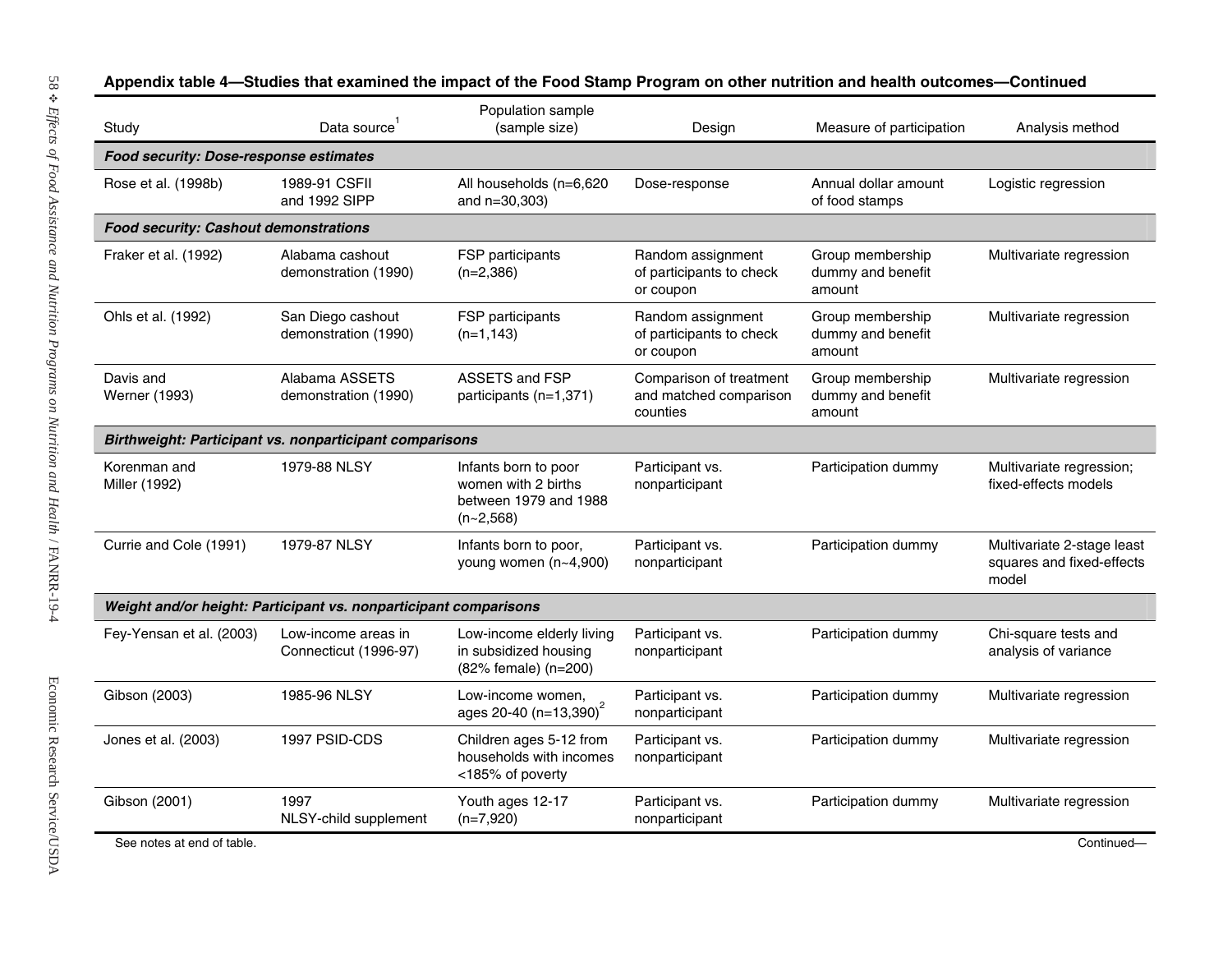**Appendix table 4—Studies that examined the impact of the Food Stamp Program on other nutrition and health outcomes—Continued**

| Study | Data source[1] | Population sample (sample size) | Design | Measure of participation | Analysis method |
|---|---|---|---|---|---|
| ***Food security: Dose-response estimates*** | | | | | |
| Rose et al. (1998b) | 1989-91 CSFII and 1992 SIPP | All households (n=6,620 and n=30,303) | Dose-response | Annual dollar amount of food stamps | Logistic regression |
| ***Food security: Cashout demonstrations*** | | | | | |
| Fraker et al. (1992) | Alabama cashout demonstration (1990) | FSP participants (n=2,386) | Random assignment of participants to check or coupon | Group membership dummy and benefit amount | Multivariate regression |
| Ohls et al. (1992) | San Diego cashout demonstration (1990) | FSP participants (n=1,143) | Random assignment of participants to check or coupon | Group membership dummy and benefit amount | Multivariate regression |
| Davis and Werner (1993) | Alabama ASSETS demonstration (1990) | ASSETS and FSP participants (n=1,371) | Comparison of treatment and matched comparison counties | Group membership dummy and benefit amount | Multivariate regression |
| ***Birthweight: Participant vs. nonparticipant comparisons*** | | | | | |
| Korenman and Miller (1992) | 1979-88 NLSY | Infants born to poor women with 2 births between 1979 and 1988 (n~2,568) | Participant vs. nonparticipant | Participation dummy | Multivariate regression; fixed-effects models |
| Currie and Cole (1991) | 1979-87 NLSY | Infants born to poor, young women (n~4,900) | Participant vs. nonparticipant | Participation dummy | Multivariate 2-stage least squares and fixed-effects model |
| ***Weight and/or height: Participant vs. nonparticipant comparisons*** | | | | | |
| Fey-Yensan et al. (2003) | Low-income areas in Connecticut (1996-97) | Low-income elderly living in subsidized housing (82% female) (n=200) | Participant vs. nonparticipant | Participation dummy | Chi-square tests and analysis of variance |
| Gibson (2003) | 1985-96 NLSY | Low-income women, ages 20-40 (n=13,390)[2] | Participant vs. nonparticipant | Participation dummy | Multivariate regression |
| Jones et al. (2003) | 1997 PSID-CDS | Children ages 5-12 from households with incomes <185% of poverty | Participant vs. nonparticipant | Participation dummy | Multivariate regression |
| Gibson (2001) | 1997 NLSY-child supplement | Youth ages 12-17 (n=7,920) | Participant vs. nonparticipant | Participation dummy | Multivariate regression |

See notes at end of table.

Continued—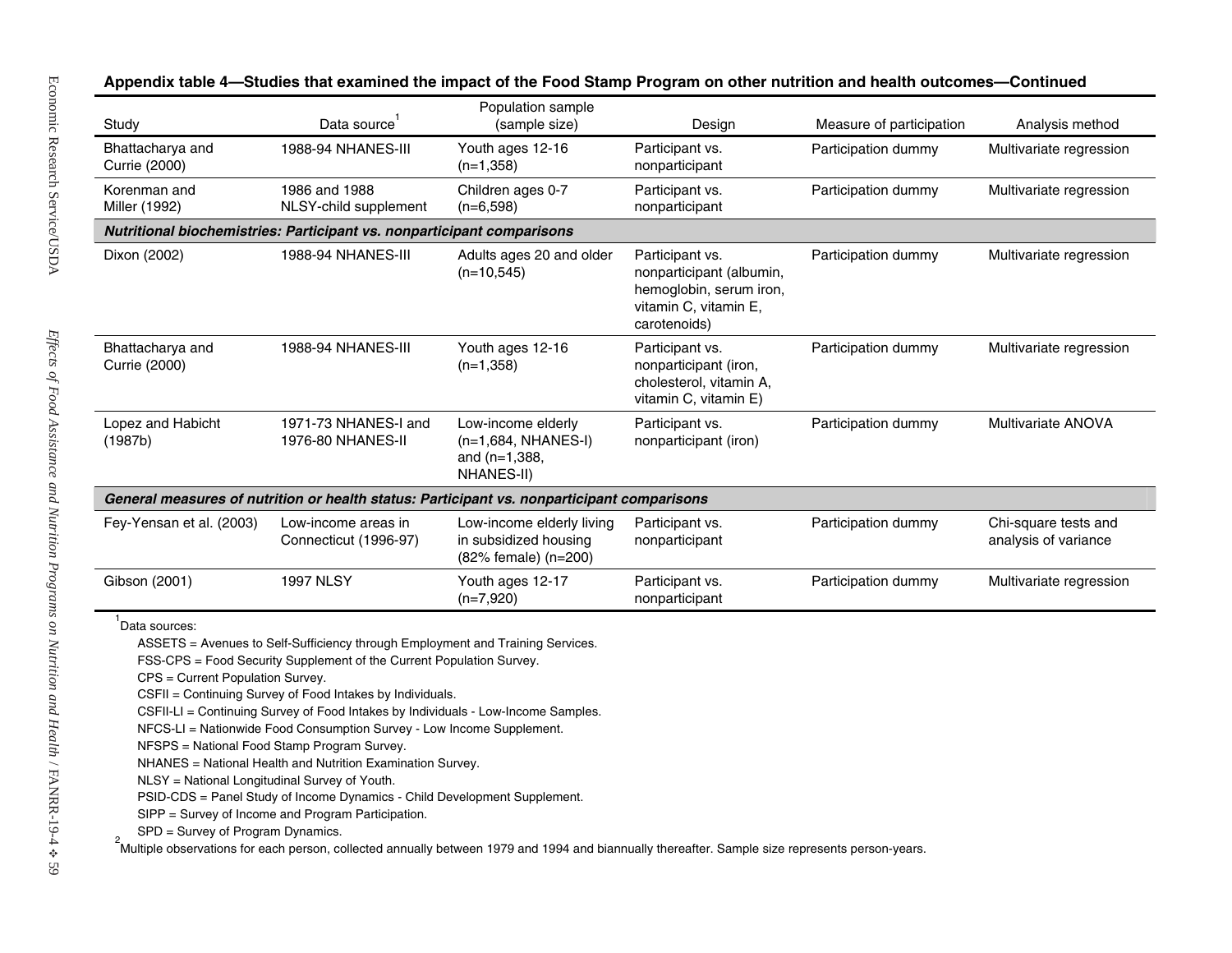**Appendix table 4—Studies that examined the impact of the Food Stamp Program on other nutrition and health outcomes—Continued**

| Study | Data source[1] | Population sample (sample size) | Design | Measure of participation | Analysis method |
|---|---|---|---|---|---|
| Bhattacharya and Currie (2000) | 1988-94 NHANES-III | Youth ages 12-16 (n=1,358) | Participant vs. nonparticipant | Participation dummy | Multivariate regression |
| Korenman and Miller (1992) | 1986 and 1988 NLSY-child supplement | Children ages 0-7 (n=6,598) | Participant vs. nonparticipant | Participation dummy | Multivariate regression |
| ***Nutritional biochemistries: Participant vs. nonparticipant comparisons*** | | | | | |
| Dixon (2002) | 1988-94 NHANES-III | Adults ages 20 and older (n=10,545) | Participant vs. nonparticipant (albumin, hemoglobin, serum iron, vitamin C, vitamin E, carotenoids) | Participation dummy | Multivariate regression |
| Bhattacharya and Currie (2000) | 1988-94 NHANES-III | Youth ages 12-16 (n=1,358) | Participant vs. nonparticipant (iron, cholesterol, vitamin A, vitamin C, vitamin E) | Participation dummy | Multivariate regression |
| Lopez and Habicht (1987b) | 1971-73 NHANES-I and 1976-80 NHANES-II | Low-income elderly (n=1,684, NHANES-I) and (n=1,388, NHANES-II) | Participant vs. nonparticipant (iron) | Participation dummy | Multivariate ANOVA |
| ***General measures of nutrition or health status: Participant vs. nonparticipant comparisons*** | | | | | |
| Fey-Yensan et al. (2003) | Low-income areas in Connecticut (1996-97) | Low-income elderly living in subsidized housing (82% female) (n=200) | Participant vs. nonparticipant | Participation dummy | Chi-square tests and analysis of variance |
| Gibson (2001) | 1997 NLSY | Youth ages 12-17 (n=7,920) | Participant vs. nonparticipant | Participation dummy | Multivariate regression |

[1]Data sources:

ASSETS = Avenues to Self-Sufficiency through Employment and Training Services.
FSS-CPS = Food Security Supplement of the Current Population Survey.
CPS = Current Population Survey.
CSFII = Continuing Survey of Food Intakes by Individuals.
CSFII-LI = Continuing Survey of Food Intakes by Individuals - Low-Income Samples.
NFCS-LI = Nationwide Food Consumption Survey - Low Income Supplement.
NFSPS = National Food Stamp Program Survey.
NHANES = National Health and Nutrition Examination Survey.
NLSY = National Longitudinal Survey of Youth.
PSID-CDS = Panel Study of Income Dynamics - Child Development Supplement.
SIPP = Survey of Income and Program Participation.
SPD = Survey of Program Dynamics.

[2]Multiple observations for each person, collected annually between 1979 and 1994 and biannually thereafter. Sample size represents person-years.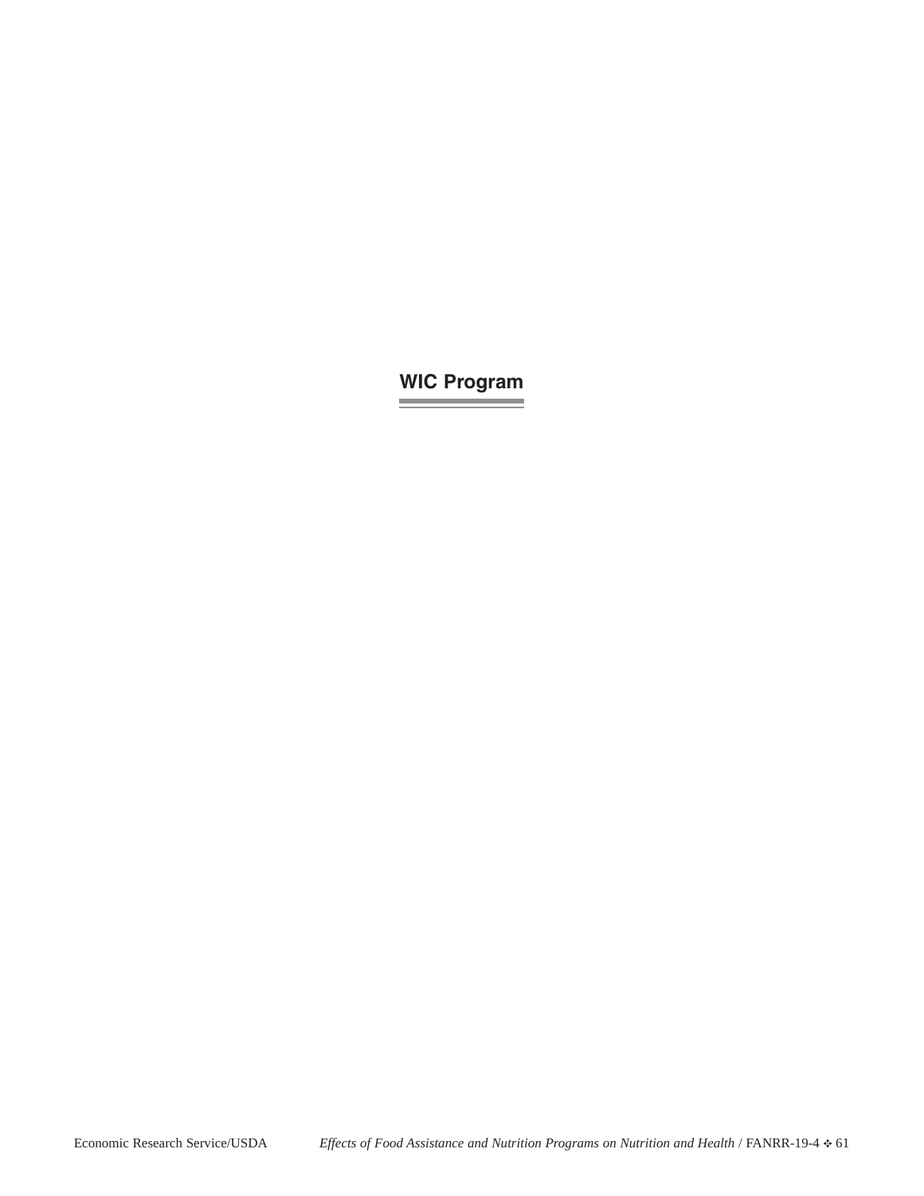# WIC Program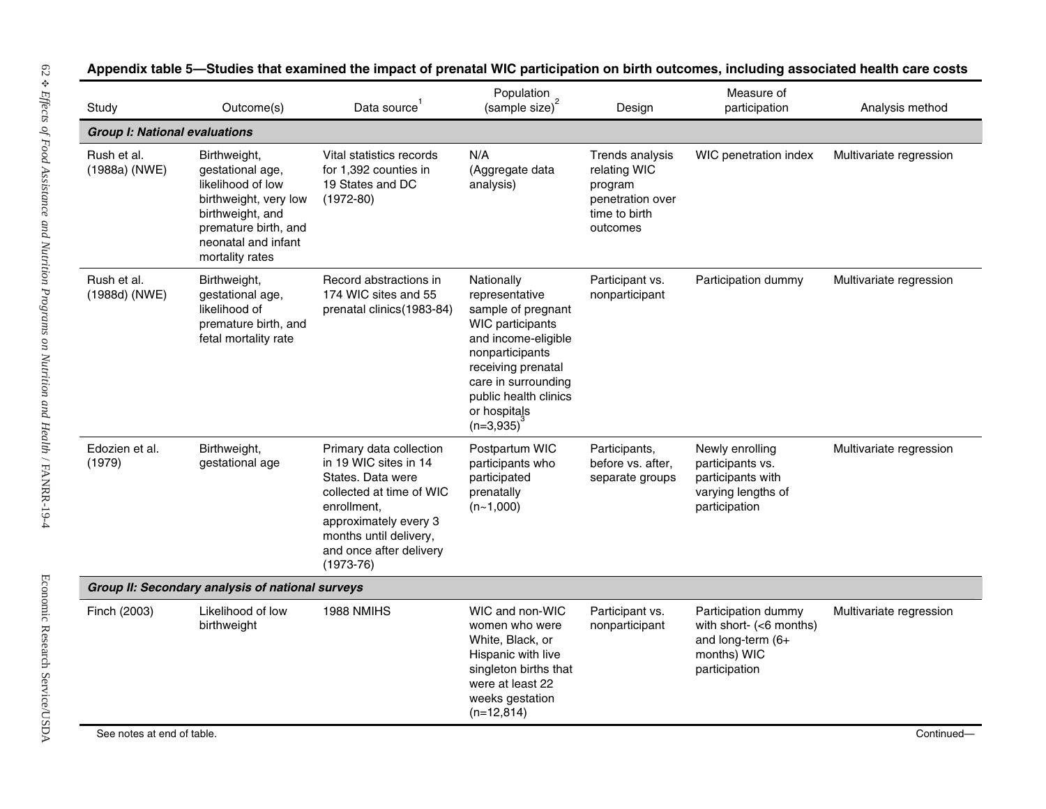**Appendix table 5—Studies that examined the impact of prenatal WIC participation on birth outcomes, including associated health care costs**

| Study | Outcome(s) | Data source[1] | Population (sample size)[2] | Design | Measure of participation | Analysis method |
|---|---|---|---|---|---|---|
| ***Group I: National evaluations*** | | | | | | |
| Rush et al. (1988a) (NWE) | Birthweight, gestational age, likelihood of low birthweight, very low birthweight, and premature birth, and neonatal and infant mortality rates | Vital statistics records for 1,392 counties in 19 States and DC (1972-80) | N/A (Aggregate data analysis) | Trends analysis relating WIC program penetration over time to birth outcomes | WIC penetration index | Multivariate regression |
| Rush et al. (1988d) (NWE) | Birthweight, gestational age, likelihood of premature birth, and fetal mortality rate | Record abstractions in 174 WIC sites and 55 prenatal clinics(1983-84) | Nationally representative sample of pregnant WIC participants and income-eligible nonparticipants receiving prenatal care in surrounding public health clinics or hospitals (n=3,935)[3] | Participant vs. nonparticipant | Participation dummy | Multivariate regression |
| Edozien et al. (1979) | Birthweight, gestational age | Primary data collection in 19 WIC sites in 14 States. Data were collected at time of WIC enrollment, approximately every 3 months until delivery, and once after delivery (1973-76) | Postpartum WIC participants who participated prenatally (n~1,000) | Participants, before vs. after, separate groups | Newly enrolling participants vs. participants with varying lengths of participation | Multivariate regression |
| ***Group II: Secondary analysis of national surveys*** | | | | | | |
| Finch (2003) | Likelihood of low birthweight | 1988 NMIHS | WIC and non-WIC women who were White, Black, or Hispanic with live singleton births that were at least 22 weeks gestation (n=12,814) | Participant vs. nonparticipant | Participation dummy with short- (<6 months) and long-term (6+ months) WIC participation | Multivariate regression |

See notes at end of table.

Continued—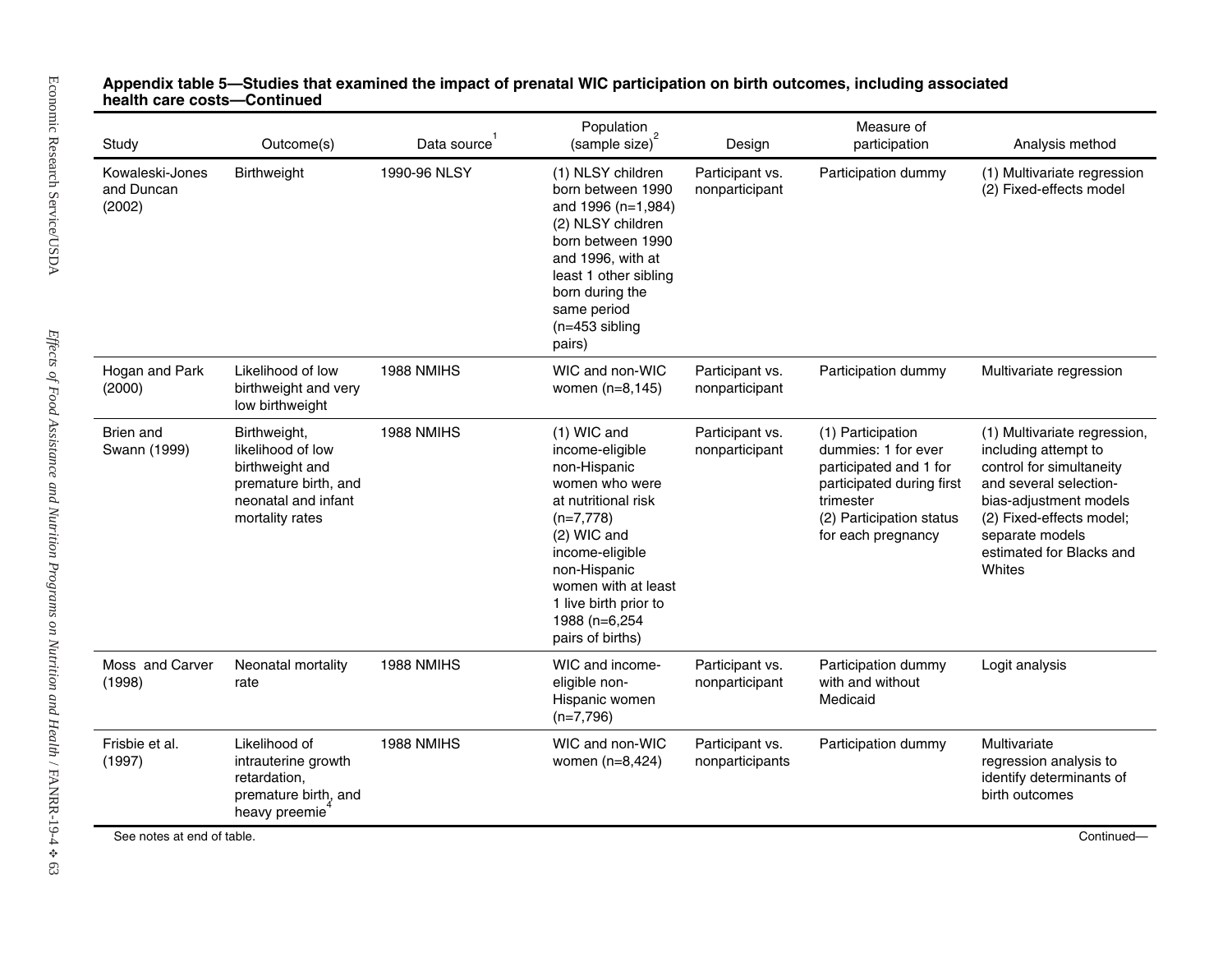**Appendix table 5—Studies that examined the impact of prenatal WIC participation on birth outcomes, including associated health care costs—Continued**

| Study | Outcome(s) | Data source[1] | Population (sample size)[2] | Design | Measure of participation | Analysis method |
|---|---|---|---|---|---|---|
| Kowaleski-Jones and Duncan (2002) | Birthweight | 1990-96 NLSY | (1) NLSY children born between 1990 and 1996 (n=1,984) (2) NLSY children born between 1990 and 1996, with at least 1 other sibling born during the same period (n=453 sibling pairs) | Participant vs. nonparticipant | Participation dummy | (1) Multivariate regression (2) Fixed-effects model |
| Hogan and Park (2000) | Likelihood of low birthweight and very low birthweight | 1988 NMIHS | WIC and non-WIC women (n=8,145) | Participant vs. nonparticipant | Participation dummy | Multivariate regression |
| Brien and Swann (1999) | Birthweight, likelihood of low birthweight and premature birth, and neonatal and infant mortality rates | 1988 NMIHS | (1) WIC and income-eligible non-Hispanic women who were at nutritional risk (n=7,778) (2) WIC and income-eligible non-Hispanic women with at least 1 live birth prior to 1988 (n=6,254 pairs of births) | Participant vs. nonparticipant | (1) Participation dummies: 1 for ever participated and 1 for participated during first trimester (2) Participation status for each pregnancy | (1) Multivariate regression, including attempt to control for simultaneity and several selection-bias-adjustment models (2) Fixed-effects model; separate models estimated for Blacks and Whites |
| Moss and Carver (1998) | Neonatal mortality rate | 1988 NMIHS | WIC and income-eligible non-Hispanic women (n=7,796) | Participant vs. nonparticipant | Participation dummy with and without Medicaid | Logit analysis |
| Frisbie et al. (1997) | Likelihood of intrauterine growth retardation, premature birth, and heavy preemie[4] | 1988 NMIHS | WIC and non-WIC women (n=8,424) | Participant vs. nonparticipants | Participation dummy | Multivariate regression analysis to identify determinants of birth outcomes |

See notes at end of table.

Continued—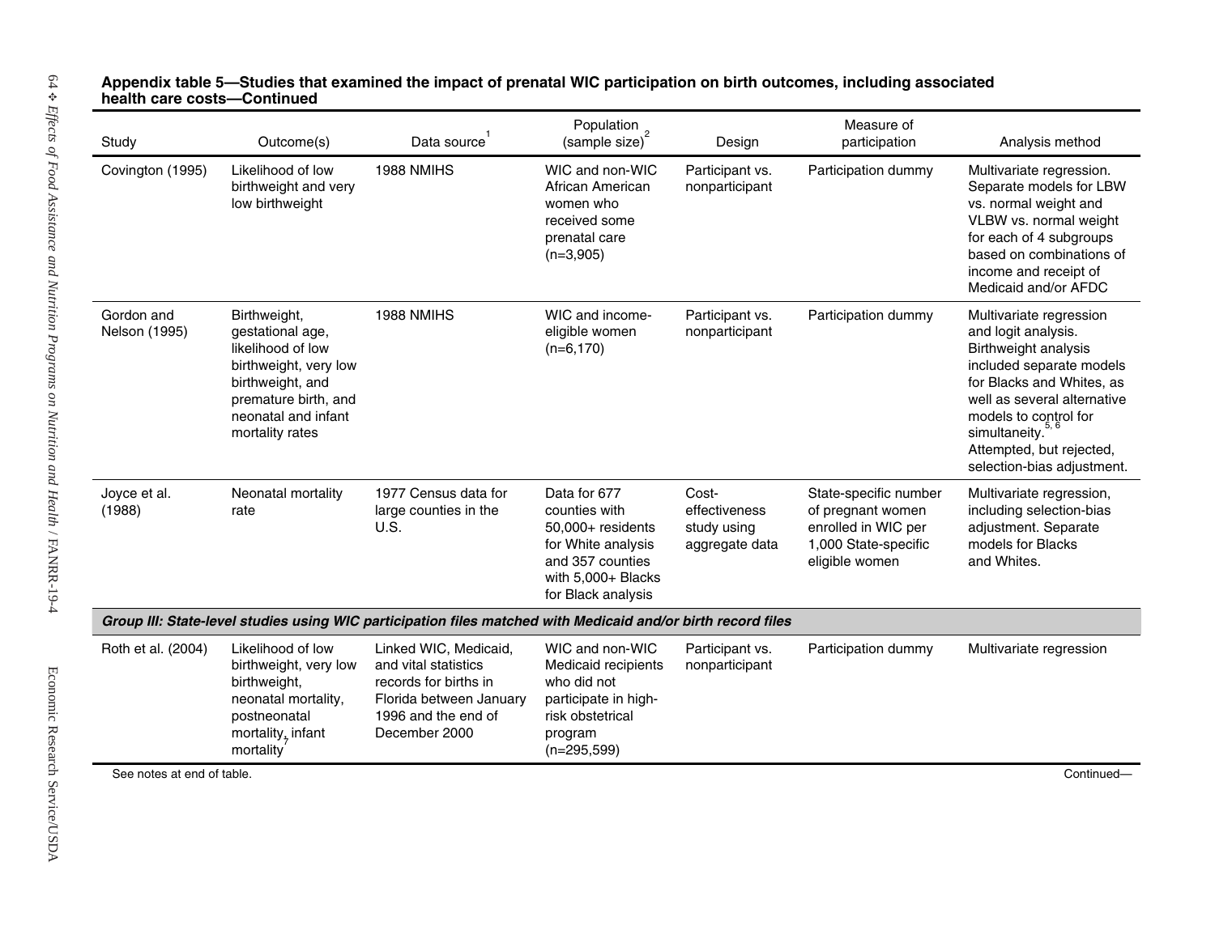**Appendix table 5—Studies that examined the impact of prenatal WIC participation on birth outcomes, including associated health care costs—Continued**

| Study | Outcome(s) | Data source[1] | Population (sample size)[2] | Design | Measure of participation | Analysis method |
|---|---|---|---|---|---|---|
| Covington (1995) | Likelihood of low birthweight and very low birthweight | 1988 NMIHS | WIC and non-WIC African American women who received some prenatal care (n=3,905) | Participant vs. nonparticipant | Participation dummy | Multivariate regression. Separate models for LBW vs. normal weight and VLBW vs. normal weight for each of 4 subgroups based on combinations of income and receipt of Medicaid and/or AFDC |
| Gordon and Nelson (1995) | Birthweight, gestational age, likelihood of low birthweight, very low birthweight, and premature birth, and neonatal and infant mortality rates | 1988 NMIHS | WIC and income-eligible women (n=6,170) | Participant vs. nonparticipant | Participation dummy | Multivariate regression and logit analysis. Birthweight analysis included separate models for Blacks and Whites, as well as several alternative models to control for simultaneity.[5, 6] Attempted, but rejected, selection-bias adjustment. |
| Joyce et al. (1988) | Neonatal mortality rate | 1977 Census data for large counties in the U.S. | Data for 677 counties with 50,000+ residents for White analysis and 357 counties with 5,000+ Blacks for Black analysis | Cost-effectiveness study using aggregate data | State-specific number of pregnant women enrolled in WIC per 1,000 State-specific eligible women | Multivariate regression, including selection-bias adjustment. Separate models for Blacks and Whites. |
| ***Group III: State-level studies using WIC participation files matched with Medicaid and/or birth record files*** | | | | | | |
| Roth et al. (2004) | Likelihood of low birthweight, very low birthweight, neonatal mortality, postneonatal mortality, infant mortality[7] | Linked WIC, Medicaid, and vital statistics records for births in Florida between January 1996 and the end of December 2000 | WIC and non-WIC Medicaid recipients who did not participate in high-risk obstetrical program (n=295,599) | Participant vs. nonparticipant | Participation dummy | Multivariate regression |

See notes at end of table.

Continued—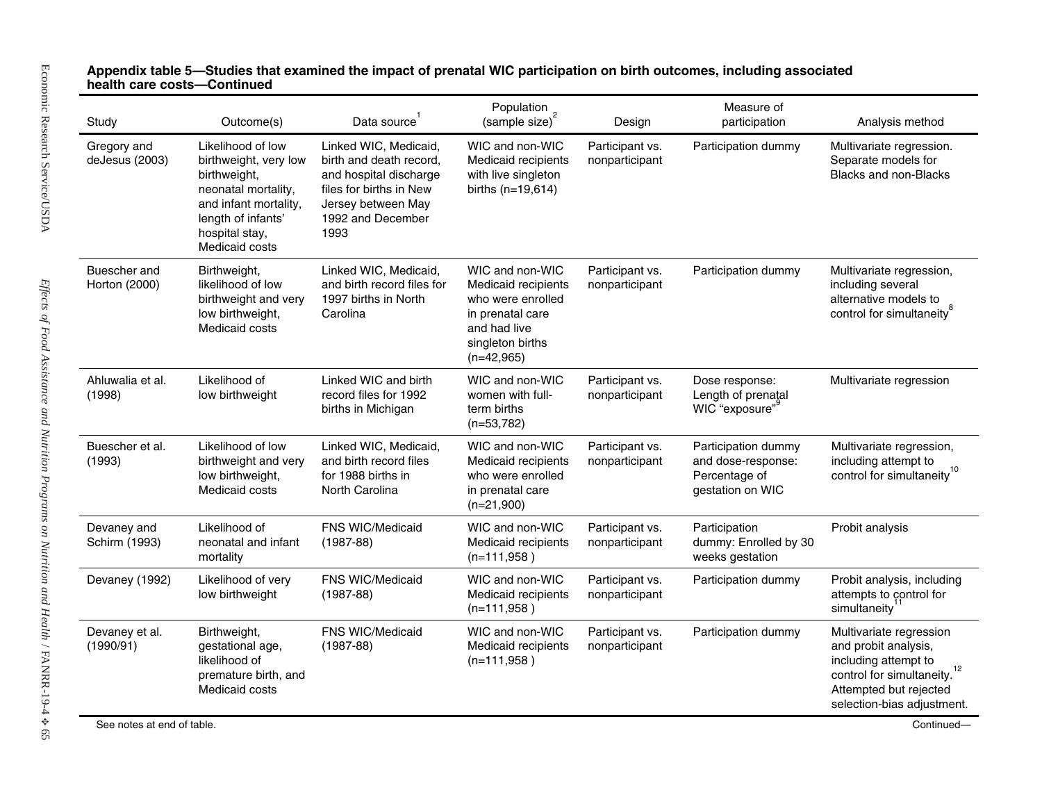**Appendix table 5—Studies that examined the impact of prenatal WIC participation on birth outcomes, including associated health care costs—Continued**

| Study | Outcome(s) | Data source[1] | Population (sample size)[2] | Design | Measure of participation | Analysis method |
|---|---|---|---|---|---|---|
| Gregory and deJesus (2003) | Likelihood of low birthweight, very low birthweight, neonatal mortality, and infant mortality, length of infants' hospital stay, Medicaid costs | Linked WIC, Medicaid, birth and death record, and hospital discharge files for births in New Jersey between May 1992 and December 1993 | WIC and non-WIC Medicaid recipients with live singleton births (n=19,614) | Participant vs. nonparticipant | Participation dummy | Multivariate regression. Separate models for Blacks and non-Blacks |
| Buescher and Horton (2000) | Birthweight, likelihood of low birthweight and very low birthweight, Medicaid costs | Linked WIC, Medicaid, and birth record files for 1997 births in North Carolina | WIC and non-WIC Medicaid recipients who were enrolled in prenatal care and had live singleton births (n=42,965) | Participant vs. nonparticipant | Participation dummy | Multivariate regression, including several alternative models to control for simultaneity[8] |
| Ahluwalia et al. (1998) | Likelihood of low birthweight | Linked WIC and birth record files for 1992 births in Michigan | WIC and non-WIC women with full-term births (n=53,782) | Participant vs. nonparticipant | Dose response: Length of prenatal WIC "exposure"[9] | Multivariate regression |
| Buescher et al. (1993) | Likelihood of low birthweight and very low birthweight, Medicaid costs | Linked WIC, Medicaid, and birth record files for 1988 births in North Carolina | WIC and non-WIC Medicaid recipients who were enrolled in prenatal care (n=21,900) | Participant vs. nonparticipant | Participation dummy and dose-response: Percentage of gestation on WIC | Multivariate regression, including attempt to control for simultaneity[10] |
| Devaney and Schirm (1993) | Likelihood of neonatal and infant mortality | FNS WIC/Medicaid (1987-88) | WIC and non-WIC Medicaid recipients (n=111,958 ) | Participant vs. nonparticipant | Participation dummy: Enrolled by 30 weeks gestation | Probit analysis |
| Devaney (1992) | Likelihood of very low birthweight | FNS WIC/Medicaid (1987-88) | WIC and non-WIC Medicaid recipients (n=111,958 ) | Participant vs. nonparticipant | Participation dummy | Probit analysis, including attempts to control for simultaneity[11] |
| Devaney et al. (1990/91) | Birthweight, gestational age, likelihood of premature birth, and Medicaid costs | FNS WIC/Medicaid (1987-88) | WIC and non-WIC Medicaid recipients (n=111,958 ) | Participant vs. nonparticipant | Participation dummy | Multivariate regression and probit analysis, including attempt to control for simultaneity.[12] Attempted but rejected selection-bias adjustment. |

See notes at end of table.

Continued—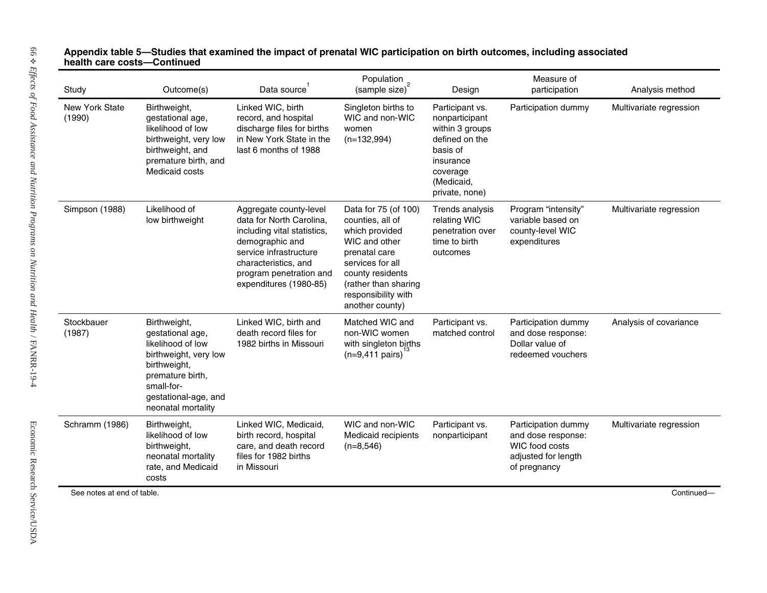**Appendix table 5—Studies that examined the impact of prenatal WIC participation on birth outcomes, including associated health care costs—Continued**

| Study | Outcome(s) | Data source[1] | Population (sample size)[2] | Design | Measure of participation | Analysis method |
|---|---|---|---|---|---|---|
| New York State (1990) | Birthweight, gestational age, likelihood of low birthweight, very low birthweight, and premature birth, and Medicaid costs | Linked WIC, birth record, and hospital discharge files for births in New York State in the last 6 months of 1988 | Singleton births to WIC and non-WIC women (n=132,994) | Participant vs. nonparticipant within 3 groups defined on the basis of insurance coverage (Medicaid, private, none) | Participation dummy | Multivariate regression |
| Simpson (1988) | Likelihood of low birthweight | Aggregate county-level data for North Carolina, including vital statistics, demographic and service infrastructure characteristics, and program penetration and expenditures (1980-85) | Data for 75 (of 100) counties, all of which provided WIC and other prenatal care services for all county residents (rather than sharing responsibility with another county) | Trends analysis relating WIC penetration over time to birth outcomes | Program "intensity" variable based on county-level WIC expenditures | Multivariate regression |
| Stockbauer (1987) | Birthweight, gestational age, likelihood of low birthweight, very low birthweight, premature birth, small-for-gestational-age, and neonatal mortality | Linked WIC, birth and death record files for 1982 births in Missouri | Matched WIC and non-WIC women with singleton births[13] (n=9,411 pairs) | Participant vs. matched control | Participation dummy and dose response: Dollar value of redeemed vouchers | Analysis of covariance |
| Schramm (1986) | Birthweight, likelihood of low birthweight, neonatal mortality rate, and Medicaid costs | Linked WIC, Medicaid, birth record, hospital care, and death record files for 1982 births in Missouri | WIC and non-WIC Medicaid recipients (n=8,546) | Participant vs. nonparticipant | Participation dummy and dose response: WIC food costs adjusted for length of pregnancy | Multivariate regression |

See notes at end of table.

Continued—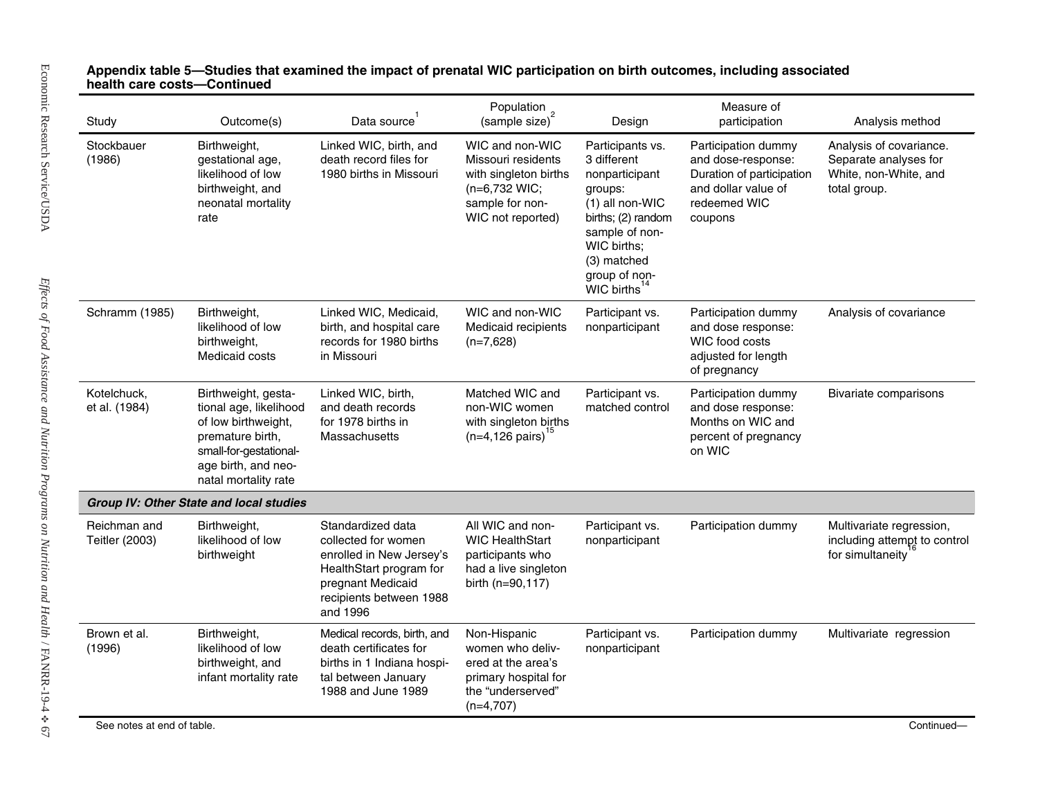**Appendix table 5—Studies that examined the impact of prenatal WIC participation on birth outcomes, including associated health care costs—Continued**

| Study | Outcome(s) | Data source[1] | Population (sample size)[2] | Design | Measure of participation | Analysis method |
|---|---|---|---|---|---|---|
| Stockbauer (1986) | Birthweight, gestational age, likelihood of low birthweight, and neonatal mortality rate | Linked WIC, birth, and death record files for 1980 births in Missouri | WIC and non-WIC Missouri residents with singleton births (n=6,732 WIC; sample for non-WIC not reported) | Participants vs. 3 different nonparticipant groups: (1) all non-WIC births; (2) random sample of non-WIC births; (3) matched group of non-WIC births[14] | Participation dummy and dose-response: Duration of participation and dollar value of redeemed WIC coupons | Analysis of covariance. Separate analyses for White, non-White, and total group. |
| Schramm (1985) | Birthweight, likelihood of low birthweight, Medicaid costs | Linked WIC, Medicaid, birth, and hospital care records for 1980 births in Missouri | WIC and non-WIC Medicaid recipients (n=7,628) | Participant vs. nonparticipant | Participation dummy and dose response: WIC food costs adjusted for length of pregnancy | Analysis of covariance |
| Kotelchuck, et al. (1984) | Birthweight, gestational age, likelihood of low birthweight, premature birth, small-for-gestational-age birth, and neonatal mortality rate | Linked WIC, birth, and death records for 1978 births in Massachusetts | Matched WIC and non-WIC women with singleton births (n=4,126 pairs)[15] | Participant vs. matched control | Participation dummy and dose response: Months on WIC and percent of pregnancy on WIC | Bivariate comparisons |
| ***Group IV: Other State and local studies*** | | | | | | |
| Reichman and Teitler (2003) | Birthweight, likelihood of low birthweight | Standardized data collected for women enrolled in New Jersey's HealthStart program for pregnant Medicaid recipients between 1988 and 1996 | All WIC and non-WIC HealthStart participants who had a live singleton birth (n=90,117) | Participant vs. nonparticipant | Participation dummy | Multivariate regression, including attempt to control for simultaneity[16] |
| Brown et al. (1996) | Birthweight, likelihood of low birthweight, and infant mortality rate | Medical records, birth, and death certificates for births in 1 Indiana hospital between January 1988 and June 1989 | Non-Hispanic women who delivered at the area's primary hospital for the "underserved" (n=4,707) | Participant vs. nonparticipant | Participation dummy | Multivariate regression |

See notes at end of table.

Continued—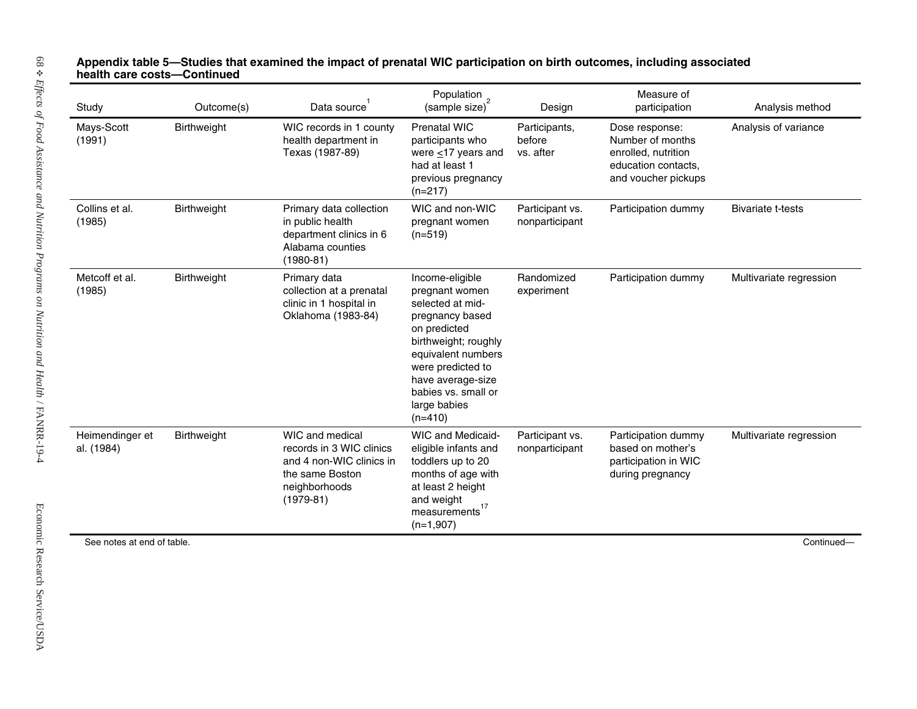**Appendix table 5—Studies that examined the impact of prenatal WIC participation on birth outcomes, including associated health care costs—Continued**

| Study | Outcome(s) | Data source[1] | Population (sample size)[2] | Design | Measure of participation | Analysis method |
|---|---|---|---|---|---|---|
| Mays-Scott (1991) | Birthweight | WIC records in 1 county health department in Texas (1987-89) | Prenatal WIC participants who were $\leq$17 years and had at least 1 previous pregnancy (n=217) | Participants, before vs. after | Dose response: Number of months enrolled, nutrition education contacts, and voucher pickups | Analysis of variance |
| Collins et al. (1985) | Birthweight | Primary data collection in public health department clinics in 6 Alabama counties (1980-81) | WIC and non-WIC pregnant women (n=519) | Participant vs. nonparticipant | Participation dummy | Bivariate t-tests |
| Metcoff et al. (1985) | Birthweight | Primary data collection at a prenatal clinic in 1 hospital in Oklahoma (1983-84) | Income-eligible pregnant women selected at mid-pregnancy based on predicted birthweight; roughly equivalent numbers were predicted to have average-size babies vs. small or large babies (n=410) | Randomized experiment | Participation dummy | Multivariate regression |
| Heimendinger et al. (1984) | Birthweight | WIC and medical records in 3 WIC clinics and 4 non-WIC clinics in the same Boston neighborhoods (1979-81) | WIC and Medicaid-eligible infants and toddlers up to 20 months of age with at least 2 height and weight measurements[17] (n=1,907) | Participant vs. nonparticipant | Participation dummy based on mother's participation in WIC during pregnancy | Multivariate regression |

See notes at end of table.

Continued—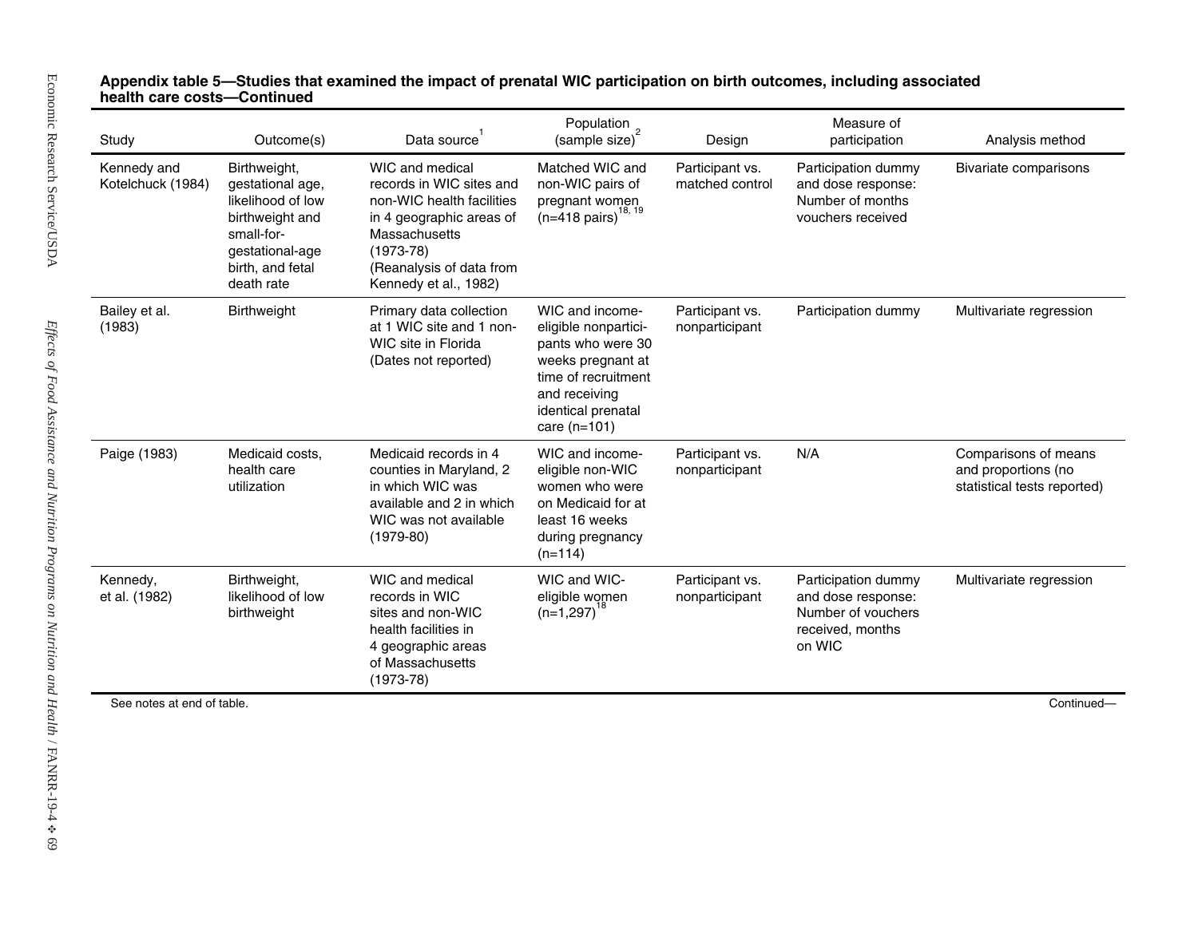**Appendix table 5—Studies that examined the impact of prenatal WIC participation on birth outcomes, including associated health care costs—Continued**

| Study | Outcome(s) | Data source[1] | Population (sample size)[2] | Design | Measure of participation | Analysis method |
|---|---|---|---|---|---|---|
| Kennedy and Kotelchuck (1984) | Birthweight, gestational age, likelihood of low birthweight and small-for-gestational-age birth, and fetal death rate | WIC and medical records in WIC sites and non-WIC health facilities in 4 geographic areas of Massachusetts (1973-78) (Reanalysis of data from Kennedy et al., 1982) | Matched WIC and non-WIC pairs of pregnant women (n=418 pairs)[18, 19] | Participant vs. matched control | Participation dummy and dose response: Number of months vouchers received | Bivariate comparisons |
| Bailey et al. (1983) | Birthweight | Primary data collection at 1 WIC site and 1 non-WIC site in Florida (Dates not reported) | WIC and income-eligible nonparticipants who were 30 weeks pregnant at time of recruitment and receiving identical prenatal care (n=101) | Participant vs. nonparticipant | Participation dummy | Multivariate regression |
| Paige (1983) | Medicaid costs, health care utilization | Medicaid records in 4 counties in Maryland, 2 in which WIC was available and 2 in which WIC was not available (1979-80) | WIC and income-eligible non-WIC women who were on Medicaid for at least 16 weeks during pregnancy (n=114) | Participant vs. nonparticipant | N/A | Comparisons of means and proportions (no statistical tests reported) |
| Kennedy, et al. (1982) | Birthweight, likelihood of low birthweight | WIC and medical records in WIC sites and non-WIC health facilities in 4 geographic areas of Massachusetts (1973-78) | WIC and WIC-eligible women (n=1,297)[18] | Participant vs. nonparticipant | Participation dummy and dose response: Number of vouchers received, months on WIC | Multivariate regression |

See notes at end of table.

Continued—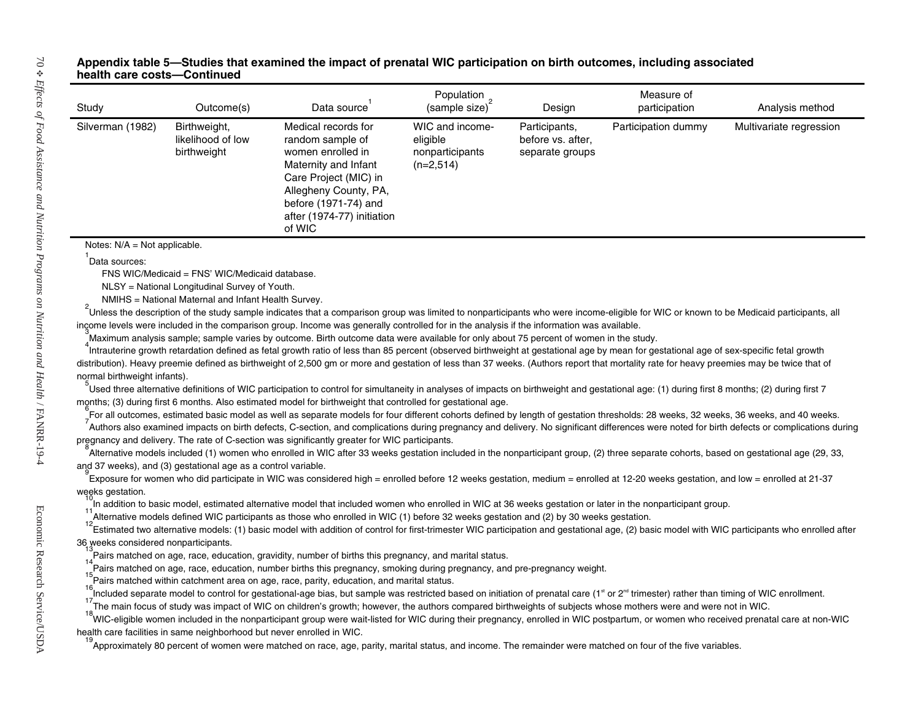**Appendix table 5—Studies that examined the impact of prenatal WIC participation on birth outcomes, including associated health care costs—Continued**

| Study | Outcome(s) | Data source[1] | Population (sample size)[2] | Design | Measure of participation | Analysis method |
|---|---|---|---|---|---|---|
| Silverman (1982) | Birthweight, likelihood of low birthweight | Medical records for random sample of women enrolled in Maternity and Infant Care Project (MIC) in Allegheny County, PA, before (1971-74) and after (1974-77) initiation of WIC | WIC and income-eligible nonparticipants (n=2,514) | Participants, before vs. after, separate groups | Participation dummy | Multivariate regression |

Notes: N/A = Not applicable.

[1] Data sources:

FNS WIC/Medicaid = FNS' WIC/Medicaid database.

NLSY = National Longitudinal Survey of Youth.

NMIHS = National Maternal and Infant Health Survey.

[2] Unless the description of the study sample indicates that a comparison group was limited to nonparticipants who were income-eligible for WIC or known to be Medicaid participants, all income levels were included in the comparison group. Income was generally controlled for in the analysis if the information was available.

[3] Maximum analysis sample; sample varies by outcome. Birth outcome data were available for only about 75 percent of women in the study.

[4] Intrauterine growth retardation defined as fetal growth ratio of less than 85 percent (observed birthweight at gestational age by mean for gestational age of sex-specific fetal growth distribution). Heavy preemie defined as birthweight of 2,500 gm or more and gestation of less than 37 weeks. (Authors report that mortality rate for heavy preemies may be twice that of normal birthweight infants).

[5] Used three alternative definitions of WIC participation to control for simultaneity in analyses of impacts on birthweight and gestational age: (1) during first 8 months; (2) during first 7 months; (3) during first 6 months. Also estimated model for birthweight that controlled for gestational age.

[6] For all outcomes, estimated basic model as well as separate models for four different cohorts defined by length of gestation thresholds: 28 weeks, 32 weeks, 36 weeks, and 40 weeks.

[7] Authors also examined impacts on birth defects, C-section, and complications during pregnancy and delivery. No significant differences were noted for birth defects or complications during pregnancy and delivery. The rate of C-section was significantly greater for WIC participants.

[8] Alternative models included (1) women who enrolled in WIC after 33 weeks gestation included in the nonparticipant group, (2) three separate cohorts, based on gestational age (29, 33, and 37 weeks), and (3) gestational age as a control variable.

[9] Exposure for women who did participate in WIC was considered high = enrolled before 12 weeks gestation, medium = enrolled at 12-20 weeks gestation, and low = enrolled at 21-37 weeks gestation.

[10] In addition to basic model, estimated alternative model that included women who enrolled in WIC at 36 weeks gestation or later in the nonparticipant group.

[11] Alternative models defined WIC participants as those who enrolled in WIC (1) before 32 weeks gestation and (2) by 30 weeks gestation.

[12] Estimated two alternative models: (1) basic model with addition of control for first-trimester WIC participation and gestational age, (2) basic model with WIC participants who enrolled after 36 weeks considered nonparticipants.

[13] Pairs matched on age, race, education, gravidity, number of births this pregnancy, and marital status.

[14] Pairs matched on age, race, education, number births this pregnancy, smoking during pregnancy, and pre-pregnancy weight.

[15] Pairs matched within catchment area on age, race, parity, education, and marital status.

[16] Included separate model to control for gestational-age bias, but sample was restricted based on initiation of prenatal care (1st or 2nd trimester) rather than timing of WIC enrollment.

[17] The main focus of study was impact of WIC on children's growth; however, the authors compared birthweights of subjects whose mothers were and were not in WIC.

[18] WIC-eligible women included in the nonparticipant group were wait-listed for WIC during their pregnancy, enrolled in WIC postpartum, or women who received prenatal care at non-WIC health care facilities in same neighborhood but never enrolled in WIC.

[19] Approximately 80 percent of women were matched on race, age, parity, marital status, and income. The remainder were matched on four of the five variables.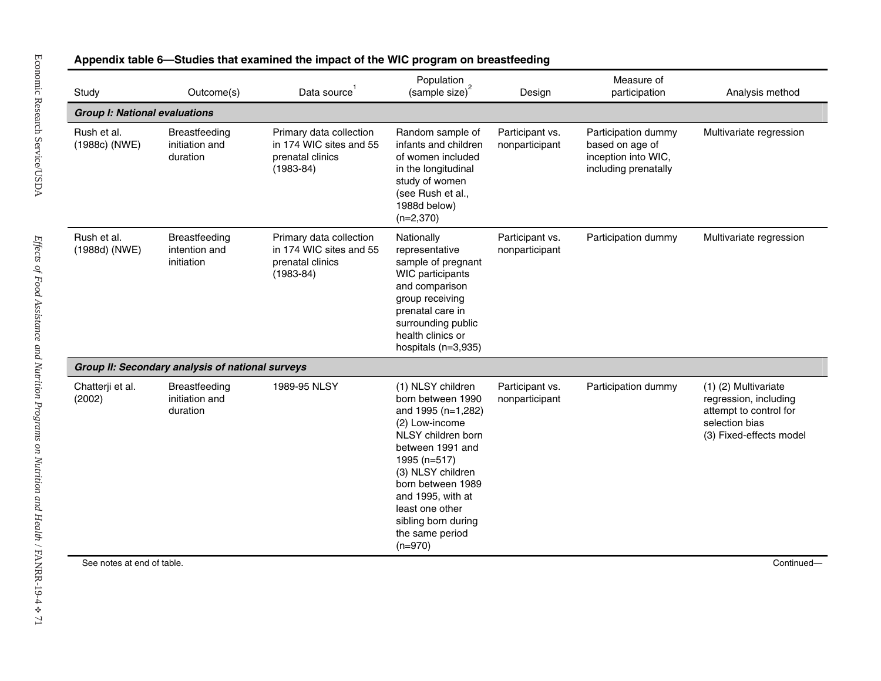**Appendix table 6—Studies that examined the impact of the WIC program on breastfeeding**

| Study | Outcome(s) | Data source[1] | Population (sample size)[2] | Design | Measure of participation | Analysis method |
|---|---|---|---|---|---|---|
| ***Group I: National evaluations*** | | | | | | |
| Rush et al. (1988c) (NWE) | Breastfeeding initiation and duration | Primary data collection in 174 WIC sites and 55 prenatal clinics (1983-84) | Random sample of infants and children of women included in the longitudinal study of women (see Rush et al., 1988d below) (n=2,370) | Participant vs. nonparticipant | Participation dummy based on age of inception into WIC, including prenatally | Multivariate regression |
| Rush et al. (1988d) (NWE) | Breastfeeding intention and initiation | Primary data collection in 174 WIC sites and 55 prenatal clinics (1983-84) | Nationally representative sample of pregnant WIC participants and comparison group receiving prenatal care in surrounding public health clinics or hospitals (n=3,935) | Participant vs. nonparticipant | Participation dummy | Multivariate regression |
| ***Group II: Secondary analysis of national surveys*** | | | | | | |
| Chatterji et al. (2002) | Breastfeeding initiation and duration | 1989-95 NLSY | (1) NLSY children born between 1990 and 1995 (n=1,282) (2) Low-income NLSY children born between 1991 and 1995 (n=517) (3) NLSY children born between 1989 and 1995, with at least one other sibling born during the same period (n=970) | Participant vs. nonparticipant | Participation dummy | (1) (2) Multivariate regression, including attempt to control for selection bias (3) Fixed-effects model |

See notes at end of table.

Continued—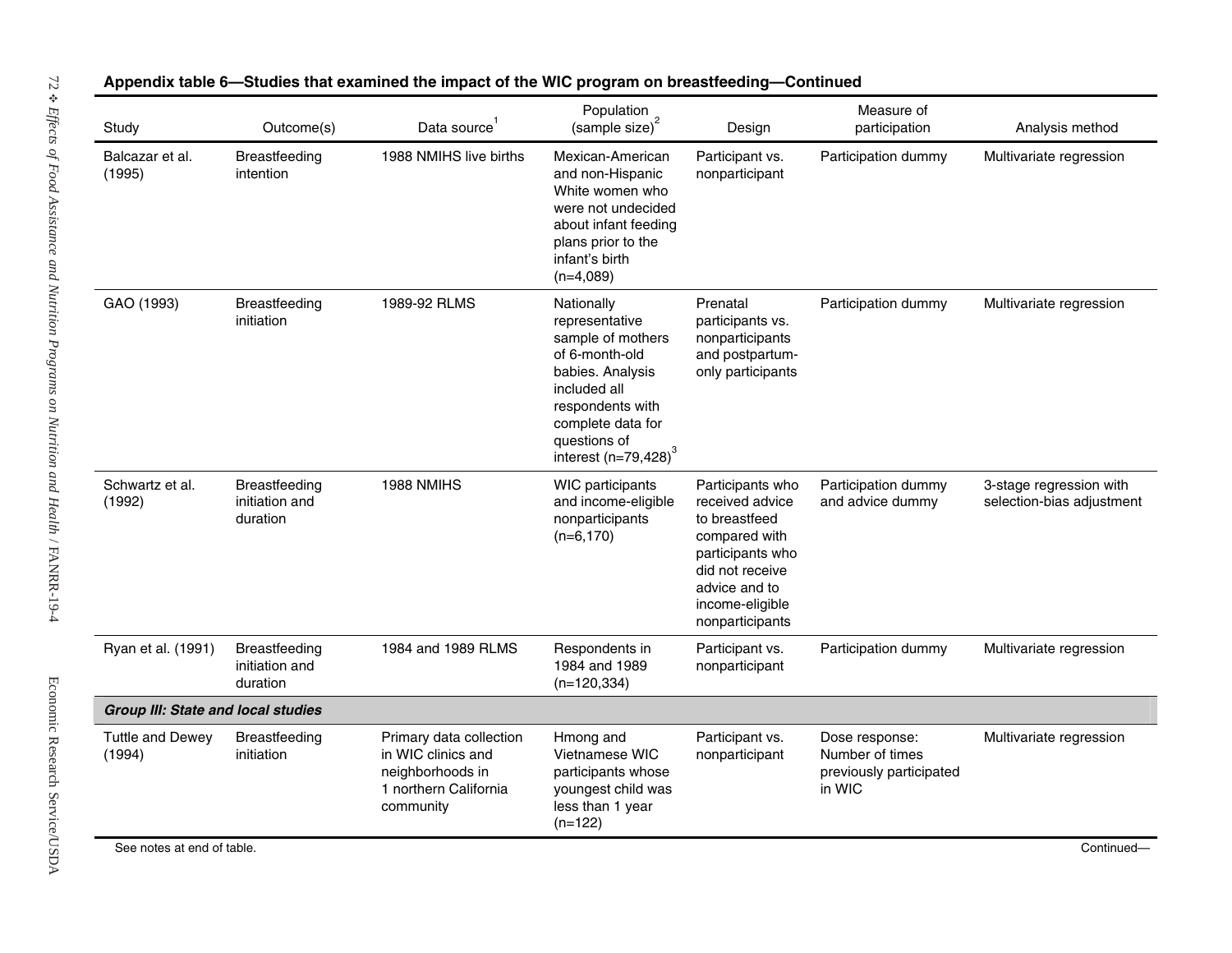**Appendix table 6—Studies that examined the impact of the WIC program on breastfeeding—Continued**

| Study | Outcome(s) | Data source[1] | Population (sample size)[2] | Design | Measure of participation | Analysis method |
|---|---|---|---|---|---|---|
| Balcazar et al. (1995) | Breastfeeding intention | 1988 NMIHS live births | Mexican-American and non-Hispanic White women who were not undecided about infant feeding plans prior to the infant's birth (n=4,089) | Participant vs. nonparticipant | Participation dummy | Multivariate regression |
| GAO (1993) | Breastfeeding initiation | 1989-92 RLMS | Nationally representative sample of mothers of 6-month-old babies. Analysis included all respondents with complete data for questions of interest (n=79,428)[3] | Prenatal participants vs. nonparticipants and postpartum-only participants | Participation dummy | Multivariate regression |
| Schwartz et al. (1992) | Breastfeeding initiation and duration | 1988 NMIHS | WIC participants and income-eligible nonparticipants (n=6,170) | Participants who received advice to breastfeed compared with participants who did not receive advice and to income-eligible nonparticipants | Participation dummy and advice dummy | 3-stage regression with selection-bias adjustment |
| Ryan et al. (1991) | Breastfeeding initiation and duration | 1984 and 1989 RLMS | Respondents in 1984 and 1989 (n=120,334) | Participant vs. nonparticipant | Participation dummy | Multivariate regression |
| ***Group III: State and local studies*** | | | | | | |
| Tuttle and Dewey (1994) | Breastfeeding initiation | Primary data collection in WIC clinics and neighborhoods in 1 northern California community | Hmong and Vietnamese WIC participants whose youngest child was less than 1 year (n=122) | Participant vs. nonparticipant | Dose response: Number of times previously participated in WIC | Multivariate regression |

See notes at end of table.

Continued—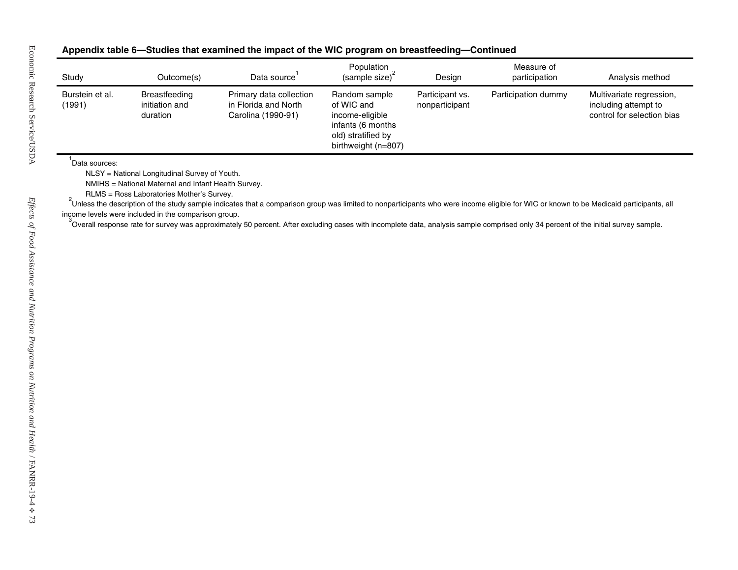**Appendix table 6—Studies that examined the impact of the WIC program on breastfeeding—Continued**

| Study | Outcome(s) | Data source[1] | Population (sample size)[2] | Design | Measure of participation | Analysis method |
|---|---|---|---|---|---|---|
| Burstein et al. (1991) | Breastfeeding initiation and duration | Primary data collection in Florida and North Carolina (1990-91) | Random sample of WIC and income-eligible infants (6 months old) stratified by birthweight (n=807) | Participant vs. nonparticipant | Participation dummy | Multivariate regression, including attempt to control for selection bias |

[1]Data sources:

NLSY = National Longitudinal Survey of Youth.

NMIHS = National Maternal and Infant Health Survey.

RLMS = Ross Laboratories Mother's Survey.

[2]Unless the description of the study sample indicates that a comparison group was limited to nonparticipants who were income eligible for WIC or known to be Medicaid participants, all income levels were included in the comparison group.

[3]Overall response rate for survey was approximately 50 percent. After excluding cases with incomplete data, analysis sample comprised only 34 percent of the initial survey sample.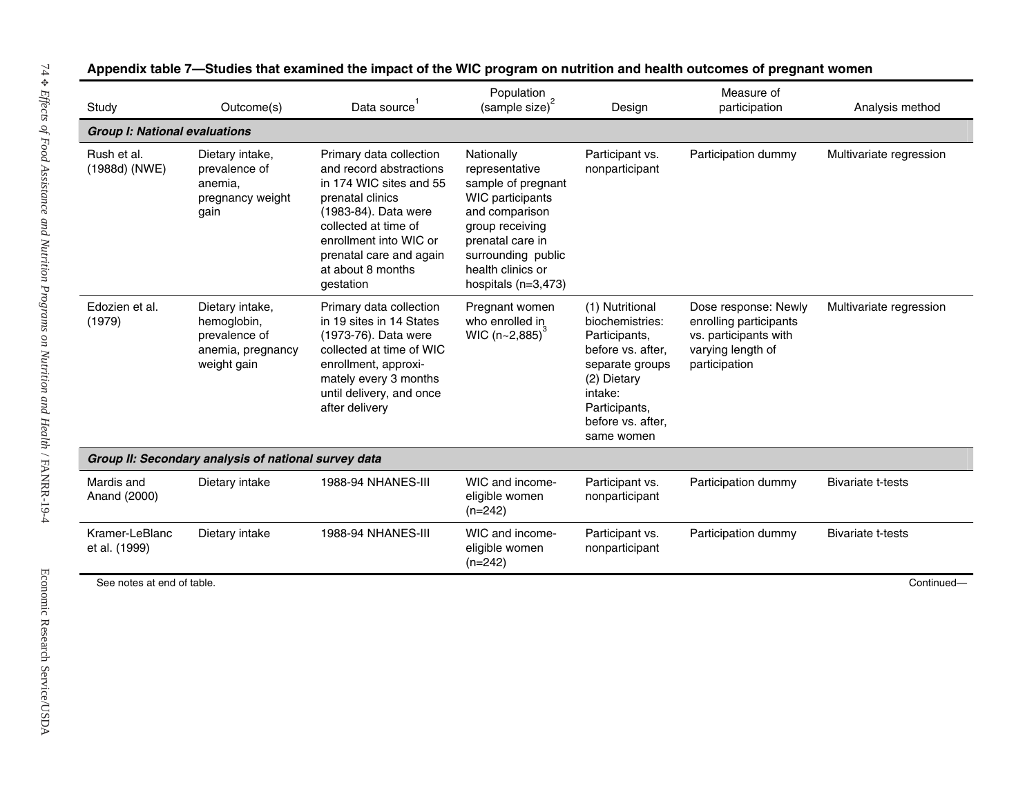**Appendix table 7—Studies that examined the impact of the WIC program on nutrition and health outcomes of pregnant women**

| Study | Outcome(s) | Data source[1] | Population (sample size)[2] | Design | Measure of participation | Analysis method |
|---|---|---|---|---|---|---|
| ***Group I: National evaluations*** | | | | | | |
| Rush et al. (1988d) (NWE) | Dietary intake, prevalence of anemia, pregnancy weight gain | Primary data collection and record abstractions in 174 WIC sites and 55 prenatal clinics (1983-84). Data were collected at time of enrollment into WIC or prenatal care and again at about 8 months gestation | Nationally representative sample of pregnant WIC participants and comparison group receiving prenatal care in surrounding public health clinics or hospitals (n=3,473) | Participant vs. nonparticipant | Participation dummy | Multivariate regression |
| Edozien et al. (1979) | Dietary intake, hemoglobin, prevalence of anemia, pregnancy weight gain | Primary data collection in 19 sites in 14 States (1973-76). Data were collected at time of WIC enrollment, approximately every 3 months until delivery, and once after delivery | Pregnant women who enrolled in WIC (n~2,885)[3] | (1) Nutritional biochemistries: Participants, before vs. after, separate groups (2) Dietary intake: Participants, before vs. after, same women | Dose response: Newly enrolling participants vs. participants with varying length of participation | Multivariate regression |
| ***Group II: Secondary analysis of national survey data*** | | | | | | |
| Mardis and Anand (2000) | Dietary intake | 1988-94 NHANES-III | WIC and income-eligible women (n=242) | Participant vs. nonparticipant | Participation dummy | Bivariate t-tests |
| Kramer-LeBlanc et al. (1999) | Dietary intake | 1988-94 NHANES-III | WIC and income-eligible women (n=242) | Participant vs. nonparticipant | Participation dummy | Bivariate t-tests |

See notes at end of table. Continued—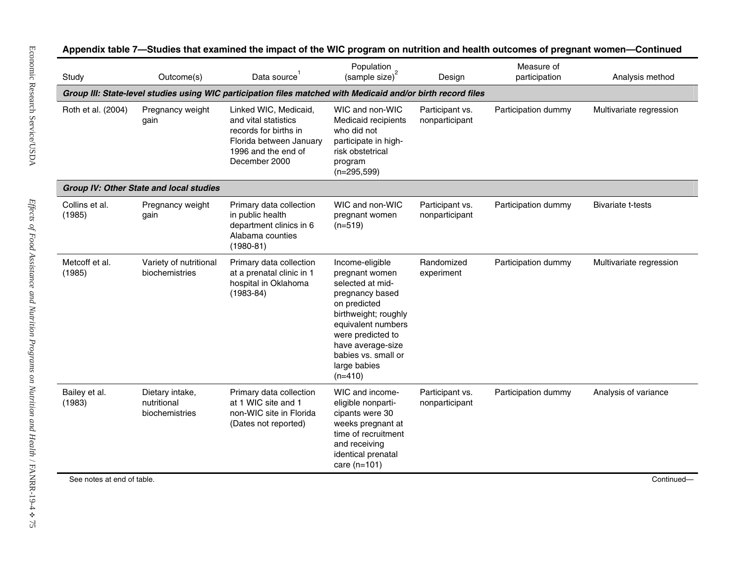**Appendix table 7—Studies that examined the impact of the WIC program on nutrition and health outcomes of pregnant women—Continued**

| Study | Outcome(s) | Data source[1] | Population (sample size)[2] | Design | Measure of participation | Analysis method |
|---|---|---|---|---|---|---|
| ***Group III: State-level studies using WIC participation files matched with Medicaid and/or birth record files*** | | | | | | |
| Roth et al. (2004) | Pregnancy weight gain | Linked WIC, Medicaid, and vital statistics records for births in Florida between January 1996 and the end of December 2000 | WIC and non-WIC Medicaid recipients who did not participate in high-risk obstetrical program (n=295,599) | Participant vs. nonparticipant | Participation dummy | Multivariate regression |
| ***Group IV: Other State and local studies*** | | | | | | |
| Collins et al. (1985) | Pregnancy weight gain | Primary data collection in public health department clinics in 6 Alabama counties (1980-81) | WIC and non-WIC pregnant women (n=519) | Participant vs. nonparticipant | Participation dummy | Bivariate t-tests |
| Metcoff et al. (1985) | Variety of nutritional biochemistries | Primary data collection at a prenatal clinic in 1 hospital in Oklahoma (1983-84) | Income-eligible pregnant women selected at mid-pregnancy based on predicted birthweight; roughly equivalent numbers were predicted to have average-size babies vs. small or large babies (n=410) | Randomized experiment | Participation dummy | Multivariate regression |
| Bailey et al. (1983) | Dietary intake, nutritional biochemistries | Primary data collection at 1 WIC site and 1 non-WIC site in Florida (Dates not reported) | WIC and income-eligible nonparticipants were 30 weeks pregnant at time of recruitment and receiving identical prenatal care (n=101) | Participant vs. nonparticipant | Participation dummy | Analysis of variance |

See notes at end of table.

Continued—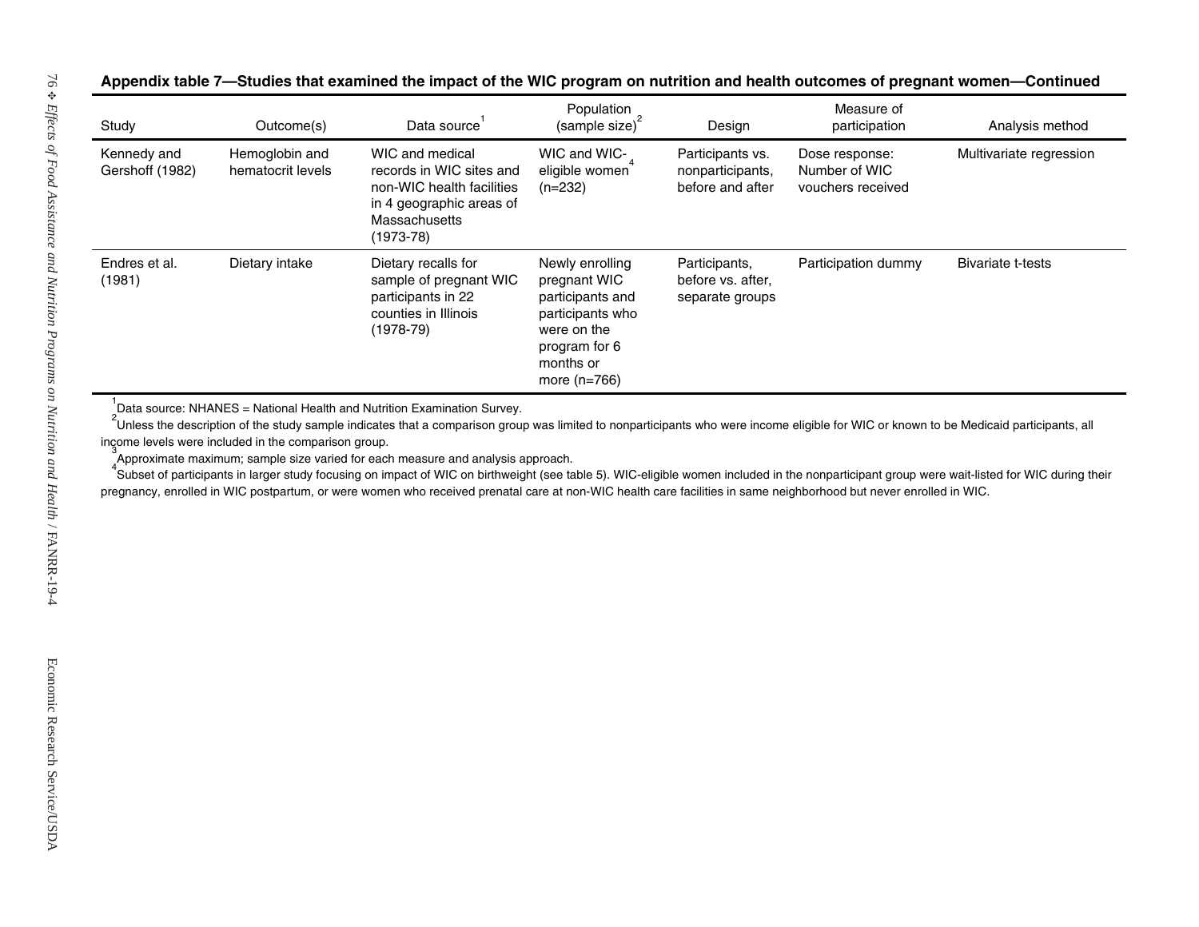**Appendix table 7—Studies that examined the impact of the WIC program on nutrition and health outcomes of pregnant women—Continued**

| Study | Outcome(s) | Data source[1] | Population (sample size)[2] | Design | Measure of participation | Analysis method |
|---|---|---|---|---|---|---|
| Kennedy and Gershoff (1982) | Hemoglobin and hematocrit levels | WIC and medical records in WIC sites and non-WIC health facilities in 4 geographic areas of Massachusetts (1973-78) | WIC and WIC-eligible women[4] (n=232) | Participants vs. nonparticipants, before and after | Dose response: Number of WIC vouchers received | Multivariate regression |
| Endres et al. (1981) | Dietary intake | Dietary recalls for sample of pregnant WIC participants in 22 counties in Illinois (1978-79) | Newly enrolling pregnant WIC participants and participants who were on the program for 6 months or more (n=766) | Participants, before vs. after, separate groups | Participation dummy | Bivariate t-tests |

[1] Data source: NHANES = National Health and Nutrition Examination Survey.

[2] Unless the description of the study sample indicates that a comparison group was limited to nonparticipants who were income eligible for WIC or known to be Medicaid participants, all income levels were included in the comparison group.

[3] Approximate maximum; sample size varied for each measure and analysis approach.

[4] Subset of participants in larger study focusing on impact of WIC on birthweight (see table 5). WIC-eligible women included in the nonparticipant group were wait-listed for WIC during their pregnancy, enrolled in WIC postpartum, or were women who received prenatal care at non-WIC health care facilities in same neighborhood but never enrolled in WIC.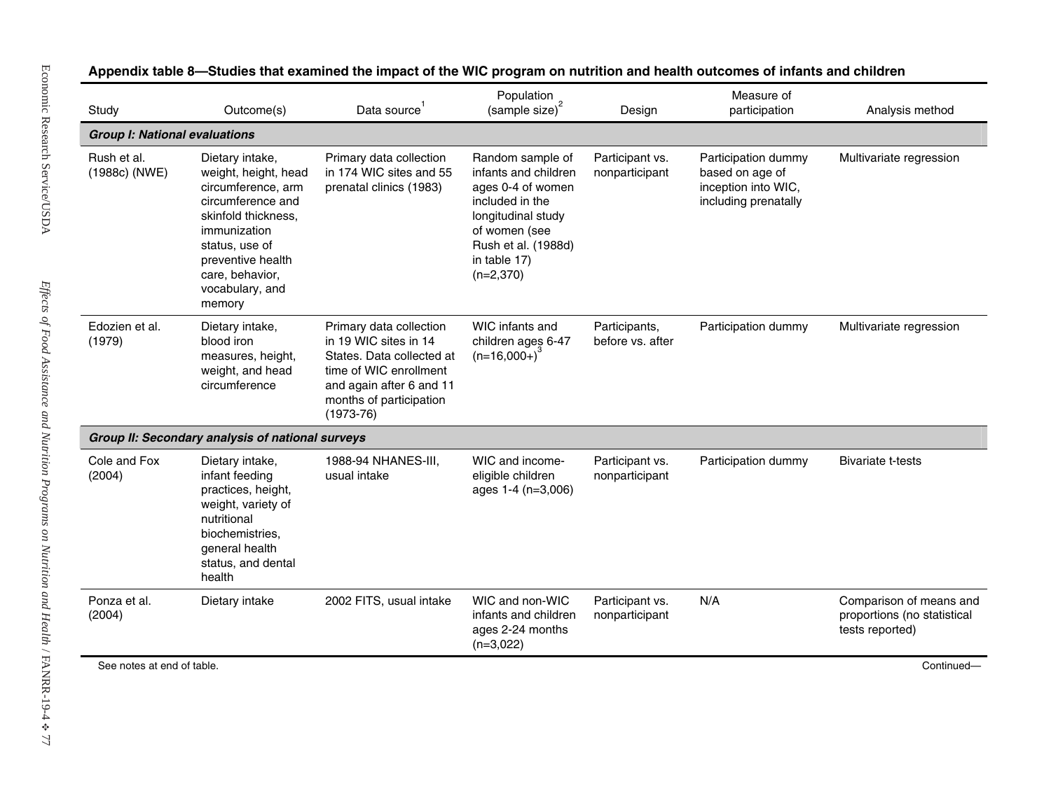**Appendix table 8—Studies that examined the impact of the WIC program on nutrition and health outcomes of infants and children**

| Study | Outcome(s) | Data source[1] | Population (sample size)[2] | Design | Measure of participation | Analysis method |
|---|---|---|---|---|---|---|
| ***Group I: National evaluations*** | | | | | | |
| Rush et al. (1988c) (NWE) | Dietary intake, weight, height, head circumference, arm circumference and skinfold thickness, immunization status, use of preventive health care, behavior, vocabulary, and memory | Primary data collection in 174 WIC sites and 55 prenatal clinics (1983) | Random sample of infants and children ages 0-4 of women included in the longitudinal study of women (see Rush et al. (1988d) in table 17) (n=2,370) | Participant vs. nonparticipant | Participation dummy based on age of inception into WIC, including prenatally | Multivariate regression |
| Edozien et al. (1979) | Dietary intake, blood iron measures, height, weight, and head circumference | Primary data collection in 19 WIC sites in 14 States. Data collected at time of WIC enrollment and again after 6 and 11 months of participation (1973-76) | WIC infants and children ages 6-47 (n=16,000+)[3] | Participants, before vs. after | Participation dummy | Multivariate regression |
| ***Group II: Secondary analysis of national surveys*** | | | | | | |
| Cole and Fox (2004) | Dietary intake, infant feeding practices, height, weight, variety of nutritional biochemistries, general health status, and dental health | 1988-94 NHANES-III, usual intake | WIC and income-eligible children ages 1-4 (n=3,006) | Participant vs. nonparticipant | Participation dummy | Bivariate t-tests |
| Ponza et al. (2004) | Dietary intake | 2002 FITS, usual intake | WIC and non-WIC infants and children ages 2-24 months (n=3,022) | Participant vs. nonparticipant | N/A | Comparison of means and proportions (no statistical tests reported) |

See notes at end of table.

Continued—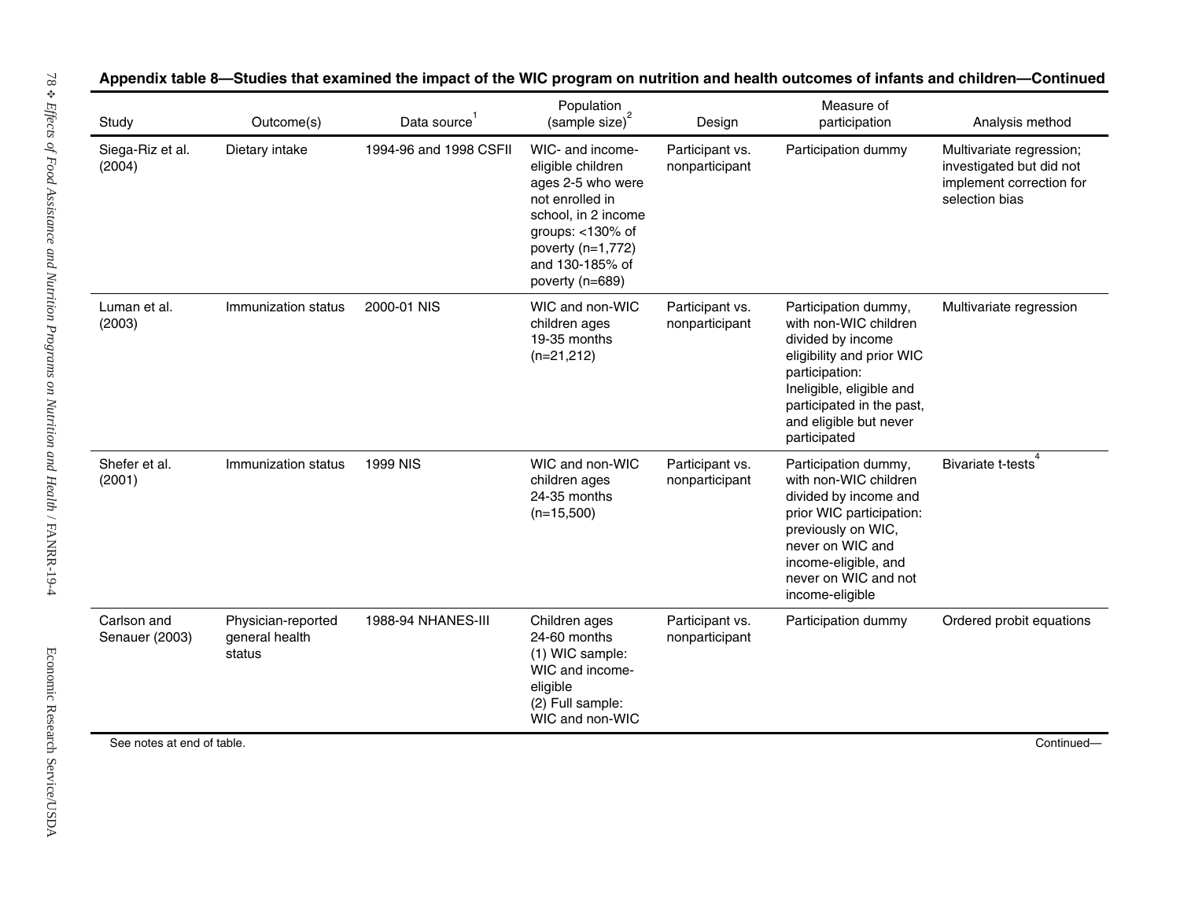**Appendix table 8—Studies that examined the impact of the WIC program on nutrition and health outcomes of infants and children—Continued**

| Study | Outcome(s) | Data source[1] | Population (sample size)[2] | Design | Measure of participation | Analysis method |
|---|---|---|---|---|---|---|
| Siega-Riz et al. (2004) | Dietary intake | 1994-96 and 1998 CSFII | WIC- and income-eligible children ages 2-5 who were not enrolled in school, in 2 income groups: <130% of poverty (n=1,772) and 130-185% of poverty (n=689) | Participant vs. nonparticipant | Participation dummy | Multivariate regression; investigated but did not implement correction for selection bias |
| Luman et al. (2003) | Immunization status | 2000-01 NIS | WIC and non-WIC children ages 19-35 months (n=21,212) | Participant vs. nonparticipant | Participation dummy, with non-WIC children divided by income eligibility and prior WIC participation: Ineligible, eligible and participated in the past, and eligible but never participated | Multivariate regression |
| Shefer et al. (2001) | Immunization status | 1999 NIS | WIC and non-WIC children ages 24-35 months (n=15,500) | Participant vs. nonparticipant | Participation dummy, with non-WIC children divided by income and prior WIC participation: previously on WIC, never on WIC and income-eligible, and never on WIC and not income-eligible | Bivariate t-tests[4] |
| Carlson and Senauer (2003) | Physician-reported general health status | 1988-94 NHANES-III | Children ages 24-60 months (1) WIC sample: WIC and income-eligible (2) Full sample: WIC and non-WIC | Participant vs. nonparticipant | Participation dummy | Ordered probit equations |

See notes at end of table.

Continued—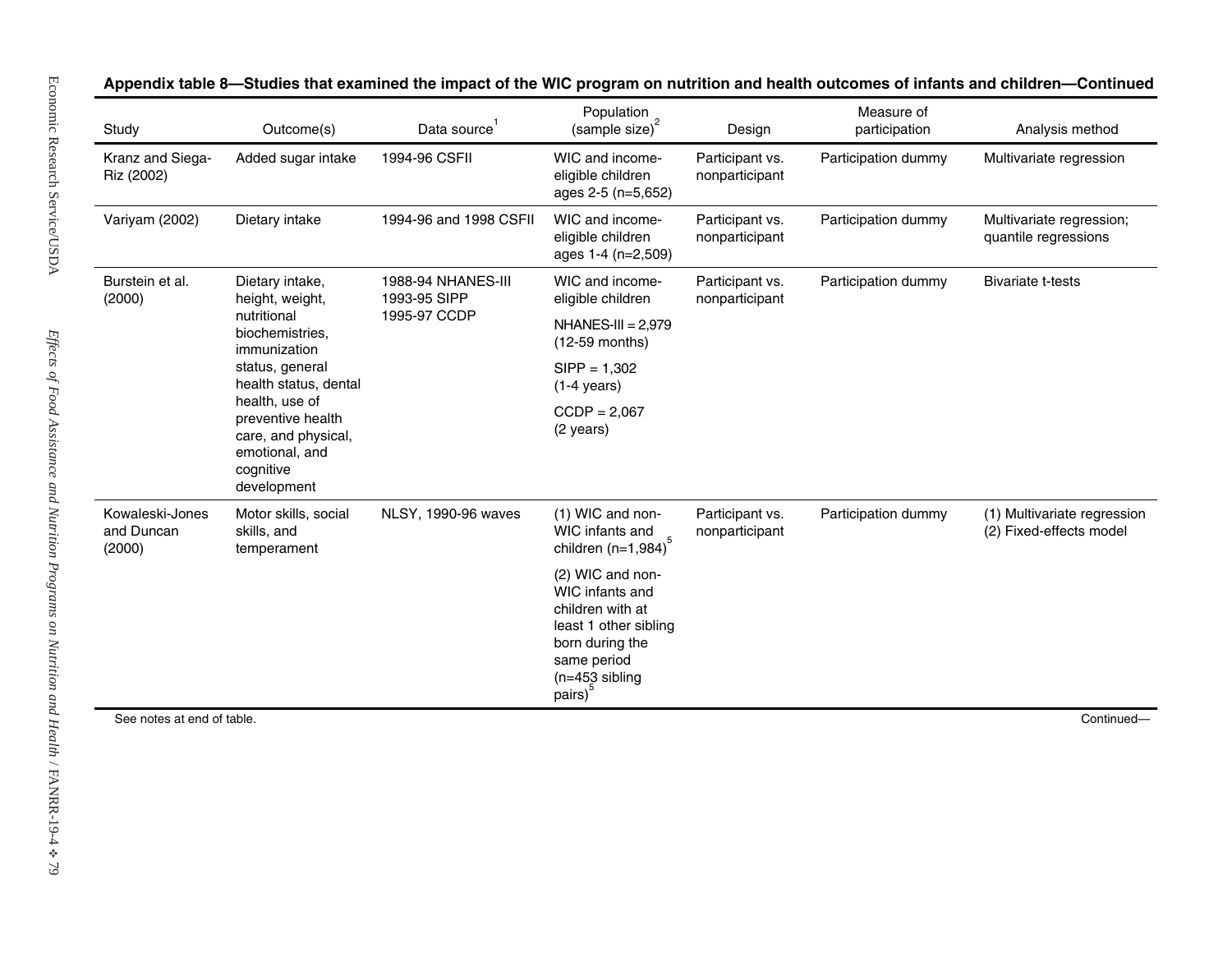**Appendix table 8—Studies that examined the impact of the WIC program on nutrition and health outcomes of infants and children—Continued**

| Study | Outcome(s) | Data source[1] | Population (sample size)[2] | Design | Measure of participation | Analysis method |
|---|---|---|---|---|---|---|
| Kranz and Siega-Riz (2002) | Added sugar intake | 1994-96 CSFII | WIC and income-eligible children ages 2-5 (n=5,652) | Participant vs. nonparticipant | Participation dummy | Multivariate regression |
| Variyam (2002) | Dietary intake | 1994-96 and 1998 CSFII | WIC and income-eligible children ages 1-4 (n=2,509) | Participant vs. nonparticipant | Participation dummy | Multivariate regression; quantile regressions |
| Burstein et al. (2000) | Dietary intake, height, weight, nutritional biochemistries, immunization status, general health status, dental health, use of preventive health care, and physical, emotional, and cognitive development | 1988-94 NHANES-III 1993-95 SIPP 1995-97 CCDP | WIC and income-eligible children NHANES-III = 2,979 (12-59 months) SIPP = 1,302 (1-4 years) CCDP = 2,067 (2 years) | Participant vs. nonparticipant | Participation dummy | Bivariate t-tests |
| Kowaleski-Jones and Duncan (2000) | Motor skills, social skills, and temperament | NLSY, 1990-96 waves | (1) WIC and non-WIC infants and children (n=1,984)[5] (2) WIC and non-WIC infants and children with at least 1 other sibling born during the same period (n=453 sibling pairs)[5] | Participant vs. nonparticipant | Participation dummy | (1) Multivariate regression (2) Fixed-effects model |

See notes at end of table.

Continued—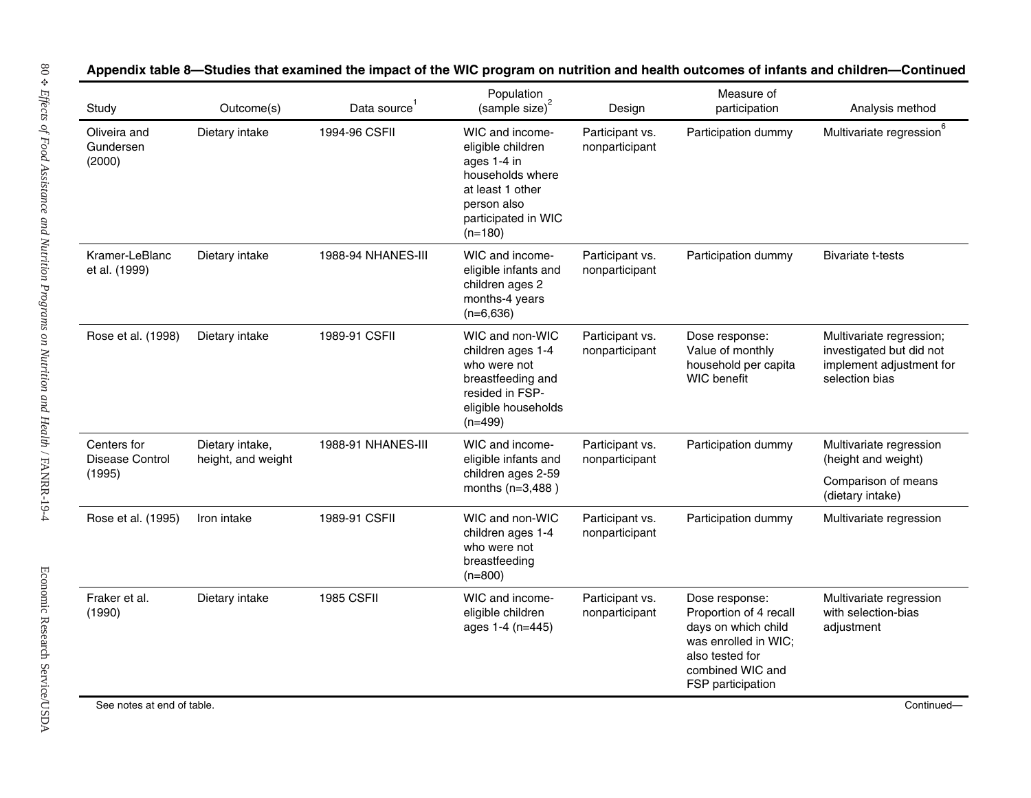**Appendix table 8—Studies that examined the impact of the WIC program on nutrition and health outcomes of infants and children—Continued**

| Study | Outcome(s) | Data source[1] | Population (sample size)[2] | Design | Measure of participation | Analysis method |
|---|---|---|---|---|---|---|
| Oliveira and Gundersen (2000) | Dietary intake | 1994-96 CSFII | WIC and income-eligible children ages 1-4 in households where at least 1 other person also participated in WIC (n=180) | Participant vs. nonparticipant | Participation dummy | Multivariate regression[6] |
| Kramer-LeBlanc et al. (1999) | Dietary intake | 1988-94 NHANES-III | WIC and income-eligible infants and children ages 2 months-4 years (n=6,636) | Participant vs. nonparticipant | Participation dummy | Bivariate t-tests |
| Rose et al. (1998) | Dietary intake | 1989-91 CSFII | WIC and non-WIC children ages 1-4 who were not breastfeeding and resided in FSP-eligible households (n=499) | Participant vs. nonparticipant | Dose response: Value of monthly household per capita WIC benefit | Multivariate regression; investigated but did not implement adjustment for selection bias |
| Centers for Disease Control (1995) | Dietary intake, height, and weight | 1988-91 NHANES-III | WIC and income-eligible infants and children ages 2-59 months (n=3,488 ) | Participant vs. nonparticipant | Participation dummy | Multivariate regression (height and weight)<br>Comparison of means (dietary intake) |
| Rose et al. (1995) | Iron intake | 1989-91 CSFII | WIC and non-WIC children ages 1-4 who were not breastfeeding (n=800) | Participant vs. nonparticipant | Participation dummy | Multivariate regression |
| Fraker et al. (1990) | Dietary intake | 1985 CSFII | WIC and income-eligible children ages 1-4 (n=445) | Participant vs. nonparticipant | Dose response: Proportion of 4 recall days on which child was enrolled in WIC; also tested for combined WIC and FSP participation | Multivariate regression with selection-bias adjustment |

See notes at end of table.

Continued—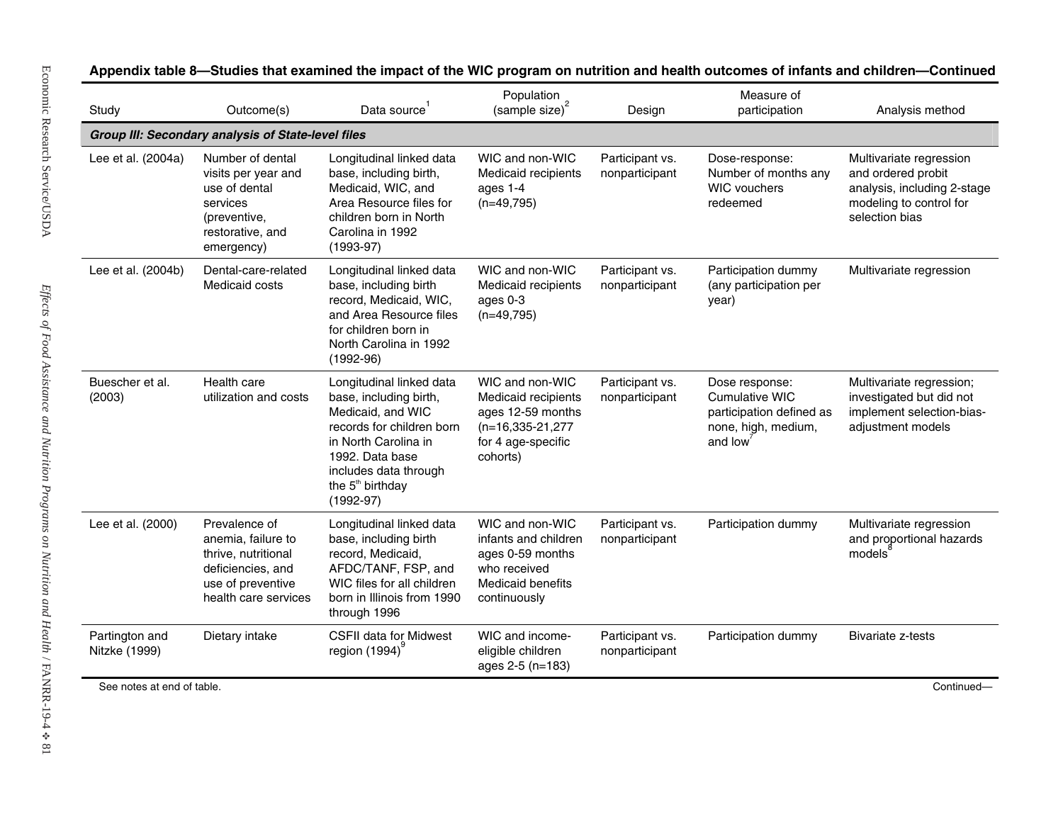**Appendix table 8—Studies that examined the impact of the WIC program on nutrition and health outcomes of infants and children—Continued**

| Study | Outcome(s) | Data source[1] | Population (sample size)[2] | Design | Measure of participation | Analysis method |
|---|---|---|---|---|---|---|
| ***Group III: Secondary analysis of State-level files*** | | | | | | |
| Lee et al. (2004a) | Number of dental visits per year and use of dental services (preventive, restorative, and emergency) | Longitudinal linked data base, including birth, Medicaid, WIC, and Area Resource files for children born in North Carolina in 1992 (1993-97) | WIC and non-WIC Medicaid recipients ages 1-4 (n=49,795) | Participant vs. nonparticipant | Dose-response: Number of months any WIC vouchers redeemed | Multivariate regression and ordered probit analysis, including 2-stage modeling to control for selection bias |
| Lee et al. (2004b) | Dental-care-related Medicaid costs | Longitudinal linked data base, including birth record, Medicaid, WIC, and Area Resource files for children born in North Carolina in 1992 (1992-96) | WIC and non-WIC Medicaid recipients ages 0-3 (n=49,795) | Participant vs. nonparticipant | Participation dummy (any participation per year) | Multivariate regression |
| Buescher et al. (2003) | Health care utilization and costs | Longitudinal linked data base, including birth, Medicaid, and WIC records for children born in North Carolina in 1992. Data base includes data through the 5th birthday (1992-97) | WIC and non-WIC Medicaid recipients ages 12-59 months (n=16,335-21,277 for 4 age-specific cohorts) | Participant vs. nonparticipant | Dose response: Cumulative WIC participation defined as none, high, medium, and low[7] | Multivariate regression; investigated but did not implement selection-bias-adjustment models |
| Lee et al. (2000) | Prevalence of anemia, failure to thrive, nutritional deficiencies, and use of preventive health care services | Longitudinal linked data base, including birth record, Medicaid, AFDC/TANF, FSP, and WIC files for all children born in Illinois from 1990 through 1996 | WIC and non-WIC infants and children ages 0-59 months who received Medicaid benefits continuously | Participant vs. nonparticipant | Participation dummy | Multivariate regression and proportional hazards models[8] |
| Partington and Nitzke (1999) | Dietary intake | CSFII data for Midwest region (1994)[9] | WIC and income-eligible children ages 2-5 (n=183) | Participant vs. nonparticipant | Participation dummy | Bivariate z-tests |

See notes at end of table.

Continued—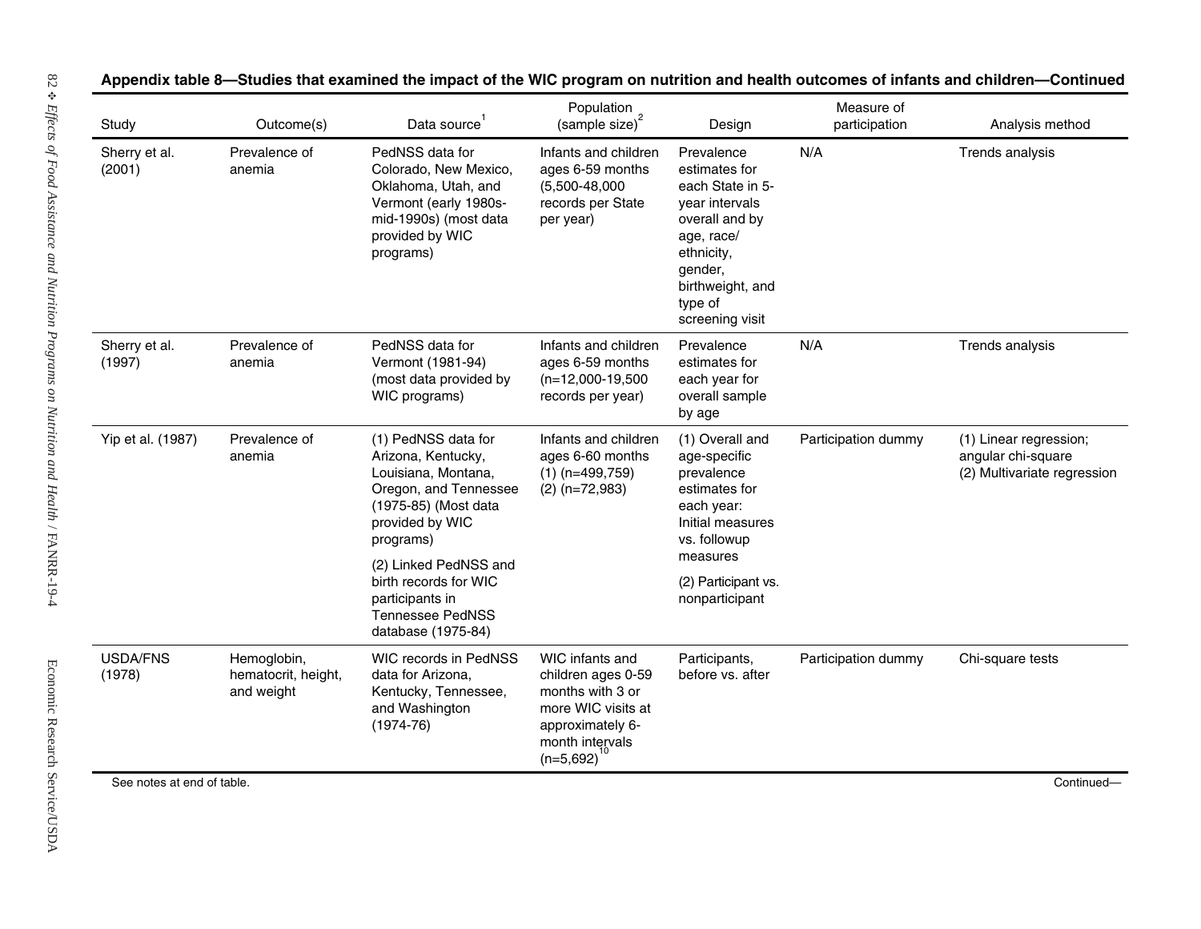**Appendix table 8—Studies that examined the impact of the WIC program on nutrition and health outcomes of infants and children—Continued**

| Study | Outcome(s) | Data source[1] | Population (sample size)[2] | Design | Measure of participation | Analysis method |
|---|---|---|---|---|---|---|
| Sherry et al. (2001) | Prevalence of anemia | PedNSS data for Colorado, New Mexico, Oklahoma, Utah, and Vermont (early 1980s-mid-1990s) (most data provided by WIC programs) | Infants and children ages 6-59 months (5,500-48,000 records per State per year) | Prevalence estimates for each State in 5-year intervals overall and by age, race/ ethnicity, gender, birthweight, and type of screening visit | N/A | Trends analysis |
| Sherry et al. (1997) | Prevalence of anemia | PedNSS data for Vermont (1981-94) (most data provided by WIC programs) | Infants and children ages 6-59 months (n=12,000-19,500 records per year) | Prevalence estimates for each year for overall sample by age | N/A | Trends analysis |
| Yip et al. (1987) | Prevalence of anemia | (1) PedNSS data for Arizona, Kentucky, Louisiana, Montana, Oregon, and Tennessee (1975-85) (Most data provided by WIC programs) (2) Linked PedNSS and birth records for WIC participants in Tennessee PedNSS database (1975-84) | Infants and children ages 6-60 months (1) (n=499,759) (2) (n=72,983) | (1) Overall and age-specific prevalence estimates for each year: Initial measures vs. followup measures (2) Participant vs. nonparticipant | Participation dummy | (1) Linear regression; angular chi-square (2) Multivariate regression |
| USDA/FNS (1978) | Hemoglobin, hematocrit, height, and weight | WIC records in PedNSS data for Arizona, Kentucky, Tennessee, and Washington (1974-76) | WIC infants and children ages 0-59 months with 3 or more WIC visits at approximately 6-month intervals (n=5,692)[10] | Participants, before vs. after | Participation dummy | Chi-square tests |

See notes at end of table.

Continued—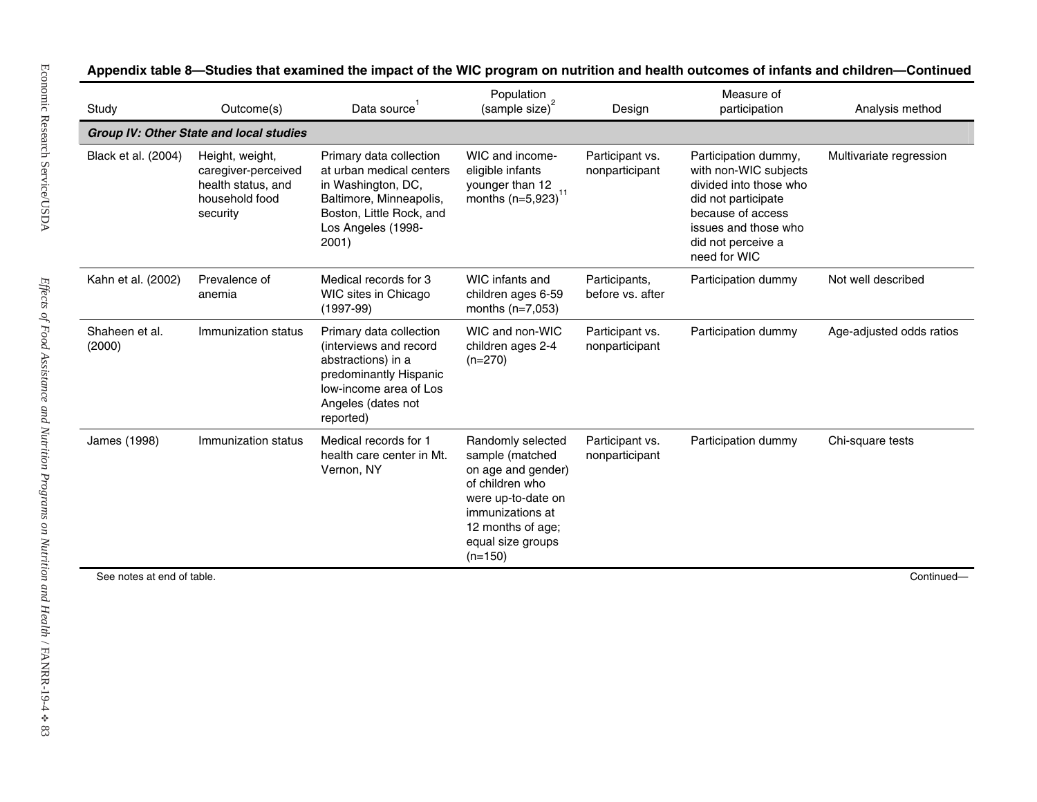**Appendix table 8—Studies that examined the impact of the WIC program on nutrition and health outcomes of infants and children—Continued**

| Study | Outcome(s) | Data source[1] | Population (sample size)[2] | Design | Measure of participation | Analysis method |
|---|---|---|---|---|---|---|
| ***Group IV: Other State and local studies*** | | | | | | |
| Black et al. (2004) | Height, weight, caregiver-perceived health status, and household food security | Primary data collection at urban medical centers in Washington, DC, Baltimore, Minneapolis, Boston, Little Rock, and Los Angeles (1998-2001) | WIC and income-eligible infants younger than 12 months (n=5,923)[11] | Participant vs. nonparticipant | Participation dummy, with non-WIC subjects divided into those who did not participate because of access issues and those who did not perceive a need for WIC | Multivariate regression |
| Kahn et al. (2002) | Prevalence of anemia | Medical records for 3 WIC sites in Chicago (1997-99) | WIC infants and children ages 6-59 months (n=7,053) | Participants, before vs. after | Participation dummy | Not well described |
| Shaheen et al. (2000) | Immunization status | Primary data collection (interviews and record abstractions) in a predominantly Hispanic low-income area of Los Angeles (dates not reported) | WIC and non-WIC children ages 2-4 (n=270) | Participant vs. nonparticipant | Participation dummy | Age-adjusted odds ratios |
| James (1998) | Immunization status | Medical records for 1 health care center in Mt. Vernon, NY | Randomly selected sample (matched on age and gender) of children who were up-to-date on immunizations at 12 months of age; equal size groups (n=150) | Participant vs. nonparticipant | Participation dummy | Chi-square tests |

See notes at end of table.

Continued—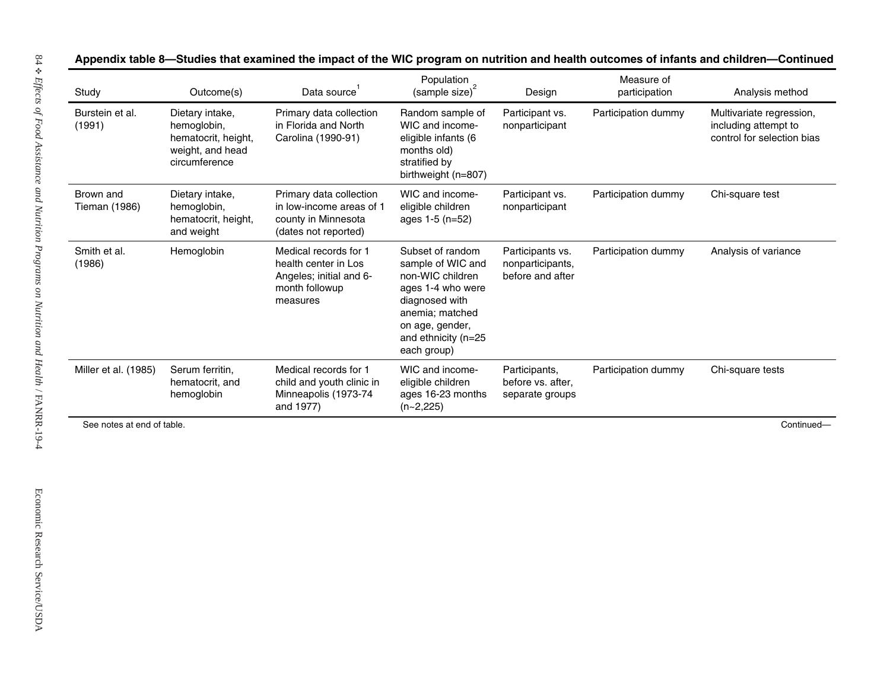**Appendix table 8—Studies that examined the impact of the WIC program on nutrition and health outcomes of infants and children—Continued**

| Study | Outcome(s) | Data source[1] | Population (sample size)[2] | Design | Measure of participation | Analysis method |
|---|---|---|---|---|---|---|
| Burstein et al. (1991) | Dietary intake, hemoglobin, hematocrit, height, weight, and head circumference | Primary data collection in Florida and North Carolina (1990-91) | Random sample of WIC and income-eligible infants (6 months old) stratified by birthweight (n=807) | Participant vs. nonparticipant | Participation dummy | Multivariate regression, including attempt to control for selection bias |
| Brown and Tieman (1986) | Dietary intake, hemoglobin, hematocrit, height, and weight | Primary data collection in low-income areas of 1 county in Minnesota (dates not reported) | WIC and income-eligible children ages 1-5 (n=52) | Participant vs. nonparticipant | Participation dummy | Chi-square test |
| Smith et al. (1986) | Hemoglobin | Medical records for 1 health center in Los Angeles; initial and 6-month followup measures | Subset of random sample of WIC and non-WIC children ages 1-4 who were diagnosed with anemia; matched on age, gender, and ethnicity (n=25 each group) | Participants vs. nonparticipants, before and after | Participation dummy | Analysis of variance |
| Miller et al. (1985) | Serum ferritin, hematocrit, and hemoglobin | Medical records for 1 child and youth clinic in Minneapolis (1973-74 and 1977) | WIC and income-eligible children ages 16-23 months (n~2,225) | Participants, before vs. after, separate groups | Participation dummy | Chi-square tests |

See notes at end of table.

Continued—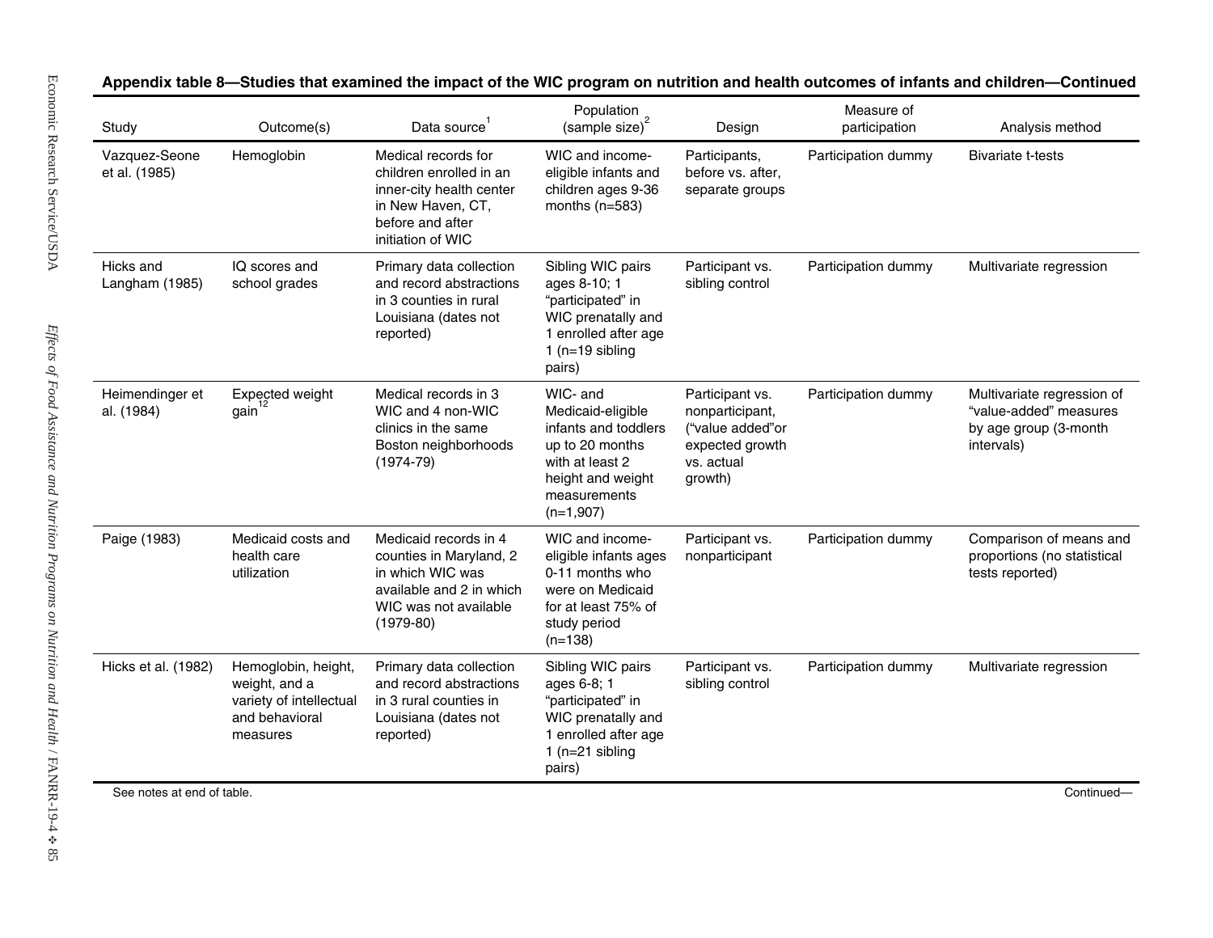**Appendix table 8—Studies that examined the impact of the WIC program on nutrition and health outcomes of infants and children—Continued**

| Study | Outcome(s) | Data source[1] | Population (sample size)[2] | Design | Measure of participation | Analysis method |
|---|---|---|---|---|---|---|
| Vazquez-Seone et al. (1985) | Hemoglobin | Medical records for children enrolled in an inner-city health center in New Haven, CT, before and after initiation of WIC | WIC and income-eligible infants and children ages 9-36 months (n=583) | Participants, before vs. after, separate groups | Participation dummy | Bivariate t-tests |
| Hicks and Langham (1985) | IQ scores and school grades | Primary data collection and record abstractions in 3 counties in rural Louisiana (dates not reported) | Sibling WIC pairs ages 8-10; 1 "participated" in WIC prenatally and 1 enrolled after age 1 (n=19 sibling pairs) | Participant vs. sibling control | Participation dummy | Multivariate regression |
| Heimendinger et al. (1984) | Expected weight gain[12] | Medical records in 3 WIC and 4 non-WIC clinics in the same Boston neighborhoods (1974-79) | WIC- and Medicaid-eligible infants and toddlers up to 20 months with at least 2 height and weight measurements (n=1,907) | Participant vs. nonparticipant, ("value added"or expected growth vs. actual growth) | Participation dummy | Multivariate regression of "value-added" measures by age group (3-month intervals) |
| Paige (1983) | Medicaid costs and health care utilization | Medicaid records in 4 counties in Maryland, 2 in which WIC was available and 2 in which WIC was not available (1979-80) | WIC and income-eligible infants ages 0-11 months who were on Medicaid for at least 75% of study period (n=138) | Participant vs. nonparticipant | Participation dummy | Comparison of means and proportions (no statistical tests reported) |
| Hicks et al. (1982) | Hemoglobin, height, weight, and a variety of intellectual and behavioral measures | Primary data collection and record abstractions in 3 rural counties in Louisiana (dates not reported) | Sibling WIC pairs ages 6-8; 1 "participated" in WIC prenatally and 1 enrolled after age 1 (n=21 sibling pairs) | Participant vs. sibling control | Participation dummy | Multivariate regression |

See notes at end of table.

Continued—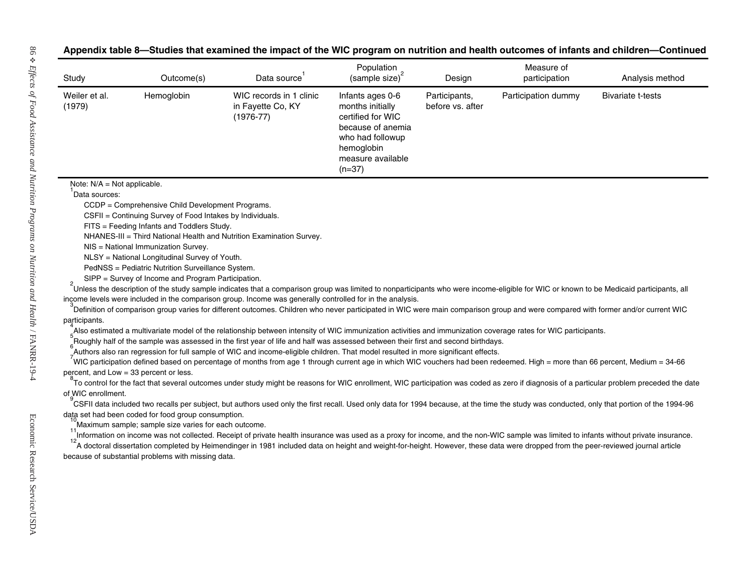**Appendix table 8—Studies that examined the impact of the WIC program on nutrition and health outcomes of infants and children—Continued**

| Study | Outcome(s) | Data source[1] | Population (sample size)[2] | Design | Measure of participation | Analysis method |
|---|---|---|---|---|---|---|
| Weiler et al. (1979) | Hemoglobin | WIC records in 1 clinic in Fayette Co, KY (1976-77) | Infants ages 0-6 months initially certified for WIC because of anemia who had followup hemoglobin measure available (n=37) | Participants, before vs. after | Participation dummy | Bivariate t-tests |

Note: N/A = Not applicable.

[1]Data sources:

CCDP = Comprehensive Child Development Programs.
CSFII = Continuing Survey of Food Intakes by Individuals.
FITS = Feeding Infants and Toddlers Study.
NHANES-III = Third National Health and Nutrition Examination Survey.
NIS = National Immunization Survey.
NLSY = National Longitudinal Survey of Youth.
PedNSS = Pediatric Nutrition Surveillance System.
SIPP = Survey of Income and Program Participation.

[2]Unless the description of the study sample indicates that a comparison group was limited to nonparticipants who were income-eligible for WIC or known to be Medicaid participants, all income levels were included in the comparison group. Income was generally controlled for in the analysis.

[3]Definition of comparison group varies for different outcomes. Children who never participated in WIC were main comparison group and were compared with former and/or current WIC participants.

[4]Also estimated a multivariate model of the relationship between intensity of WIC immunization activities and immunization coverage rates for WIC participants.

[5]Roughly half of the sample was assessed in the first year of life and half was assessed between their first and second birthdays.

[6]Authors also ran regression for full sample of WIC and income-eligible children. That model resulted in more significant effects.

[7]WIC participation defined based on percentage of months from age 1 through current age in which WIC vouchers had been redeemed. High = more than 66 percent, Medium = 34-66 percent, and Low = 33 percent or less.

[8]To control for the fact that several outcomes under study might be reasons for WIC enrollment, WIC participation was coded as zero if diagnosis of a particular problem preceded the date of WIC enrollment.

[9]CSFII data included two recalls per subject, but authors used only the first recall. Used only data for 1994 because, at the time the study was conducted, only that portion of the 1994-96 data set had been coded for food group consumption.

[10]Maximum sample; sample size varies for each outcome.

[11]Information on income was not collected. Receipt of private health insurance was used as a proxy for income, and the non-WIC sample was limited to infants without private insurance.

[12]A doctoral dissertation completed by Heimendinger in 1981 included data on height and weight-for-height. However, these data were dropped from the peer-reviewed journal article because of substantial problems with missing data.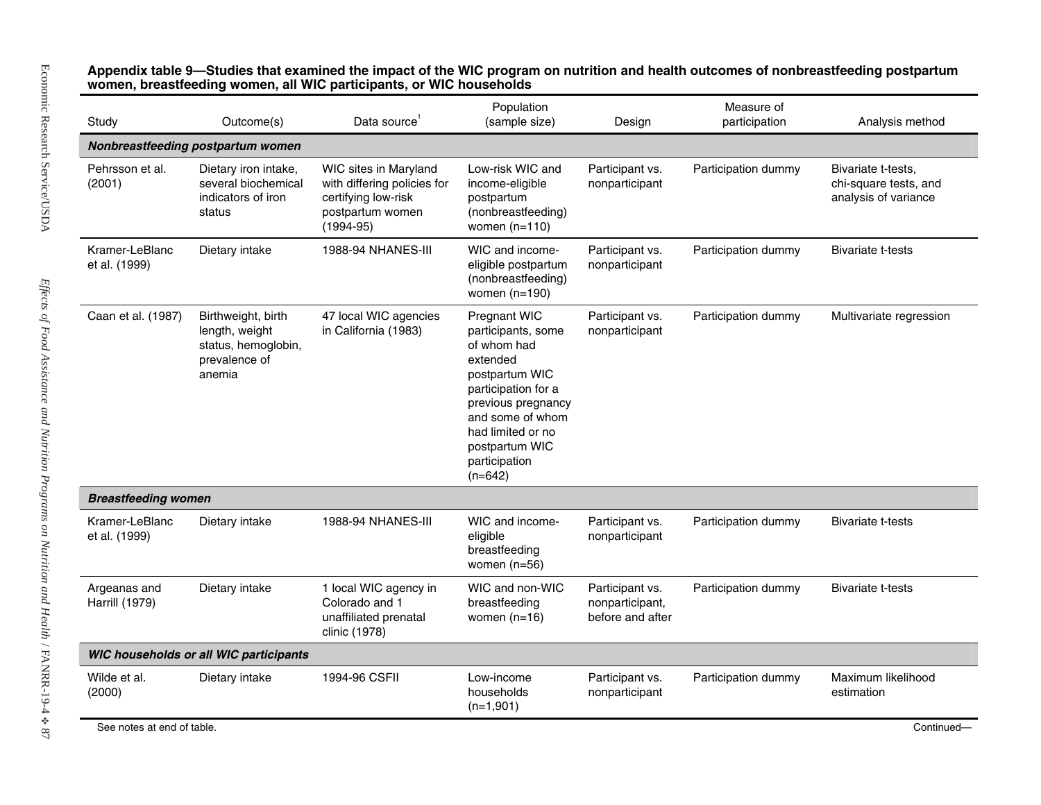**Appendix table 9—Studies that examined the impact of the WIC program on nutrition and health outcomes of nonbreastfeeding postpartum women, breastfeeding women, all WIC participants, or WIC households**

| Study | Outcome(s) | Data source[1] | Population (sample size) | Design | Measure of participation | Analysis method |
|---|---|---|---|---|---|---|
| ***Nonbreastfeeding postpartum women*** | | | | | | |
| Pehrsson et al. (2001) | Dietary iron intake, several biochemical indicators of iron status | WIC sites in Maryland with differing policies for certifying low-risk postpartum women (1994-95) | Low-risk WIC and income-eligible postpartum (nonbreastfeeding) women (n=110) | Participant vs. nonparticipant | Participation dummy | Bivariate t-tests, chi-square tests, and analysis of variance |
| Kramer-LeBlanc et al. (1999) | Dietary intake | 1988-94 NHANES-III | WIC and income-eligible postpartum (nonbreastfeeding) women (n=190) | Participant vs. nonparticipant | Participation dummy | Bivariate t-tests |
| Caan et al. (1987) | Birthweight, birth length, weight status, hemoglobin, prevalence of anemia | 47 local WIC agencies in California (1983) | Pregnant WIC participants, some of whom had extended postpartum WIC participation for a previous pregnancy and some of whom had limited or no postpartum WIC participation (n=642) | Participant vs. nonparticipant | Participation dummy | Multivariate regression |
| ***Breastfeeding women*** | | | | | | |
| Kramer-LeBlanc et al. (1999) | Dietary intake | 1988-94 NHANES-III | WIC and income-eligible breastfeeding women (n=56) | Participant vs. nonparticipant | Participation dummy | Bivariate t-tests |
| Argeanas and Harrill (1979) | Dietary intake | 1 local WIC agency in Colorado and 1 unaffiliated prenatal clinic (1978) | WIC and non-WIC breastfeeding women (n=16) | Participant vs. nonparticipant, before and after | Participation dummy | Bivariate t-tests |
| ***WIC households or all WIC participants*** | | | | | | |
| Wilde et al. (2000) | Dietary intake | 1994-96 CSFII | Low-income households (n=1,901) | Participant vs. nonparticipant | Participation dummy | Maximum likelihood estimation |

See notes at end of table.

Continued—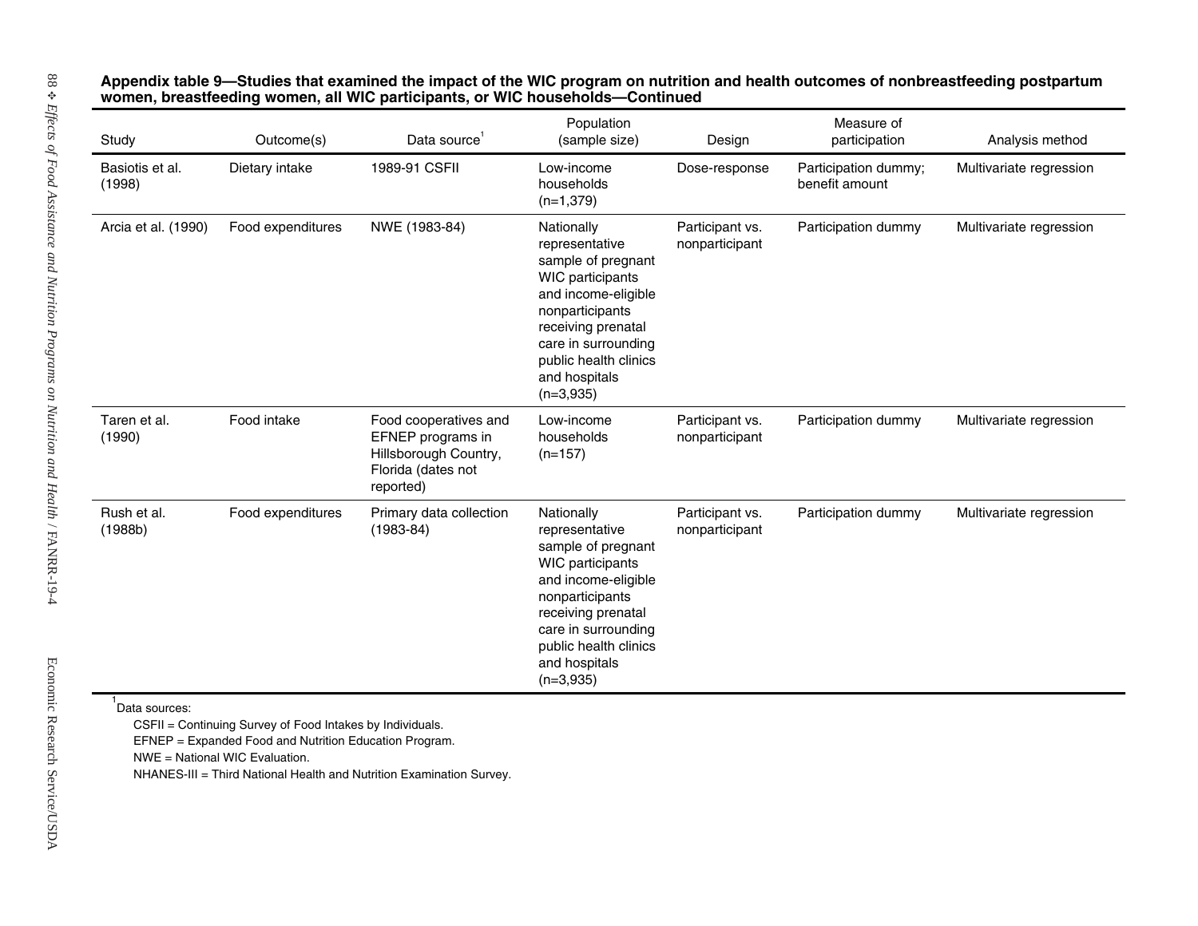**Appendix table 9—Studies that examined the impact of the WIC program on nutrition and health outcomes of nonbreastfeeding postpartum women, breastfeeding women, all WIC participants, or WIC households—Continued**

| Study | Outcome(s) | Data source[1] | Population (sample size) | Design | Measure of participation | Analysis method |
|---|---|---|---|---|---|---|
| Basiotis et al. (1998) | Dietary intake | 1989-91 CSFII | Low-income households (n=1,379) | Dose-response | Participation dummy; benefit amount | Multivariate regression |
| Arcia et al. (1990) | Food expenditures | NWE (1983-84) | Nationally representative sample of pregnant WIC participants and income-eligible nonparticipants receiving prenatal care in surrounding public health clinics and hospitals (n=3,935) | Participant vs. nonparticipant | Participation dummy | Multivariate regression |
| Taren et al. (1990) | Food intake | Food cooperatives and EFNEP programs in Hillsborough Country, Florida (dates not reported) | Low-income households (n=157) | Participant vs. nonparticipant | Participation dummy | Multivariate regression |
| Rush et al. (1988b) | Food expenditures | Primary data collection (1983-84) | Nationally representative sample of pregnant WIC participants and income-eligible nonparticipants receiving prenatal care in surrounding public health clinics and hospitals (n=3,935) | Participant vs. nonparticipant | Participation dummy | Multivariate regression |

[1] Data sources:

CSFII = Continuing Survey of Food Intakes by Individuals.

EFNEP = Expanded Food and Nutrition Education Program.

NWE = National WIC Evaluation.

NHANES-III = Third National Health and Nutrition Examination Survey.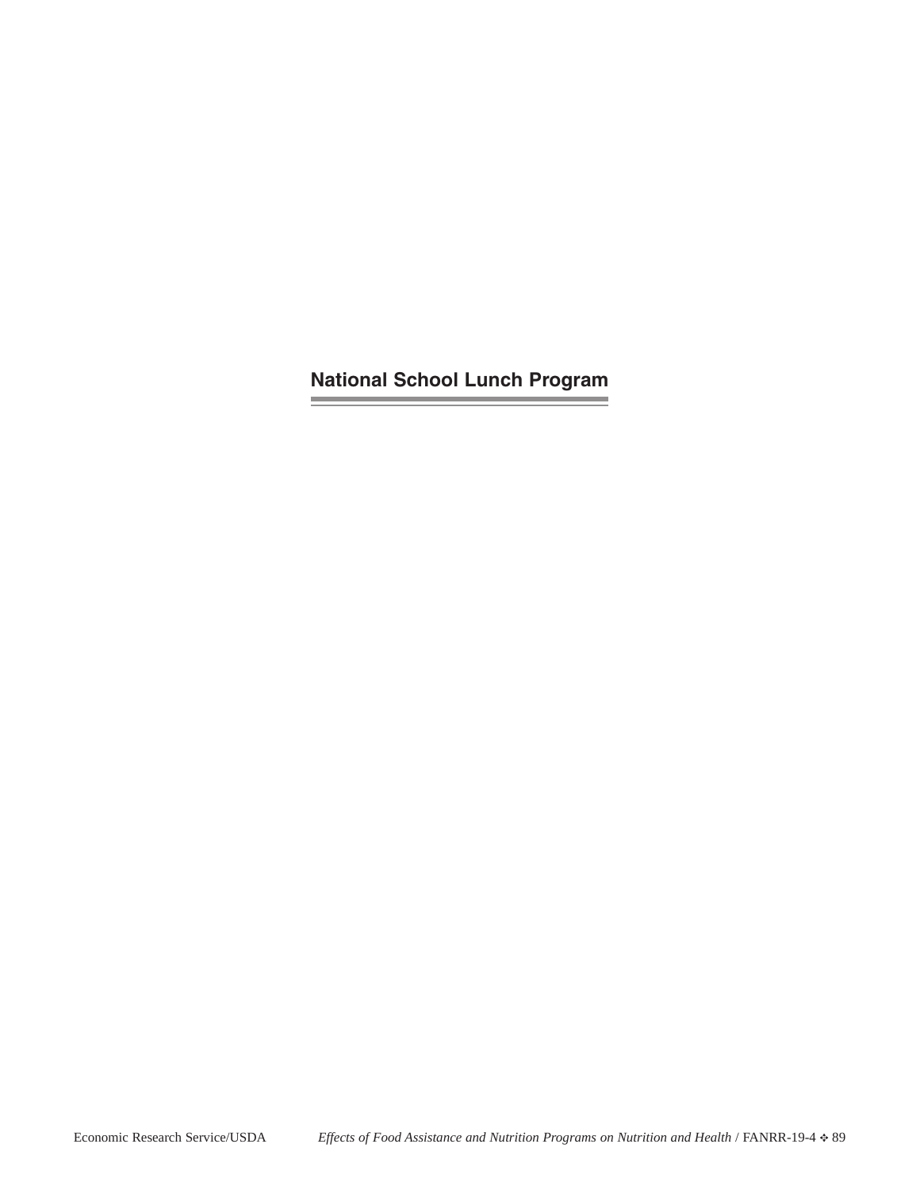# National School Lunch Program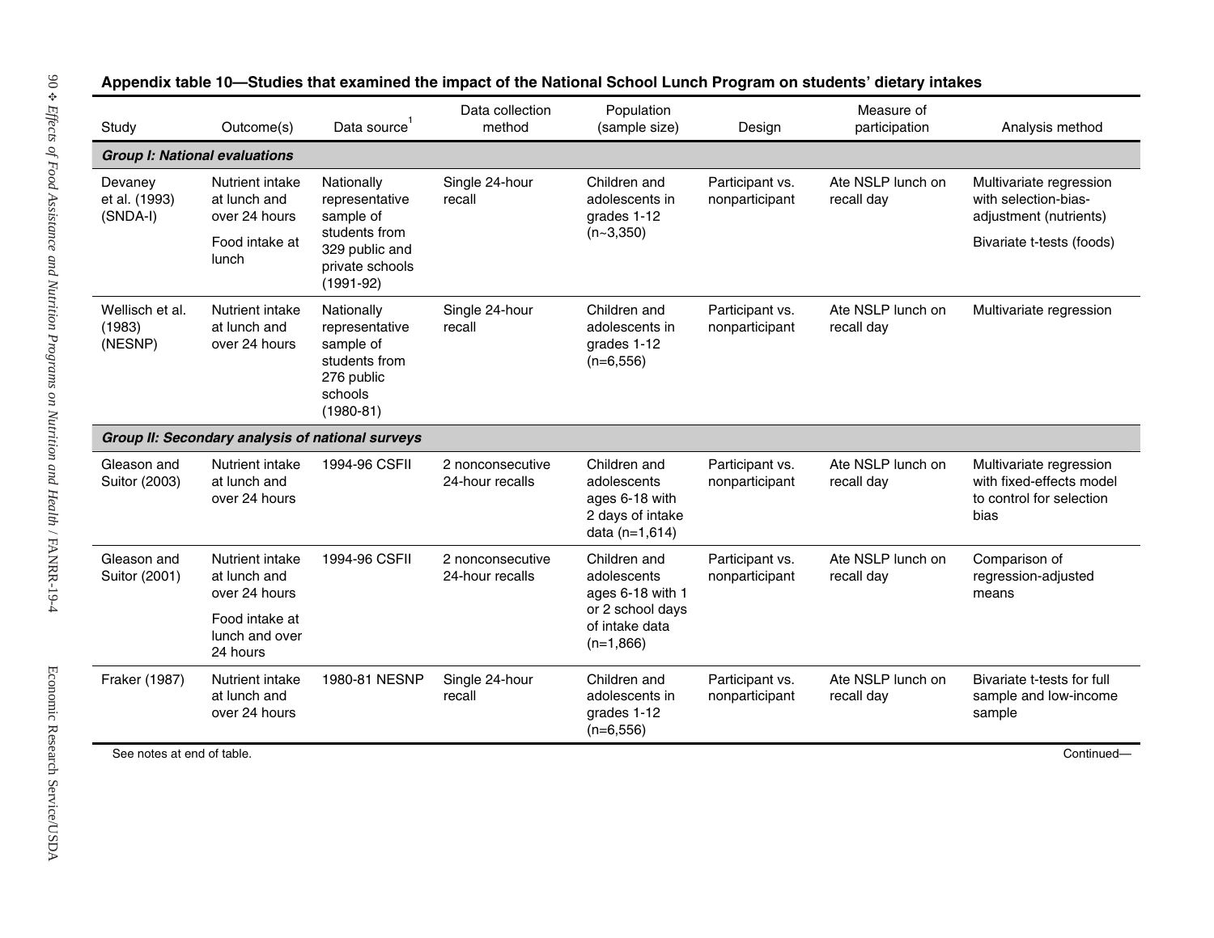**Appendix table 10—Studies that examined the impact of the National School Lunch Program on students' dietary intakes**

| Study | Outcome(s) | Data source[1] | Data collection method | Population (sample size) | Design | Measure of participation | Analysis method |
|---|---|---|---|---|---|---|---|
| ***Group I: National evaluations*** | | | | | | | |
| Devaney et al. (1993) (SNDA-I) | Nutrient intake at lunch and over 24 hours<br>Food intake at lunch | Nationally representative sample of students from 329 public and private schools (1991-92) | Single 24-hour recall | Children and adolescents in grades 1-12 (n~3,350) | Participant vs. nonparticipant | Ate NSLP lunch on recall day | Multivariate regression with selection-bias-adjustment (nutrients)<br>Bivariate t-tests (foods) |
| Wellisch et al. (1983) (NESNP) | Nutrient intake at lunch and over 24 hours | Nationally representative sample of students from 276 public schools (1980-81) | Single 24-hour recall | Children and adolescents in grades 1-12 (n=6,556) | Participant vs. nonparticipant | Ate NSLP lunch on recall day | Multivariate regression |
| ***Group II: Secondary analysis of national surveys*** | | | | | | | |
| Gleason and Suitor (2003) | Nutrient intake at lunch and over 24 hours | 1994-96 CSFII | 2 nonconsecutive 24-hour recalls | Children and adolescents ages 6-18 with 2 days of intake data (n=1,614) | Participant vs. nonparticipant | Ate NSLP lunch on recall day | Multivariate regression with fixed-effects model to control for selection bias |
| Gleason and Suitor (2001) | Nutrient intake at lunch and over 24 hours<br>Food intake at lunch and over 24 hours | 1994-96 CSFII | 2 nonconsecutive 24-hour recalls | Children and adolescents ages 6-18 with 1 or 2 school days of intake data (n=1,866) | Participant vs. nonparticipant | Ate NSLP lunch on recall day | Comparison of regression-adjusted means |
| Fraker (1987) | Nutrient intake at lunch and over 24 hours | 1980-81 NESNP | Single 24-hour recall | Children and adolescents in grades 1-12 (n=6,556) | Participant vs. nonparticipant | Ate NSLP lunch on recall day | Bivariate t-tests for full sample and low-income sample |

See notes at end of table.

Continued—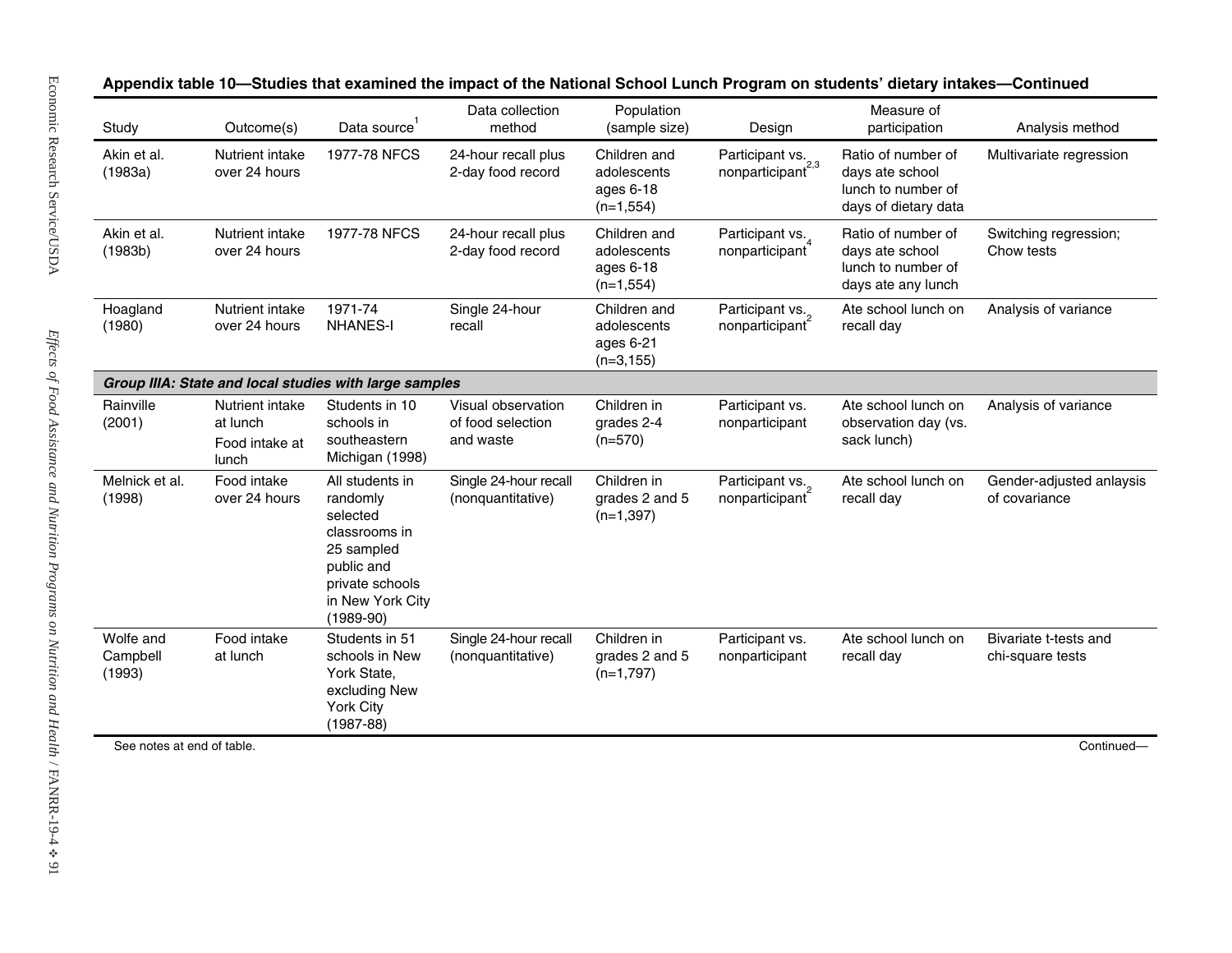**Appendix table 10—Studies that examined the impact of the National School Lunch Program on students' dietary intakes—Continued**

| Study | Outcome(s) | Data source[1] | Data collection method | Population (sample size) | Design | Measure of participation | Analysis method |
|---|---|---|---|---|---|---|---|
| Akin et al. (1983a) | Nutrient intake over 24 hours | 1977-78 NFCS | 24-hour recall plus 2-day food record | Children and adolescents ages 6-18 (n=1,554) | Participant vs. nonparticipant[2,3] | Ratio of number of days ate school lunch to number of days of dietary data | Multivariate regression |
| Akin et al. (1983b) | Nutrient intake over 24 hours | 1977-78 NFCS | 24-hour recall plus 2-day food record | Children and adolescents ages 6-18 (n=1,554) | Participant vs. nonparticipant[4] | Ratio of number of days ate school lunch to number of days ate any lunch | Switching regression; Chow tests |
| Hoagland (1980) | Nutrient intake over 24 hours | 1971-74 NHANES-I | Single 24-hour recall | Children and adolescents ages 6-21 (n=3,155) | Participant vs. nonparticipant[2] | Ate school lunch on recall day | Analysis of variance |
| ***Group IIIA: State and local studies with large samples*** | | | | | | | |
| Rainville (2001) | Nutrient intake at lunch<br>Food intake at lunch | Students in 10 schools in southeastern Michigan (1998) | Visual observation of food selection and waste | Children in grades 2-4 (n=570) | Participant vs. nonparticipant | Ate school lunch on observation day (vs. sack lunch) | Analysis of variance |
| Melnick et al. (1998) | Food intake over 24 hours | All students in randomly selected classrooms in 25 sampled public and private schools in New York City (1989-90) | Single 24-hour recall (nonquantitative) | Children in grades 2 and 5 (n=1,397) | Participant vs. nonparticipant[2] | Ate school lunch on recall day | Gender-adjusted anlaysis of covariance |
| Wolfe and Campbell (1993) | Food intake at lunch | Students in 51 schools in New York State, excluding New York City (1987-88) | Single 24-hour recall (nonquantitative) | Children in grades 2 and 5 (n=1,797) | Participant vs. nonparticipant | Ate school lunch on recall day | Bivariate t-tests and chi-square tests |

See notes at end of table.

Continued—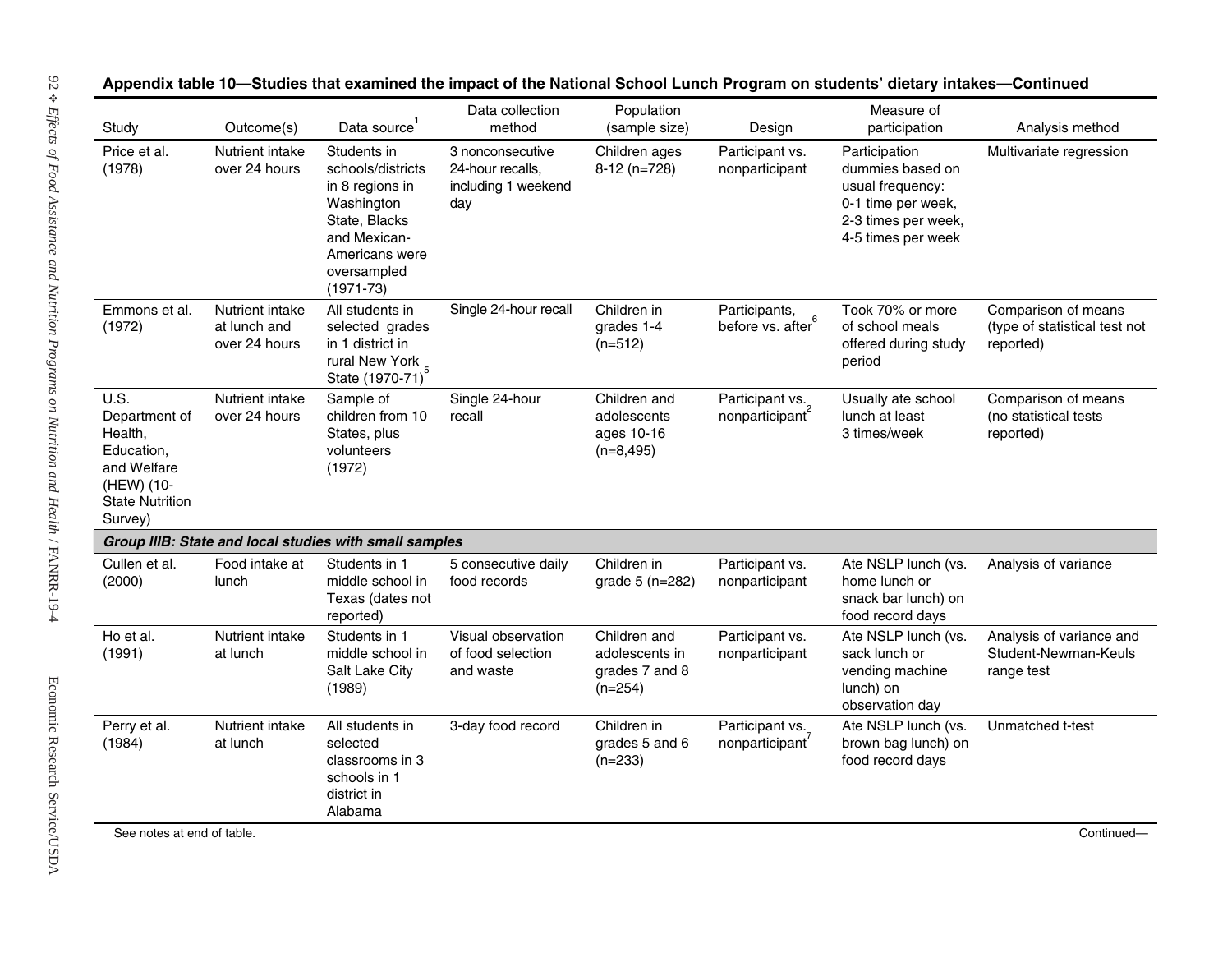**Appendix table 10—Studies that examined the impact of the National School Lunch Program on students' dietary intakes—Continued**

| Study | Outcome(s) | Data source[1] | Data collection method | Population (sample size) | Design | Measure of participation | Analysis method |
|---|---|---|---|---|---|---|---|
| Price et al. (1978) | Nutrient intake over 24 hours | Students in schools/districts in 8 regions in Washington State, Blacks and Mexican-Americans were oversampled (1971-73) | 3 nonconsecutive 24-hour recalls, including 1 weekend day | Children ages 8-12 (n=728) | Participant vs. nonparticipant | Participation dummies based on usual frequency: 0-1 time per week, 2-3 times per week, 4-5 times per week | Multivariate regression |
| Emmons et al. (1972) | Nutrient intake at lunch and over 24 hours | All students in selected grades in 1 district in rural New York State (1970-71)[5] | Single 24-hour recall | Children in grades 1-4 (n=512) | Participants, before vs. after[6] | Took 70% or more of school meals offered during study period | Comparison of means (type of statistical test not reported) |
| U.S. Department of Health, Education, and Welfare (HEW) (10-State Nutrition Survey) | Nutrient intake over 24 hours | Sample of children from 10 States, plus volunteers (1972) | Single 24-hour recall | Children and adolescents ages 10-16 (n=8,495) | Participant vs. nonparticipant[2] | Usually ate school lunch at least 3 times/week | Comparison of means (no statistical tests reported) |
| ***Group IIIB: State and local studies with small samples*** | | | | | | | |
| Cullen et al. (2000) | Food intake at lunch | Students in 1 middle school in Texas (dates not reported) | 5 consecutive daily food records | Children in grade 5 (n=282) | Participant vs. nonparticipant | Ate NSLP lunch (vs. home lunch or snack bar lunch) on food record days | Analysis of variance |
| Ho et al. (1991) | Nutrient intake at lunch | Students in 1 middle school in Salt Lake City (1989) | Visual observation of food selection and waste | Children and adolescents in grades 7 and 8 (n=254) | Participant vs. nonparticipant | Ate NSLP lunch (vs. sack lunch or vending machine lunch) on observation day | Analysis of variance and Student-Newman-Keuls range test |
| Perry et al. (1984) | Nutrient intake at lunch | All students in selected classrooms in 3 schools in 1 district in Alabama | 3-day food record | Children in grades 5 and 6 (n=233) | Participant vs. nonparticipant[7] | Ate NSLP lunch (vs. brown bag lunch) on food record days | Unmatched t-test |

See notes at end of table.

Continued—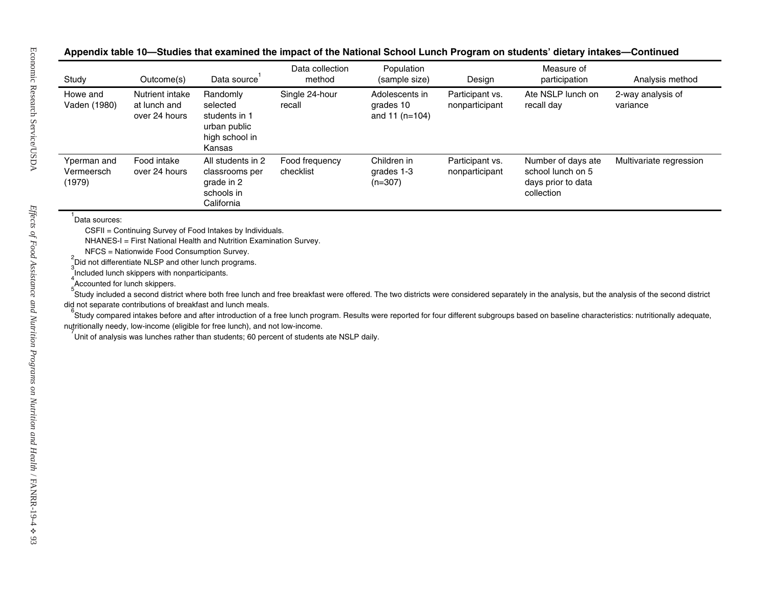**Appendix table 10—Studies that examined the impact of the National School Lunch Program on students' dietary intakes—Continued**

| Study | Outcome(s) | Data source[1] | Data collection method | Population (sample size) | Design | Measure of participation | Analysis method |
|---|---|---|---|---|---|---|---|
| Howe and Vaden (1980) | Nutrient intake at lunch and over 24 hours | Randomly selected students in 1 urban public high school in Kansas | Single 24-hour recall | Adolescents in grades 10 and 11 (n=104) | Participant vs. nonparticipant | Ate NSLP lunch on recall day | 2-way analysis of variance |
| Yperman and Vermeersch (1979) | Food intake over 24 hours | All students in 2 classrooms per grade in 2 schools in California | Food frequency checklist | Children in grades 1-3 (n=307) | Participant vs. nonparticipant | Number of days ate school lunch on 5 days prior to data collection | Multivariate regression |

[1]Data sources:

CSFII = Continuing Survey of Food Intakes by Individuals.

NHANES-I = First National Health and Nutrition Examination Survey.

NFCS = Nationwide Food Consumption Survey.

[2]Did not differentiate NLSP and other lunch programs.

[3]Included lunch skippers with nonparticipants.

[4]Accounted for lunch skippers.

[5]Study included a second district where both free lunch and free breakfast were offered. The two districts were considered separately in the analysis, but the analysis of the second district did not separate contributions of breakfast and lunch meals.

[6]Study compared intakes before and after introduction of a free lunch program. Results were reported for four different subgroups based on baseline characteristics: nutritionally adequate, nutritionally needy, low-income (eligible for free lunch), and not low-income.

[7]Unit of analysis was lunches rather than students; 60 percent of students ate NSLP daily.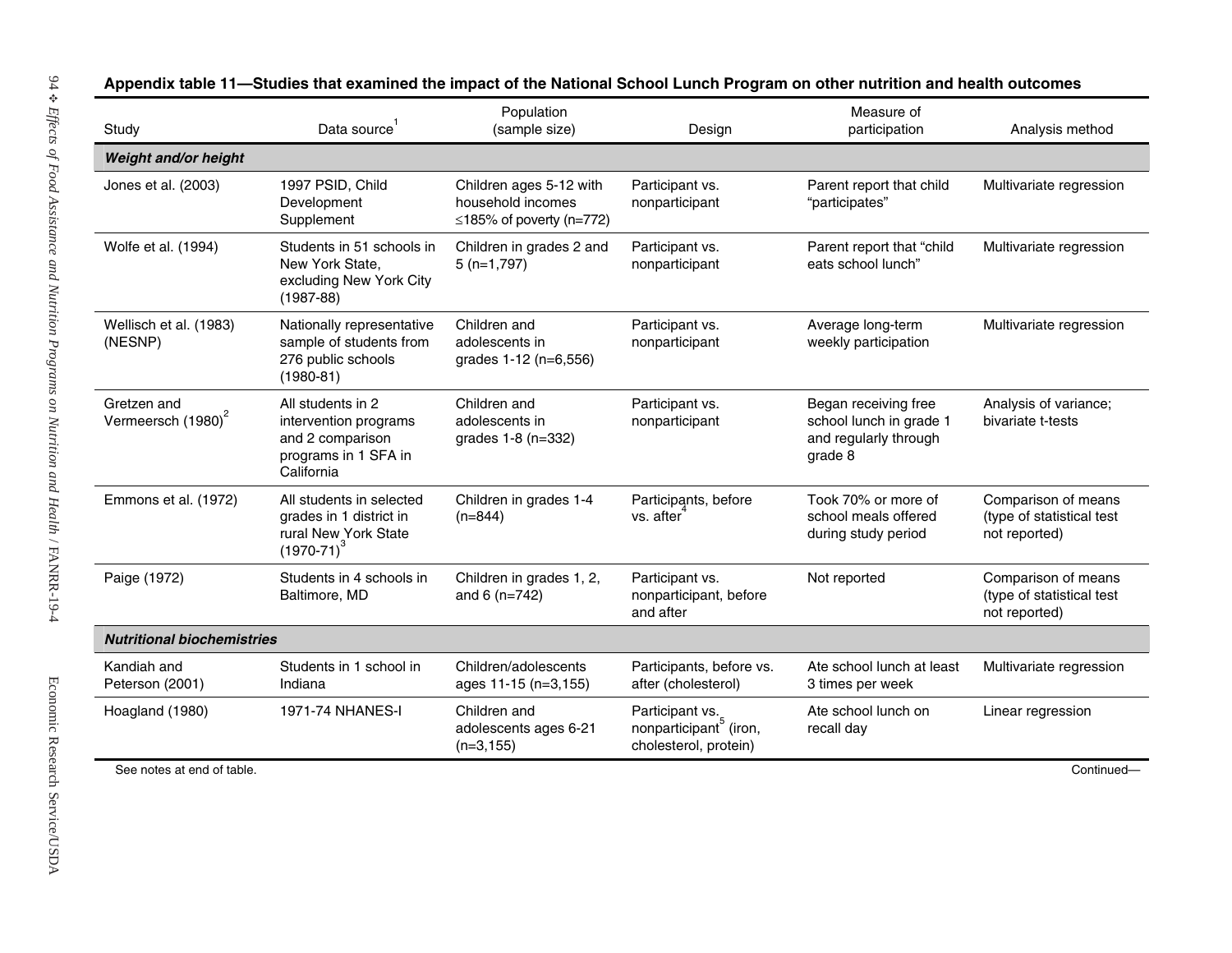**Appendix table 11—Studies that examined the impact of the National School Lunch Program on other nutrition and health outcomes**

| Study | Data source[1] | Population (sample size) | Design | Measure of participation | Analysis method |
|---|---|---|---|---|---|
| ***Weight and/or height*** | | | | | |
| Jones et al. (2003) | 1997 PSID, Child Development Supplement | Children ages 5-12 with household incomes ≤185% of poverty (n=772) | Participant vs. nonparticipant | Parent report that child "participates" | Multivariate regression |
| Wolfe et al. (1994) | Students in 51 schools in New York State, excluding New York City (1987-88) | Children in grades 2 and 5 (n=1,797) | Participant vs. nonparticipant | Parent report that "child eats school lunch" | Multivariate regression |
| Wellisch et al. (1983) (NESNP) | Nationally representative sample of students from 276 public schools (1980-81) | Children and adolescents in grades 1-12 (n=6,556) | Participant vs. nonparticipant | Average long-term weekly participation | Multivariate regression |
| Gretzen and Vermeersch (1980)[2] | All students in 2 intervention programs and 2 comparison programs in 1 SFA in California | Children and adolescents in grades 1-8 (n=332) | Participant vs. nonparticipant | Began receiving free school lunch in grade 1 and regularly through grade 8 | Analysis of variance; bivariate t-tests |
| Emmons et al. (1972) | All students in selected grades in 1 district in rural New York State (1970-71)[3] | Children in grades 1-4 (n=844) | Participants, before vs. after[4] | Took 70% or more of school meals offered during study period | Comparison of means (type of statistical test not reported) |
| Paige (1972) | Students in 4 schools in Baltimore, MD | Children in grades 1, 2, and 6 (n=742) | Participant vs. nonparticipant, before and after | Not reported | Comparison of means (type of statistical test not reported) |
| ***Nutritional biochemistries*** | | | | | |
| Kandiah and Peterson (2001) | Students in 1 school in Indiana | Children/adolescents ages 11-15 (n=3,155) | Participants, before vs. after (cholesterol) | Ate school lunch at least 3 times per week | Multivariate regression |
| Hoagland (1980) | 1971-74 NHANES-I | Children and adolescents ages 6-21 (n=3,155) | Participant vs. nonparticipant[5] (iron, cholesterol, protein) | Ate school lunch on recall day | Linear regression |

See notes at end of table.

Continued—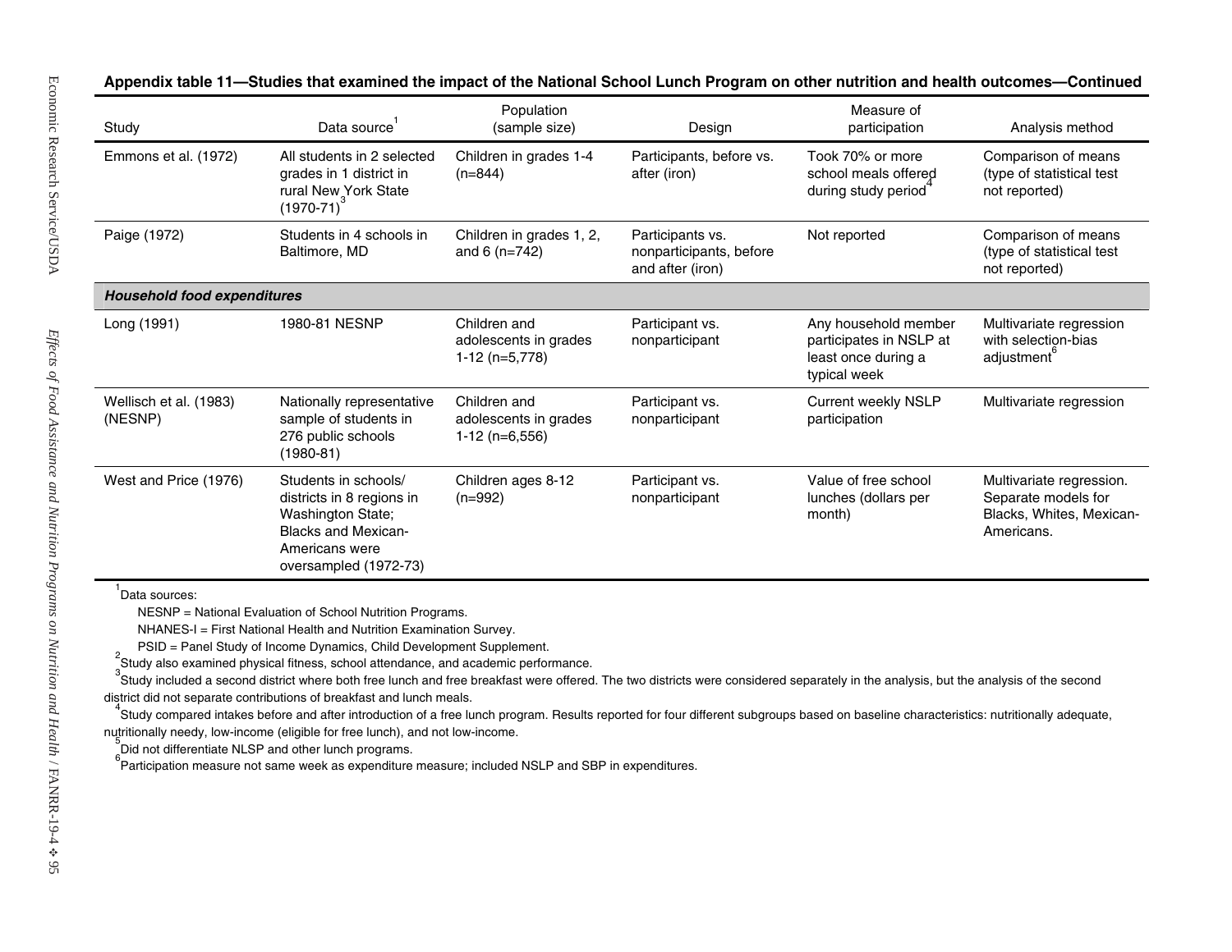**Appendix table 11—Studies that examined the impact of the National School Lunch Program on other nutrition and health outcomes—Continued**

| Study | Data source[1] | Population (sample size) | Design | Measure of participation | Analysis method |
|---|---|---|---|---|---|
| Emmons et al. (1972) | All students in 2 selected grades in 1 district in rural New York State (1970-71)[3] | Children in grades 1-4 (n=844) | Participants, before vs. after (iron) | Took 70% or more school meals offered during study period[4] | Comparison of means (type of statistical test not reported) |
| Paige (1972) | Students in 4 schools in Baltimore, MD | Children in grades 1, 2, and 6 (n=742) | Participants vs. nonparticipants, before and after (iron) | Not reported | Comparison of means (type of statistical test not reported) |
| ***Household food expenditures*** | | | | | |
| Long (1991) | 1980-81 NESNP | Children and adolescents in grades 1-12 (n=5,778) | Participant vs. nonparticipant | Any household member participates in NSLP at least once during a typical week | Multivariate regression with selection-bias adjustment[6] |
| Wellisch et al. (1983) (NESNP) | Nationally representative sample of students in 276 public schools (1980-81) | Children and adolescents in grades 1-12 (n=6,556) | Participant vs. nonparticipant | Current weekly NSLP participation | Multivariate regression |
| West and Price (1976) | Students in schools/ districts in 8 regions in Washington State; Blacks and Mexican-Americans were oversampled (1972-73) | Children ages 8-12 (n=992) | Participant vs. nonparticipant | Value of free school lunches (dollars per month) | Multivariate regression. Separate models for Blacks, Whites, Mexican-Americans. |

[1]Data sources:

NESNP = National Evaluation of School Nutrition Programs.

NHANES-I = First National Health and Nutrition Examination Survey.

PSID = Panel Study of Income Dynamics, Child Development Supplement.

[2]Study also examined physical fitness, school attendance, and academic performance.

[3]Study included a second district where both free lunch and free breakfast were offered. The two districts were considered separately in the analysis, but the analysis of the second district did not separate contributions of breakfast and lunch meals.

[4]Study compared intakes before and after introduction of a free lunch program. Results reported for four different subgroups based on baseline characteristics: nutritionally adequate, nutritionally needy, low-income (eligible for free lunch), and not low-income.

[5]Did not differentiate NLSP and other lunch programs.

[6]Participation measure not same week as expenditure measure; included NSLP and SBP in expenditures.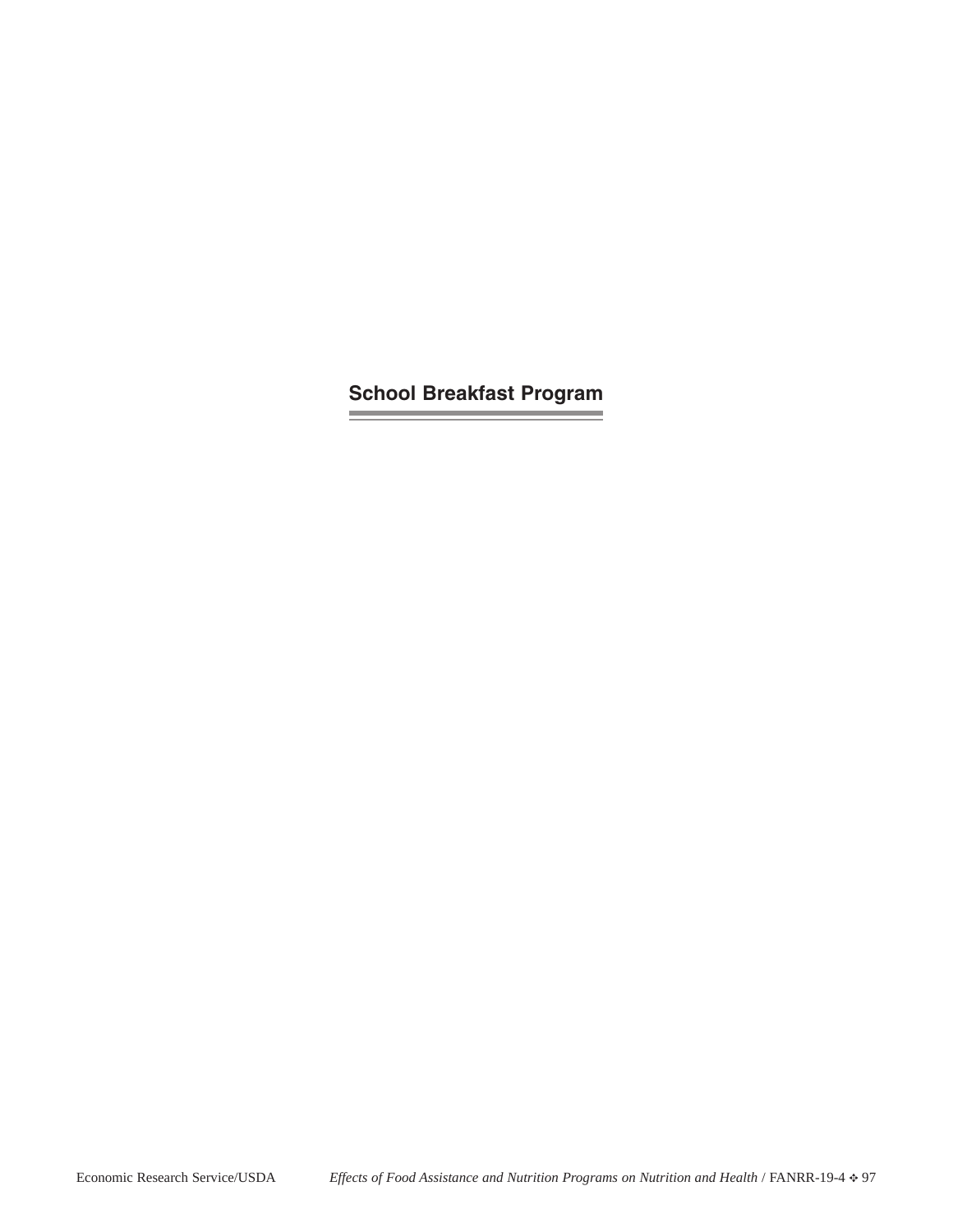# School Breakfast Program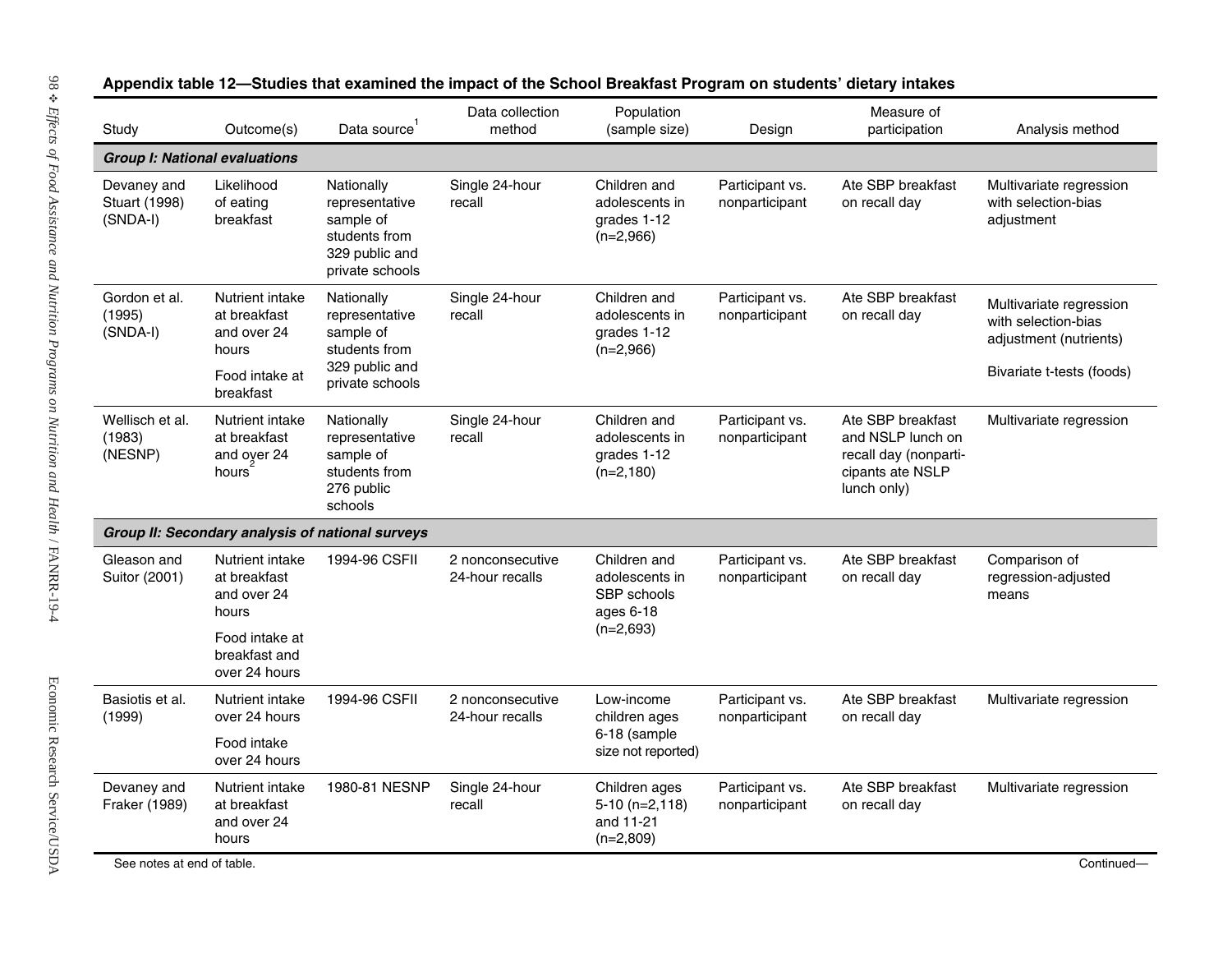**Appendix table 12—Studies that examined the impact of the School Breakfast Program on students' dietary intakes**

| Study | Outcome(s) | Data source[1] | Data collection method | Population (sample size) | Design | Measure of participation | Analysis method |
|---|---|---|---|---|---|---|---|
| ***Group I: National evaluations*** | | | | | | | |
| Devaney and Stuart (1998) (SNDA-I) | Likelihood of eating breakfast | Nationally representative sample of students from 329 public and private schools | Single 24-hour recall | Children and adolescents in grades 1-12 (n=2,966) | Participant vs. nonparticipant | Ate SBP breakfast on recall day | Multivariate regression with selection-bias adjustment |
| Gordon et al. (1995) (SNDA-I) | Nutrient intake at breakfast and over 24 hours<br><br>Food intake at breakfast | Nationally representative sample of students from 329 public and private schools | Single 24-hour recall | Children and adolescents in grades 1-12 (n=2,966) | Participant vs. nonparticipant | Ate SBP breakfast on recall day | Multivariate regression with selection-bias adjustment (nutrients)<br><br>Bivariate t-tests (foods) |
| Wellisch et al. (1983) (NESNP) | Nutrient intake at breakfast and over 24 hours[2] | Nationally representative sample of students from 276 public schools | Single 24-hour recall | Children and adolescents in grades 1-12 (n=2,180) | Participant vs. nonparticipant | Ate SBP breakfast and NSLP lunch on recall day (nonparticipants ate NSLP lunch only) | Multivariate regression |
| ***Group II: Secondary analysis of national surveys*** | | | | | | | |
| Gleason and Suitor (2001) | Nutrient intake at breakfast and over 24 hours<br><br>Food intake at breakfast and over 24 hours | 1994-96 CSFII | 2 nonconsecutive 24-hour recalls | Children and adolescents in SBP schools ages 6-18 (n=2,693) | Participant vs. nonparticipant | Ate SBP breakfast on recall day | Comparison of regression-adjusted means |
| Basiotis et al. (1999) | Nutrient intake over 24 hours<br><br>Food intake over 24 hours | 1994-96 CSFII | 2 nonconsecutive 24-hour recalls | Low-income children ages 6-18 (sample size not reported) | Participant vs. nonparticipant | Ate SBP breakfast on recall day | Multivariate regression |
| Devaney and Fraker (1989) | Nutrient intake at breakfast and over 24 hours | 1980-81 NESNP | Single 24-hour recall | Children ages 5-10 (n=2,118) and 11-21 (n=2,809) | Participant vs. nonparticipant | Ate SBP breakfast on recall day | Multivariate regression |

See notes at end of table.

Continued—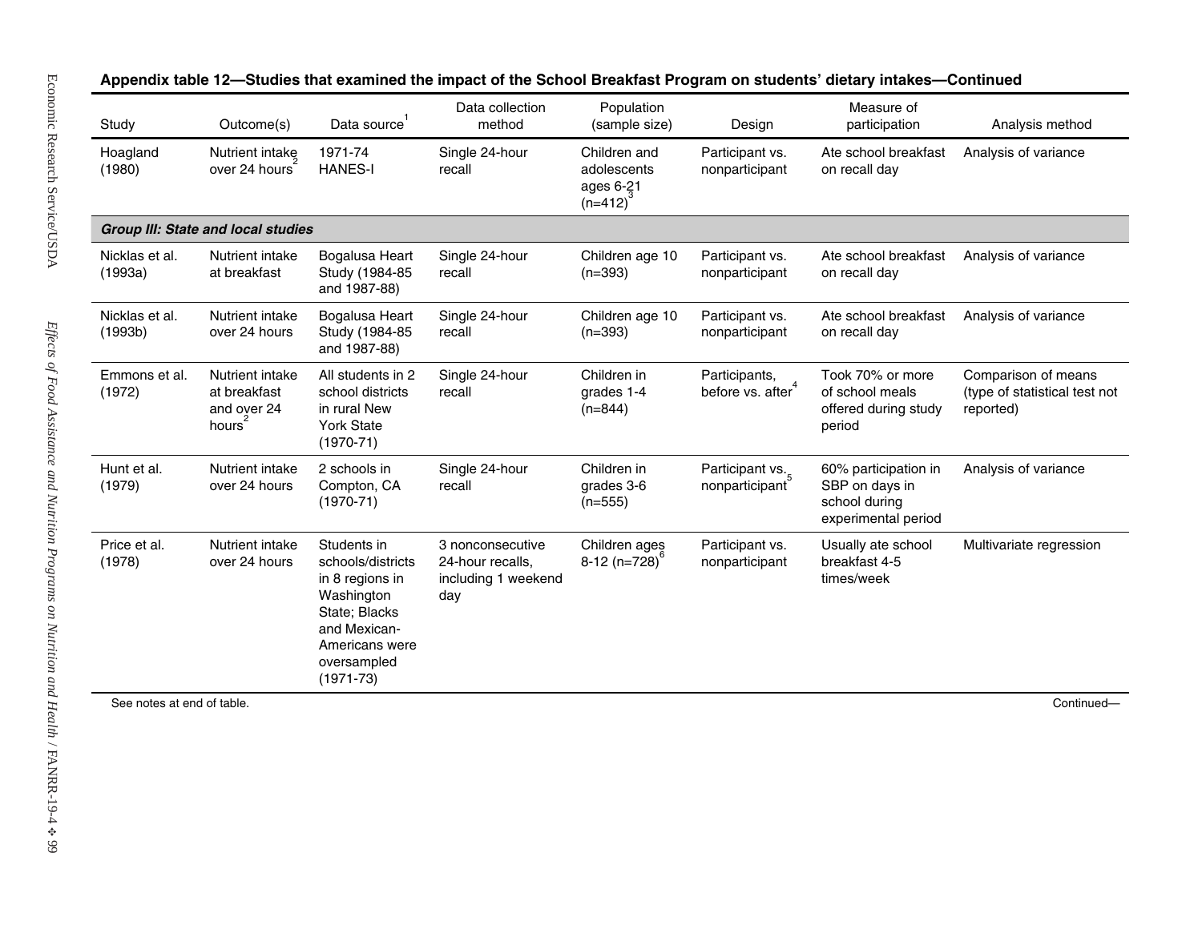**Appendix table 12—Studies that examined the impact of the School Breakfast Program on students' dietary intakes—Continued**

| Study | Outcome(s) | Data source[1] | Data collection method | Population (sample size) | Design | Measure of participation | Analysis method |
|---|---|---|---|---|---|---|---|
| Hoagland (1980) | Nutrient intake over 24 hours[2] | 1971-74 HANES-I | Single 24-hour recall | Children and adolescents ages 6-21[3] (n=412) | Participant vs. nonparticipant | Ate school breakfast on recall day | Analysis of variance |
| ***Group III: State and local studies*** | | | | | | | |
| Nicklas et al. (1993a) | Nutrient intake at breakfast | Bogalusa Heart Study (1984-85 and 1987-88) | Single 24-hour recall | Children age 10 (n=393) | Participant vs. nonparticipant | Ate school breakfast on recall day | Analysis of variance |
| Nicklas et al. (1993b) | Nutrient intake over 24 hours | Bogalusa Heart Study (1984-85 and 1987-88) | Single 24-hour recall | Children age 10 (n=393) | Participant vs. nonparticipant | Ate school breakfast on recall day | Analysis of variance |
| Emmons et al. (1972) | Nutrient intake at breakfast and over 24 hours[2] | All students in 2 school districts in rural New York State (1970-71) | Single 24-hour recall | Children in grades 1-4 (n=844) | Participants, before vs. after[4] | Took 70% or more of school meals offered during study period | Comparison of means (type of statistical test not reported) |
| Hunt et al. (1979) | Nutrient intake over 24 hours | 2 schools in Compton, CA (1970-71) | Single 24-hour recall | Children in grades 3-6 (n=555) | Participant vs. nonparticipant[5] | 60% participation in SBP on days in school during experimental period | Analysis of variance |
| Price et al. (1978) | Nutrient intake over 24 hours | Students in schools/districts in 8 regions in Washington State; Blacks and Mexican-Americans were oversampled (1971-73) | 3 nonconsecutive 24-hour recalls, including 1 weekend day | Children ages 8-12 (n=728)[6] | Participant vs. nonparticipant | Usually ate school breakfast 4-5 times/week | Multivariate regression |

See notes at end of table.

Continued—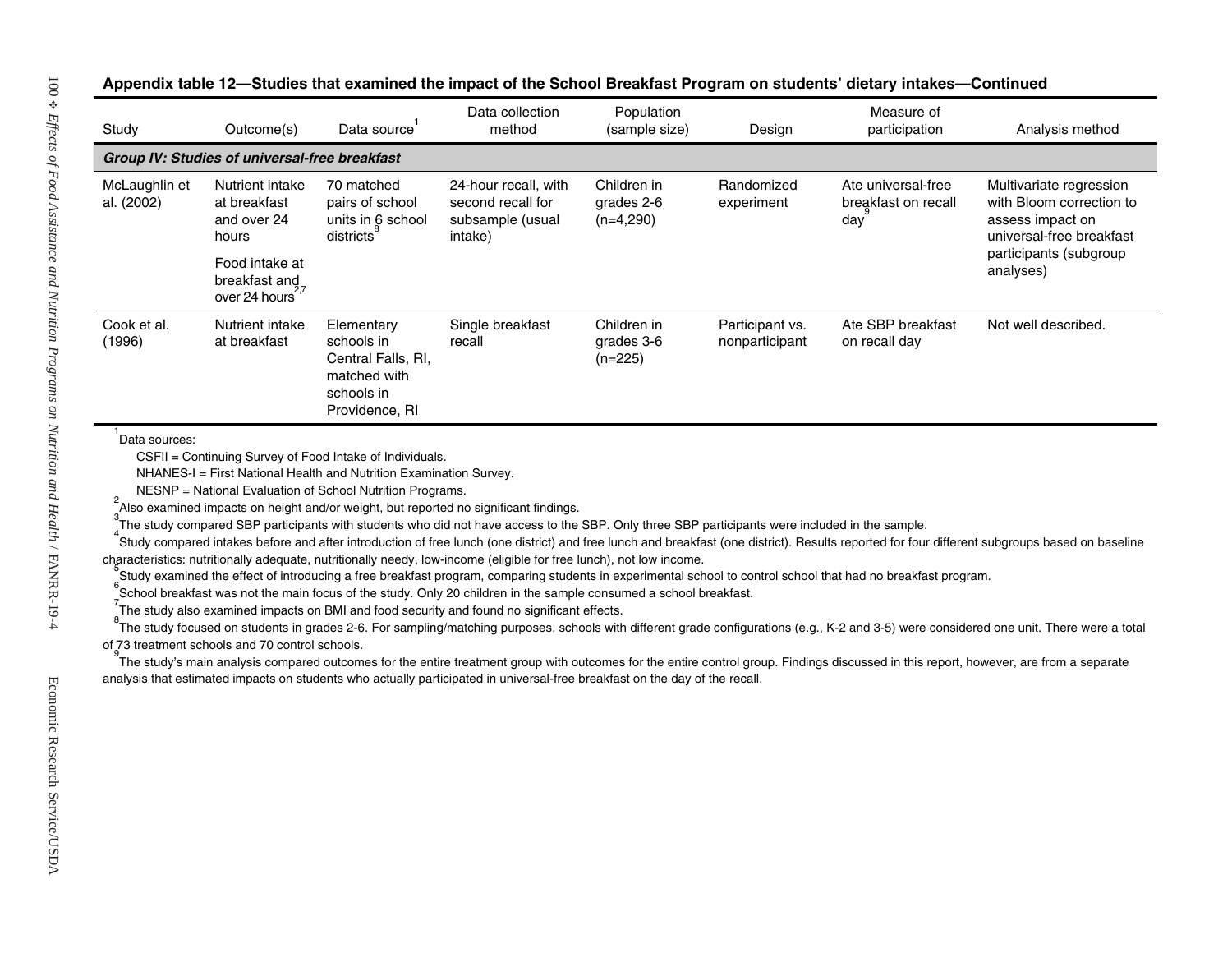**Appendix table 12—Studies that examined the impact of the School Breakfast Program on students' dietary intakes—Continued**

| Study | Outcome(s) | Data source[1] | Data collection method | Population (sample size) | Design | Measure of participation | Analysis method |
|---|---|---|---|---|---|---|---|
| ***Group IV: Studies of universal-free breakfast*** | | | | | | | |
| McLaughlin et al. (2002) | Nutrient intake at breakfast and over 24 hours<br>Food intake at breakfast and over 24 hours[2,7] | 70 matched pairs of school units in 6 school districts[8] | 24-hour recall, with second recall for subsample (usual intake) | Children in grades 2-6 (n=4,290) | Randomized experiment | Ate universal-free breakfast on recall day[9] | Multivariate regression with Bloom correction to assess impact on universal-free breakfast participants (subgroup analyses) |
| Cook et al. (1996) | Nutrient intake at breakfast | Elementary schools in Central Falls, RI, matched with schools in Providence, RI | Single breakfast recall | Children in grades 3-6 (n=225) | Participant vs. nonparticipant | Ate SBP breakfast on recall day | Not well described. |

[1]Data sources:
CSFII = Continuing Survey of Food Intake of Individuals.
NHANES-I = First National Health and Nutrition Examination Survey.
NESNP = National Evaluation of School Nutrition Programs.

[2]Also examined impacts on height and/or weight, but reported no significant findings.

[3]The study compared SBP participants with students who did not have access to the SBP. Only three SBP participants were included in the sample.

[4]Study compared intakes before and after introduction of free lunch (one district) and free lunch and breakfast (one district). Results reported for four different subgroups based on baseline characteristics: nutritionally adequate, nutritionally needy, low-income (eligible for free lunch), not low income.

[5]Study examined the effect of introducing a free breakfast program, comparing students in experimental school to control school that had no breakfast program.

[6]School breakfast was not the main focus of the study. Only 20 children in the sample consumed a school breakfast.

[7]The study also examined impacts on BMI and food security and found no significant effects.

[8]The study focused on students in grades 2-6. For sampling/matching purposes, schools with different grade configurations (e.g., K-2 and 3-5) were considered one unit. There were a total of 73 treatment schools and 70 control schools.

[9]The study's main analysis compared outcomes for the entire treatment group with outcomes for the entire control group. Findings discussed in this report, however, are from a separate analysis that estimated impacts on students who actually participated in universal-free breakfast on the day of the recall.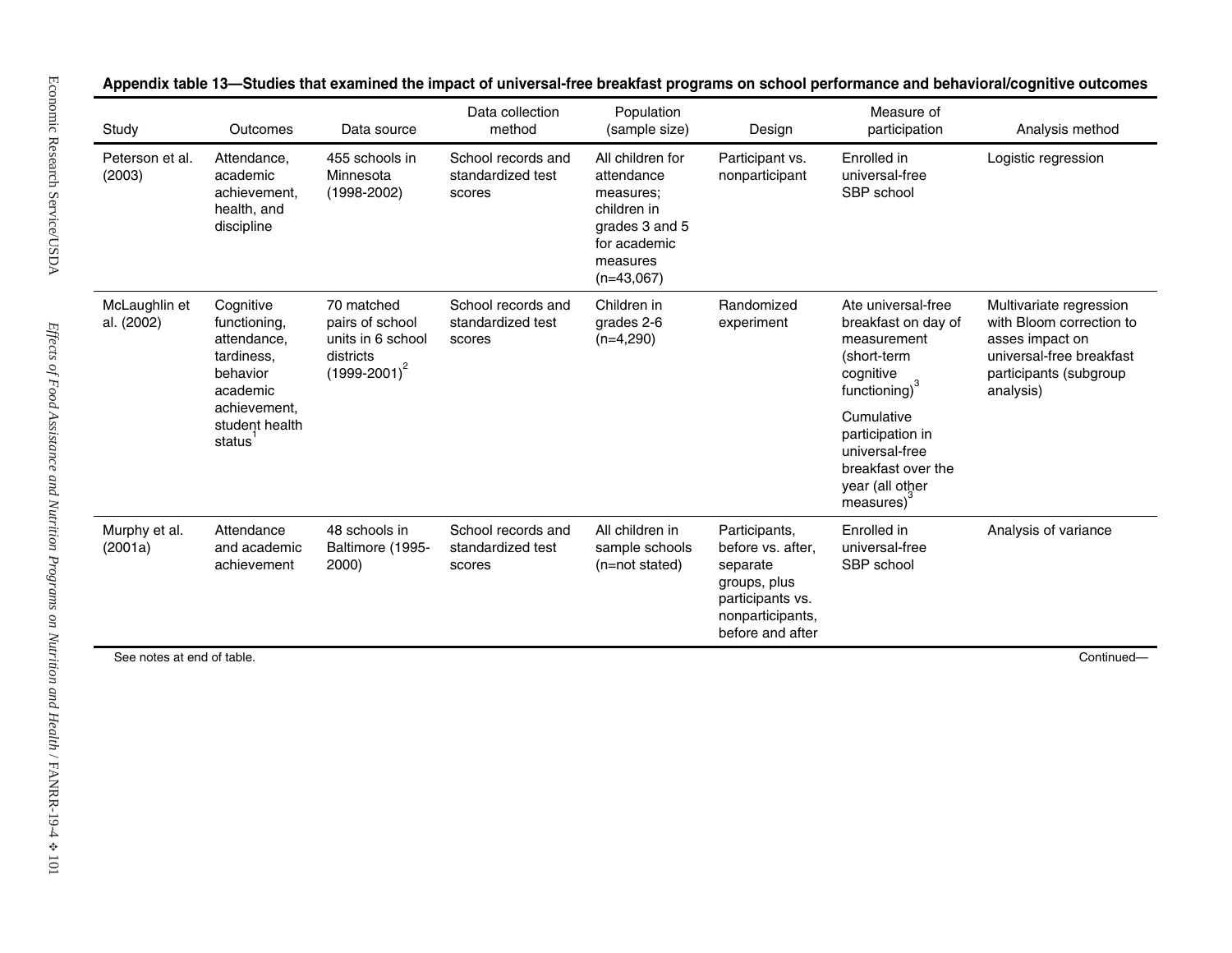**Appendix table 13—Studies that examined the impact of universal-free breakfast programs on school performance and behavioral/cognitive outcomes**

| Study | Outcomes | Data source | Data collection method | Population (sample size) | Design | Measure of participation | Analysis method |
|---|---|---|---|---|---|---|---|
| Peterson et al. (2003) | Attendance, academic achievement, health, and discipline | 455 schools in Minnesota (1998-2002) | School records and standardized test scores | All children for attendance measures; children in grades 3 and 5 for academic measures (n=43,067) | Participant vs. nonparticipant | Enrolled in universal-free SBP school | Logistic regression |
| McLaughlin et al. (2002) | Cognitive functioning, attendance, tardiness, behavior academic achievement, student health status[1] | 70 matched pairs of school units in 6 school districts (1999-2001)[2] | School records and standardized test scores | Children in grades 2-6 (n=4,290) | Randomized experiment | Ate universal-free breakfast on day of measurement (short-term cognitive functioning)[3] Cumulative participation in universal-free breakfast over the year (all other measures)[3] | Multivariate regression with Bloom correction to asses impact on universal-free breakfast participants (subgroup analysis) |
| Murphy et al. (2001a) | Attendance and academic achievement | 48 schools in Baltimore (1995-2000) | School records and standardized test scores | All children in sample schools (n=not stated) | Participants, before vs. after, separate groups, plus participants vs. nonparticipants, before and after | Enrolled in universal-free SBP school | Analysis of variance |

See notes at end of table.

Continued—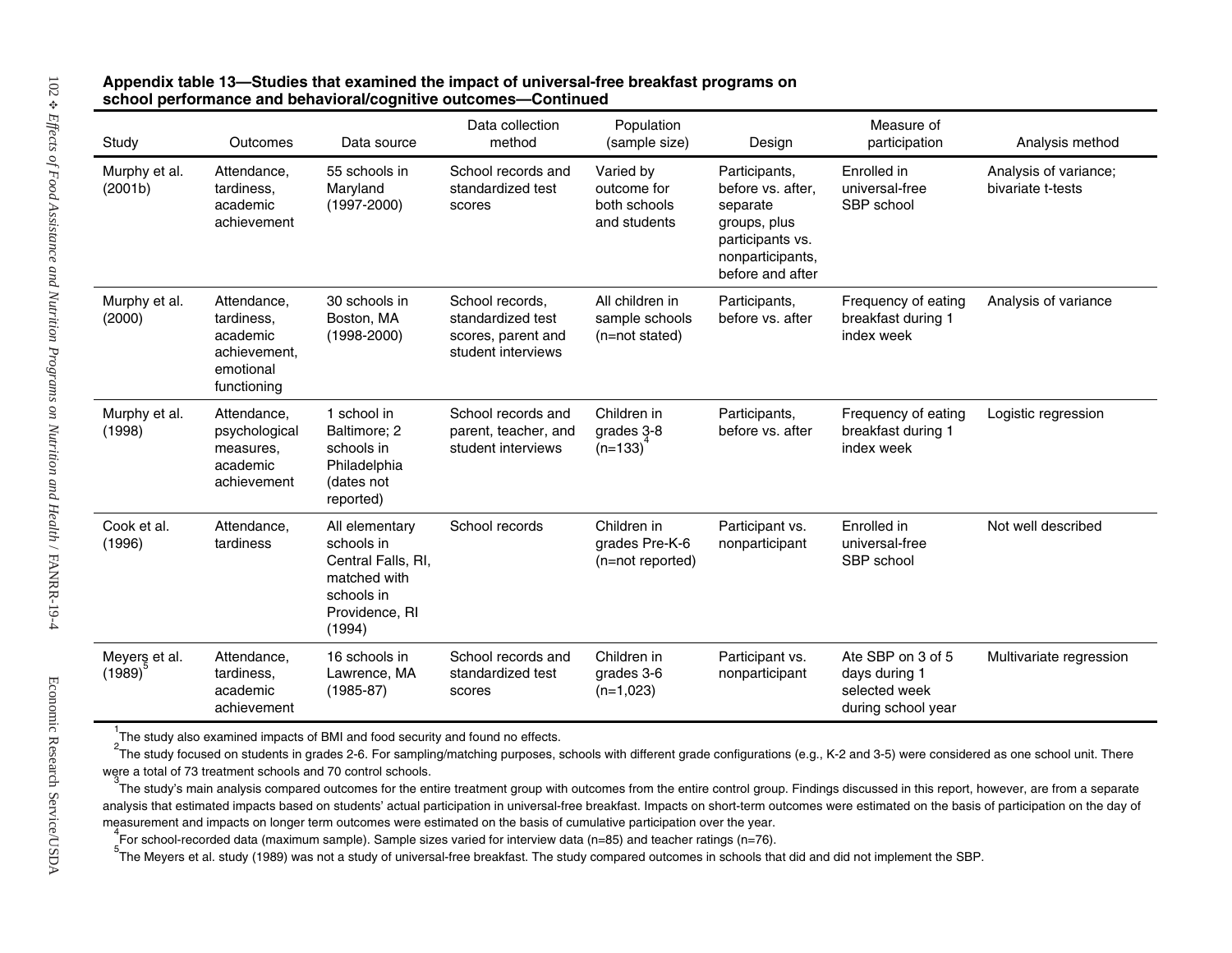**Appendix table 13—Studies that examined the impact of universal-free breakfast programs on school performance and behavioral/cognitive outcomes—Continued**

| Study | Outcomes | Data source | Data collection method | Population (sample size) | Design | Measure of participation | Analysis method |
|---|---|---|---|---|---|---|---|
| Murphy et al. (2001b) | Attendance, tardiness, academic achievement | 55 schools in Maryland (1997-2000) | School records and standardized test scores | Varied by outcome for both schools and students | Participants, before vs. after, separate groups, plus participants vs. nonparticipants, before and after | Enrolled in universal-free SBP school | Analysis of variance; bivariate t-tests |
| Murphy et al. (2000) | Attendance, tardiness, academic achievement, emotional functioning | 30 schools in Boston, MA (1998-2000) | School records, standardized test scores, parent and student interviews | All children in sample schools (n=not stated) | Participants, before vs. after | Frequency of eating breakfast during 1 index week | Analysis of variance |
| Murphy et al. (1998) | Attendance, psychological measures, academic achievement | 1 school in Baltimore; 2 schools in Philadelphia (dates not reported) | School records and parent, teacher, and student interviews | Children in grades 3-8 (n=133)[4] | Participants, before vs. after | Frequency of eating breakfast during 1 index week | Logistic regression |
| Cook et al. (1996) | Attendance, tardiness | All elementary schools in Central Falls, RI, matched with schools in Providence, RI (1994) | School records | Children in grades Pre-K-6 (n=not reported) | Participant vs. nonparticipant | Enrolled in universal-free SBP school | Not well described |
| Meyers et al. (1989)[5] | Attendance, tardiness, academic achievement | 16 schools in Lawrence, MA (1985-87) | School records and standardized test scores | Children in grades 3-6 (n=1,023) | Participant vs. nonparticipant | Ate SBP on 3 of 5 days during 1 selected week during school year | Multivariate regression |

[1]The study also examined impacts of BMI and food security and found no effects.

[2]The study focused on students in grades 2-6. For sampling/matching purposes, schools with different grade configurations (e.g., K-2 and 3-5) were considered as one school unit. There were a total of 73 treatment schools and 70 control schools.

[3]The study's main analysis compared outcomes for the entire treatment group with outcomes from the entire control group. Findings discussed in this report, however, are from a separate analysis that estimated impacts based on students' actual participation in universal-free breakfast. Impacts on short-term outcomes were estimated on the basis of participation on the day of measurement and impacts on longer term outcomes were estimated on the basis of cumulative participation over the year.

[4]For school-recorded data (maximum sample). Sample sizes varied for interview data (n=85) and teacher ratings (n=76).

[5]The Meyers et al. study (1989) was not a study of universal-free breakfast. The study compared outcomes in schools that did and did not implement the SBP.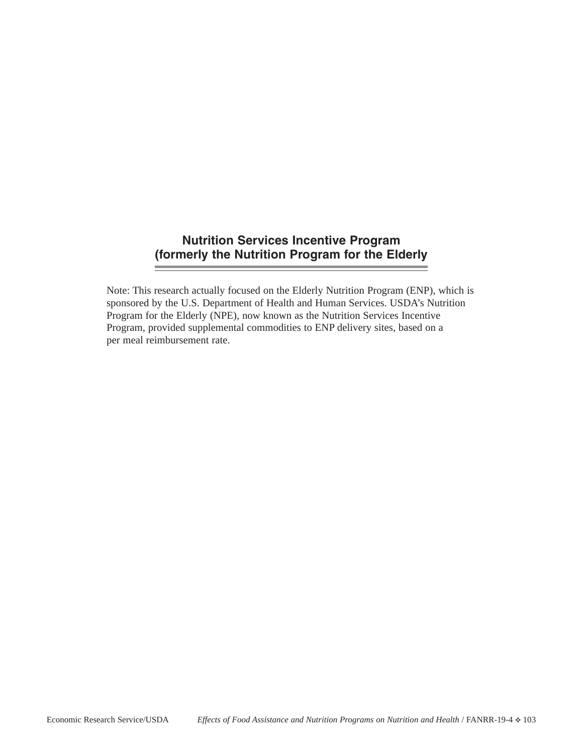## Nutrition Services Incentive Program (formerly the Nutrition Program for the Elderly

Note: This research actually focused on the Elderly Nutrition Program (ENP), which is sponsored by the U.S. Department of Health and Human Services. USDA's Nutrition Program for the Elderly (NPE), now known as the Nutrition Services Incentive Program, provided supplemental commodities to ENP delivery sites, based on a per meal reimbursement rate.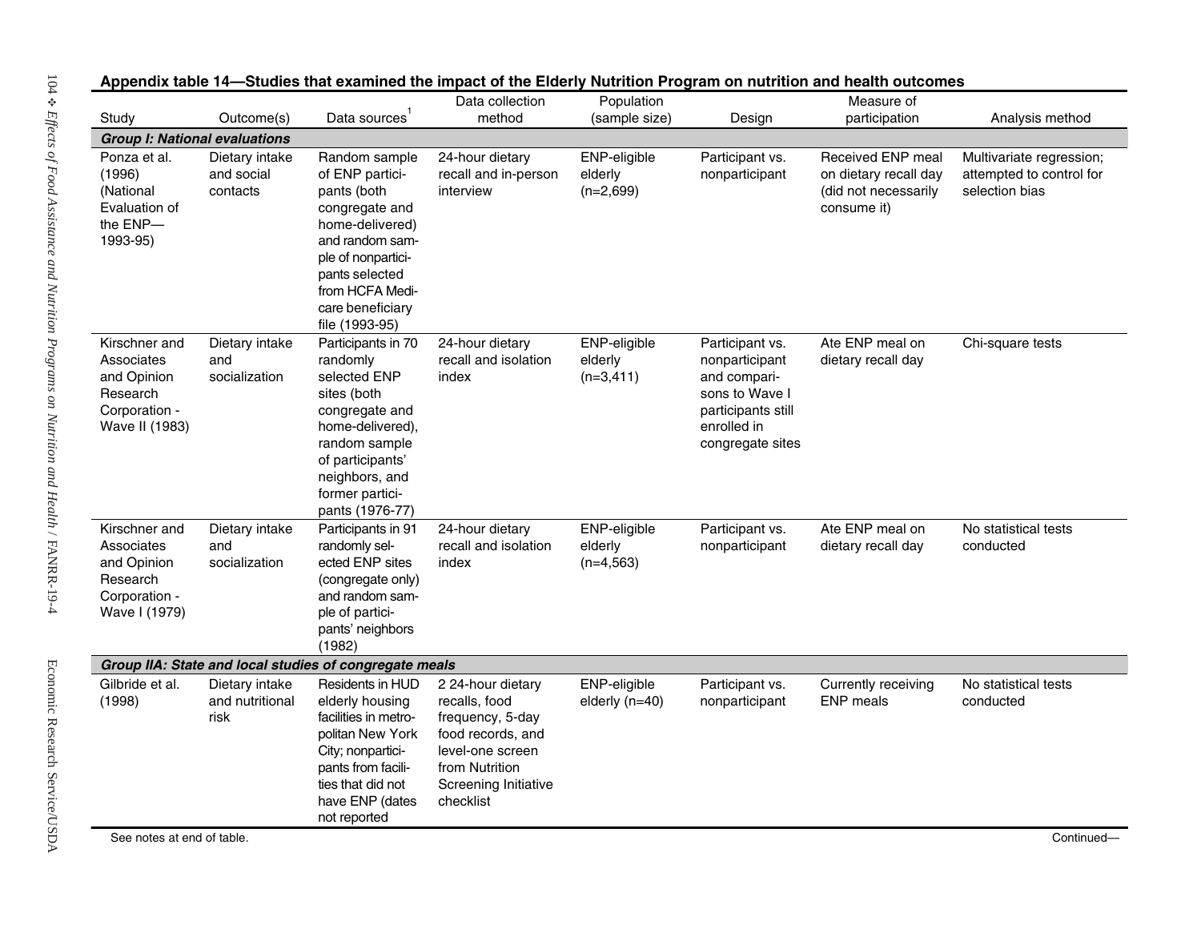**Appendix table 14—Studies that examined the impact of the Elderly Nutrition Program on nutrition and health outcomes**

| Study | Outcome(s) | Data sources[1] | Data collection method | Population (sample size) | Design | Measure of participation | Analysis method |
|---|---|---|---|---|---|---|---|
| ***Group I: National evaluations*** | | | | | | | |
| Ponza et al. (1996) (National Evaluation of the ENP—1993-95) | Dietary intake and social contacts | Random sample of ENP participants (both congregate and home-delivered) and random sample of nonparticipants selected from HCFA Medicare beneficiary file (1993-95) | 24-hour dietary recall and in-person interview | ENP-eligible elderly (n=2,699) | Participant vs. nonparticipant | Received ENP meal on dietary recall day (did not necessarily consume it) | Multivariate regression; attempted to control for selection bias |
| Kirschner and Associates and Opinion Research Corporation - Wave II (1983) | Dietary intake and socialization | Participants in 70 randomly selected ENP sites (both congregate and home-delivered), random sample of participants' neighbors, and former participants (1976-77) | 24-hour dietary recall and isolation index | ENP-eligible elderly (n=3,411) | Participant vs. nonparticipant and comparisons to Wave I participants still enrolled in congregate sites | Ate ENP meal on dietary recall day | Chi-square tests |
| Kirschner and Associates and Opinion Research Corporation - Wave I (1979) | Dietary intake and socialization | Participants in 91 randomly selected ENP sites (congregate only) and random sample of participants' neighbors (1982) | 24-hour dietary recall and isolation index | ENP-eligible elderly (n=4,563) | Participant vs. nonparticipant | Ate ENP meal on dietary recall day | No statistical tests conducted |
| ***Group IIA: State and local studies of congregate meals*** | | | | | | | |
| Gilbride et al. (1998) | Dietary intake and nutritional risk | Residents in HUD elderly housing facilities in metropolitan New York City; nonparticipants from facilities that did not have ENP (dates not reported | 2 24-hour dietary recalls, food frequency, 5-day food records, and level-one screen from Nutrition Screening Initiative checklist | ENP-eligible elderly (n=40) | Participant vs. nonparticipant | Currently receiving ENP meals | No statistical tests conducted |

See notes at end of table.

Continued—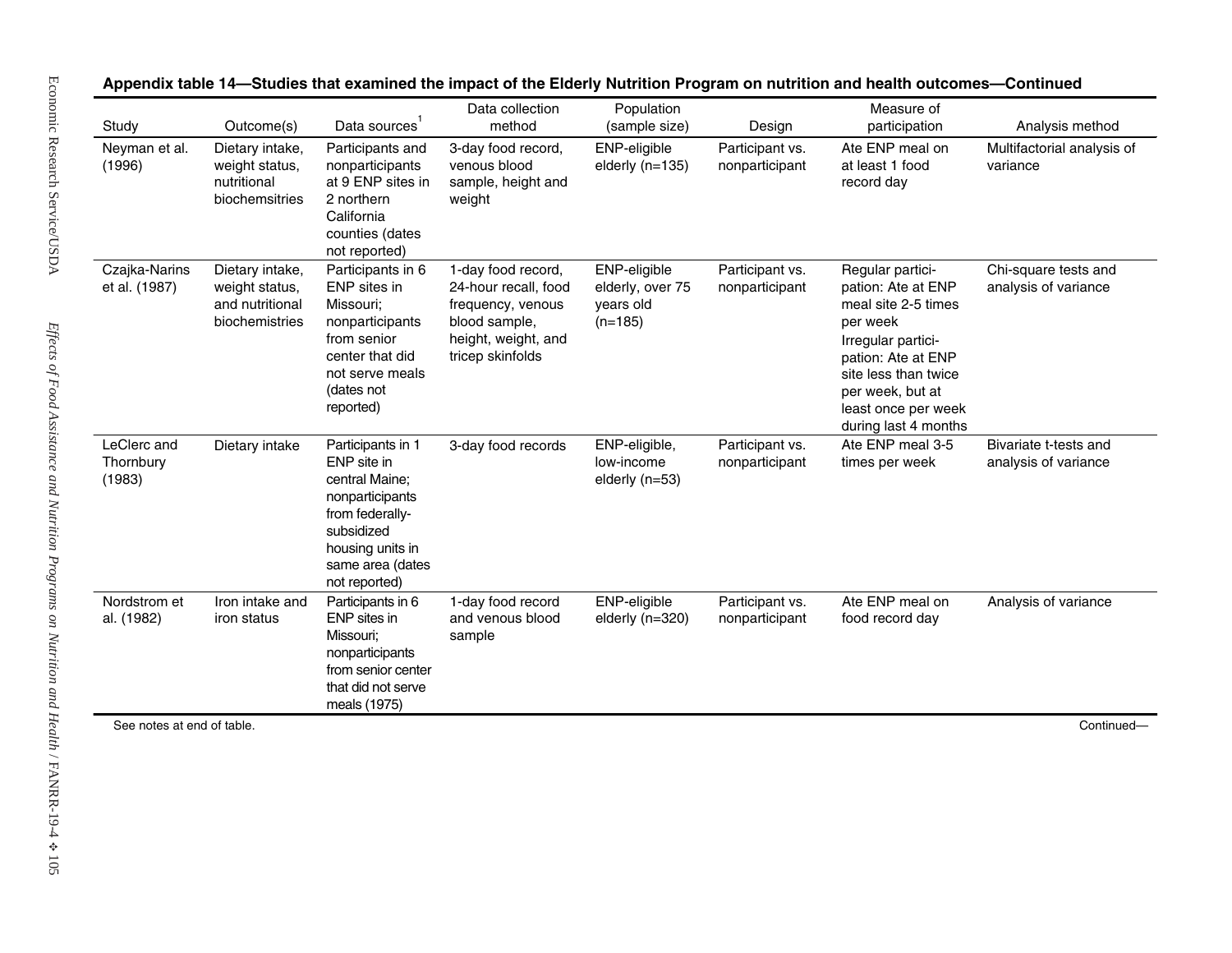**Appendix table 14—Studies that examined the impact of the Elderly Nutrition Program on nutrition and health outcomes—Continued**

| Study | Outcome(s) | Data sources[1] | Data collection method | Population (sample size) | Design | Measure of participation | Analysis method |
|---|---|---|---|---|---|---|---|
| Neyman et al. (1996) | Dietary intake, weight status, nutritional biochemsitries | Participants and nonparticipants at 9 ENP sites in 2 northern California counties (dates not reported) | 3-day food record, venous blood sample, height and weight | ENP-eligible elderly (n=135) | Participant vs. nonparticipant | Ate ENP meal on at least 1 food record day | Multifactorial analysis of variance |
| Czajka-Narins et al. (1987) | Dietary intake, weight status, and nutritional biochemistries | Participants in 6 ENP sites in Missouri; nonparticipants from senior center that did not serve meals (dates not reported) | 1-day food record, 24-hour recall, food frequency, venous blood sample, height, weight, and tricep skinfolds | ENP-eligible elderly, over 75 years old (n=185) | Participant vs. nonparticipant | Regular participation: Ate at ENP meal site 2-5 times per week<br>Irregular participation: Ate at ENP site less than twice per week, but at least once per week during last 4 months | Chi-square tests and analysis of variance |
| LeClerc and Thornbury (1983) | Dietary intake | Participants in 1 ENP site in central Maine; nonparticipants from federally-subsidized housing units in same area (dates not reported) | 3-day food records | ENP-eligible, low-income elderly (n=53) | Participant vs. nonparticipant | Ate ENP meal 3-5 times per week | Bivariate t-tests and analysis of variance |
| Nordstrom et al. (1982) | Iron intake and iron status | Participants in 6 ENP sites in Missouri; nonparticipants from senior center that did not serve meals (1975) | 1-day food record and venous blood sample | ENP-eligible elderly (n=320) | Participant vs. nonparticipant | Ate ENP meal on food record day | Analysis of variance |

See notes at end of table.

Continued—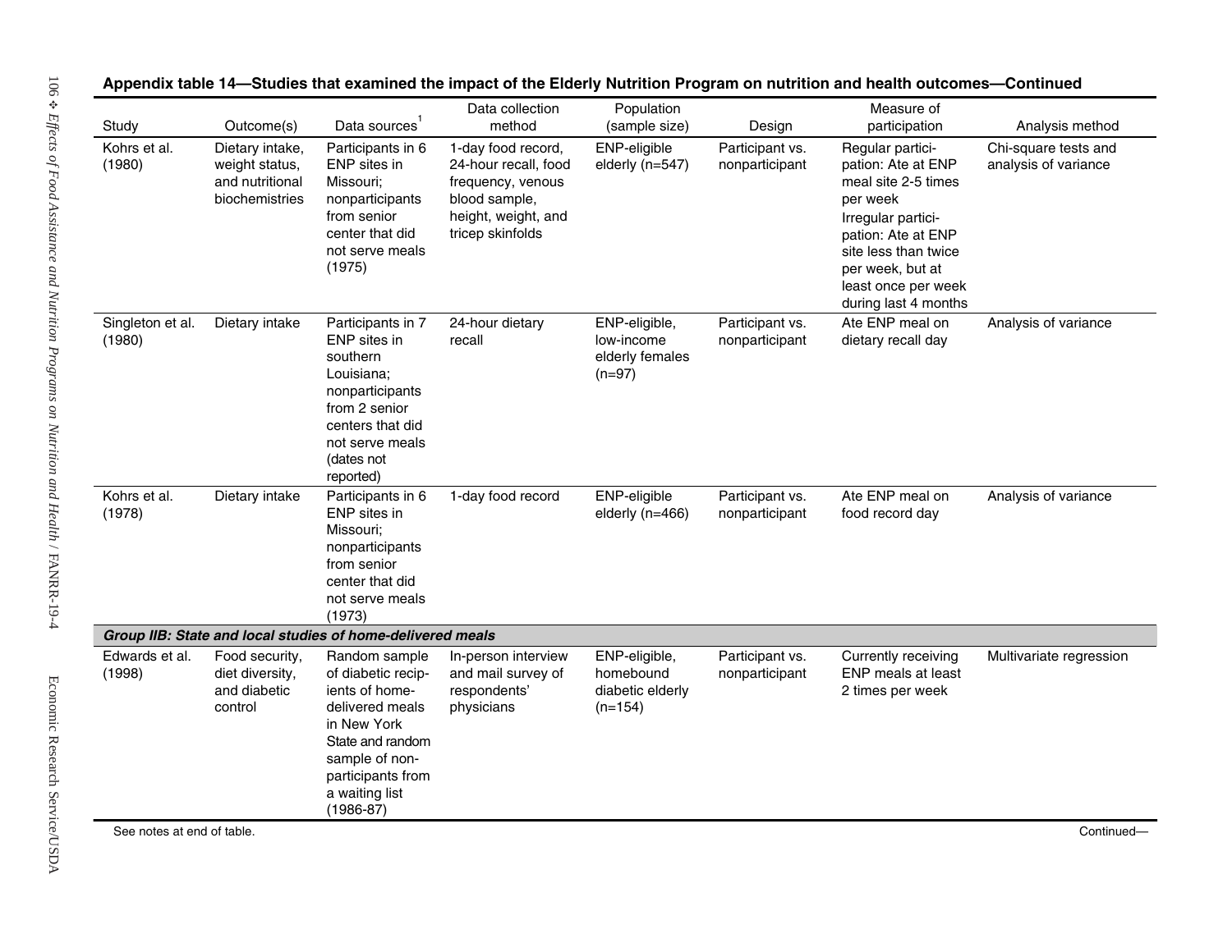**Appendix table 14—Studies that examined the impact of the Elderly Nutrition Program on nutrition and health outcomes—Continued**

| Study | Outcome(s) | Data sources[1] | Data collection method | Population (sample size) | Design | Measure of participation | Analysis method |
|---|---|---|---|---|---|---|---|
| Kohrs et al. (1980) | Dietary intake, weight status, and nutritional biochemistries | Participants in 6 ENP sites in Missouri; nonparticipants from senior center that did not serve meals (1975) | 1-day food record, 24-hour recall, food frequency, venous blood sample, height, weight, and tricep skinfolds | ENP-eligible elderly (n=547) | Participant vs. nonparticipant | Regular participation: Ate at ENP meal site 2-5 times per week<br>Irregular participation: Ate at ENP site less than twice per week, but at least once per week during last 4 months | Chi-square tests and analysis of variance |
| Singleton et al. (1980) | Dietary intake | Participants in 7 ENP sites in southern Louisiana; nonparticipants from 2 senior centers that did not serve meals (dates not reported) | 24-hour dietary recall | ENP-eligible, low-income elderly females (n=97) | Participant vs. nonparticipant | Ate ENP meal on dietary recall day | Analysis of variance |
| Kohrs et al. (1978) | Dietary intake | Participants in 6 ENP sites in Missouri; nonparticipants from senior center that did not serve meals (1973) | 1-day food record | ENP-eligible elderly (n=466) | Participant vs. nonparticipant | Ate ENP meal on food record day | Analysis of variance |
| ***Group IIB: State and local studies of home-delivered meals*** | | | | | | | |
| Edwards et al. (1998) | Food security, diet diversity, and diabetic control | Random sample of diabetic recipients of home-delivered meals in New York State and random sample of nonparticipants from a waiting list (1986-87) | In-person interview and mail survey of respondents' physicians | ENP-eligible, homebound diabetic elderly (n=154) | Participant vs. nonparticipant | Currently receiving ENP meals at least 2 times per week | Multivariate regression |

See notes at end of table.

Continued—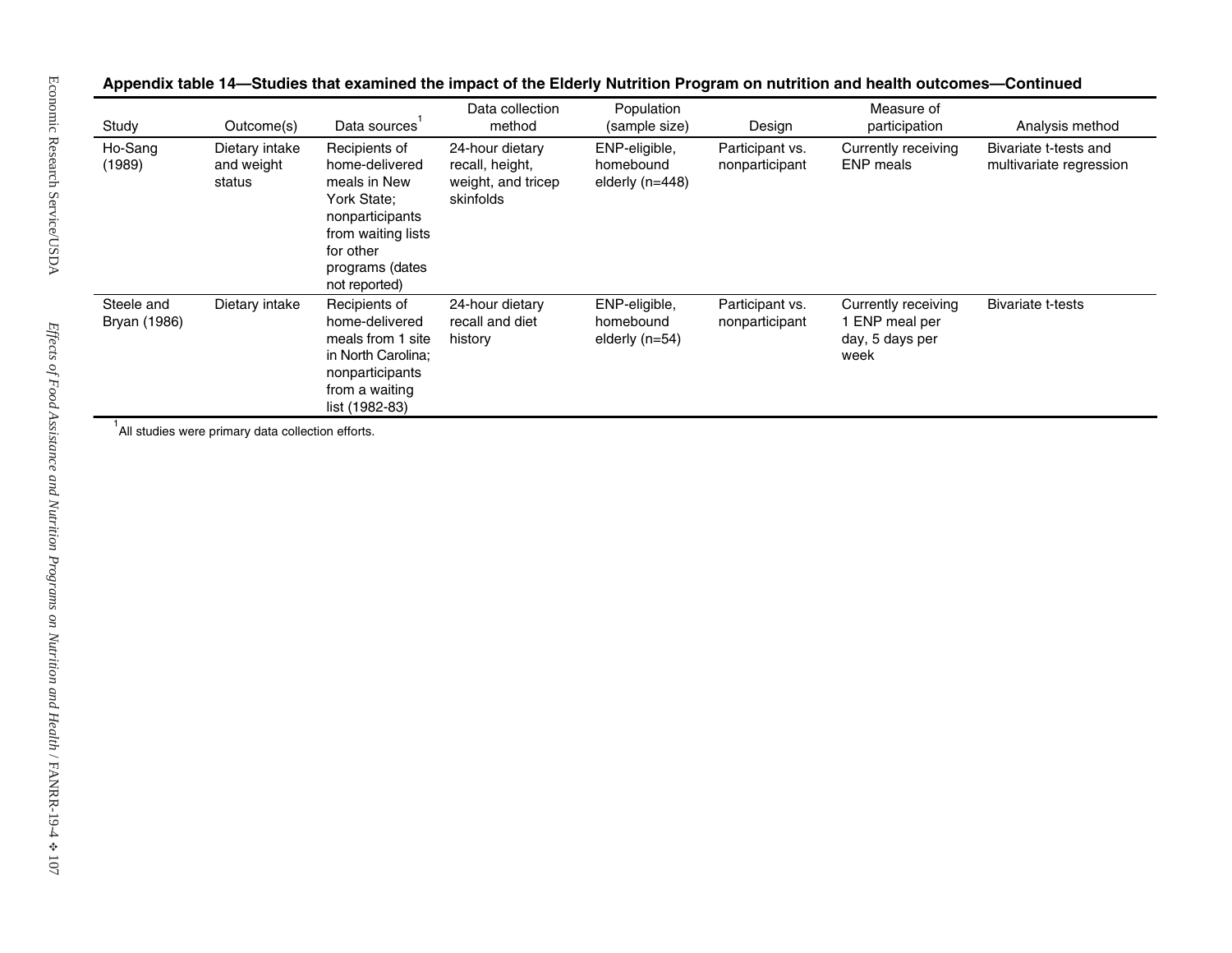**Appendix table 14—Studies that examined the impact of the Elderly Nutrition Program on nutrition and health outcomes—Continued**

| Study | Outcome(s) | Data sources[1] | Data collection method | Population (sample size) | Design | Measure of participation | Analysis method |
|---|---|---|---|---|---|---|---|
| Ho-Sang (1989) | Dietary intake and weight status | Recipients of home-delivered meals in New York State; nonparticipants from waiting lists for other programs (dates not reported) | 24-hour dietary recall, height, weight, and tricep skinfolds | ENP-eligible, homebound elderly (n=448) | Participant vs. nonparticipant | Currently receiving ENP meals | Bivariate t-tests and multivariate regression |
| Steele and Bryan (1986) | Dietary intake | Recipients of home-delivered meals from 1 site in North Carolina; nonparticipants from a waiting list (1982-83) | 24-hour dietary recall and diet history | ENP-eligible, homebound elderly (n=54) | Participant vs. nonparticipant | Currently receiving 1 ENP meal per day, 5 days per week | Bivariate t-tests |

[1] All studies were primary data collection efforts.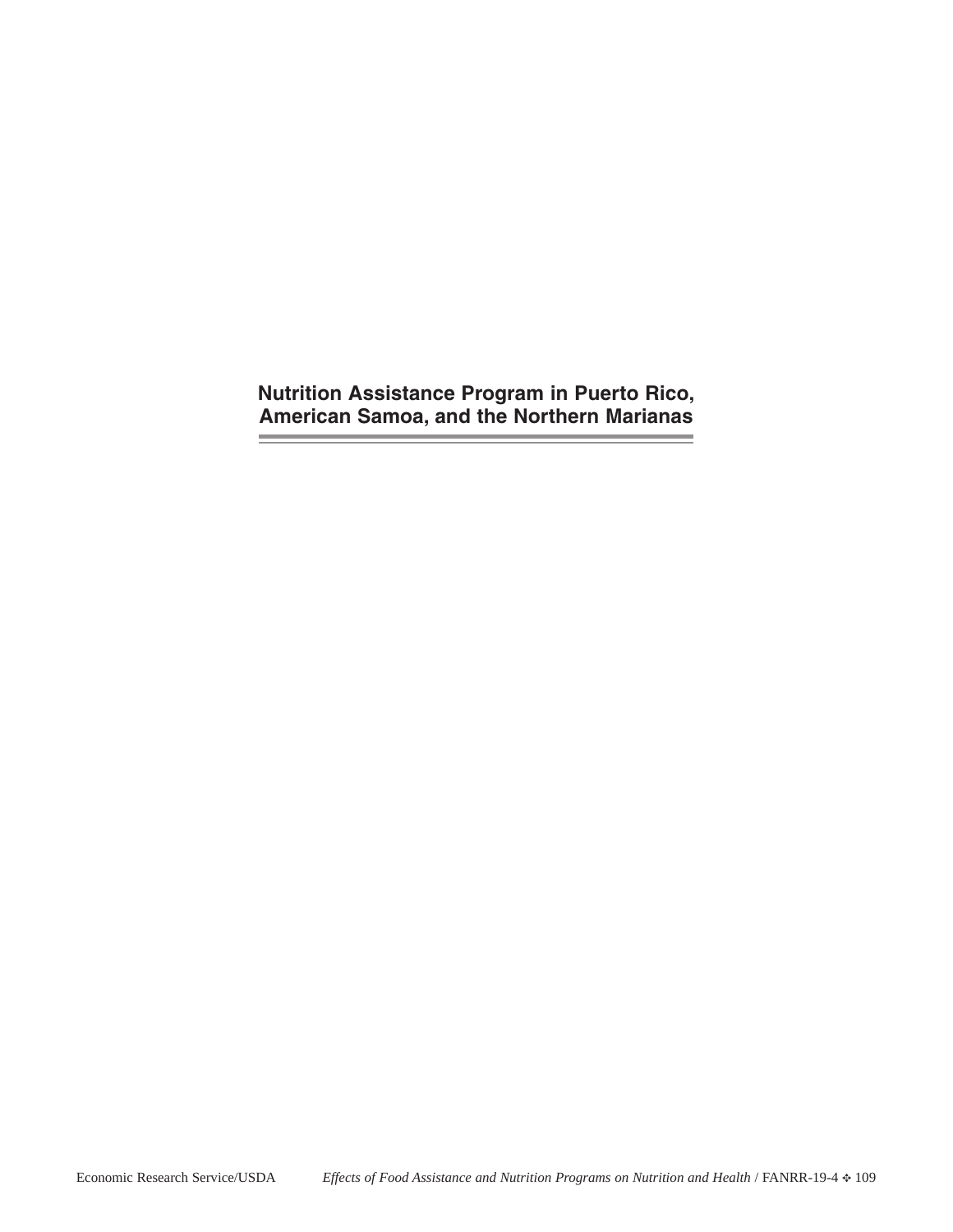# Nutrition Assistance Program in Puerto Rico, American Samoa, and the Northern Marianas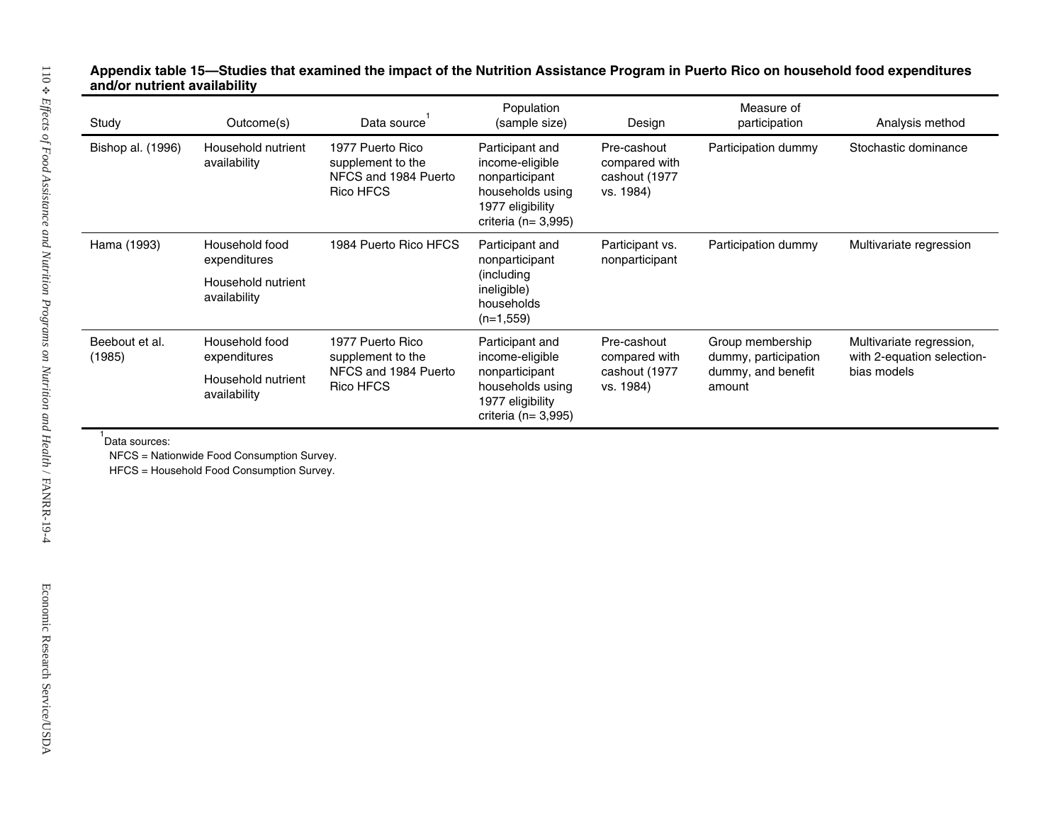**Appendix table 15—Studies that examined the impact of the Nutrition Assistance Program in Puerto Rico on household food expenditures and/or nutrient availability**

| Study | Outcome(s) | Data source[1] | Population (sample size) | Design | Measure of participation | Analysis method |
|---|---|---|---|---|---|---|
| Bishop al. (1996) | Household nutrient availability | 1977 Puerto Rico supplement to the NFCS and 1984 Puerto Rico HFCS | Participant and income-eligible nonparticipant households using 1977 eligibility criteria (n= 3,995) | Pre-cashout compared with cashout (1977 vs. 1984) | Participation dummy | Stochastic dominance |
| Hama (1993) | Household food expenditures<br><br>Household nutrient availability | 1984 Puerto Rico HFCS | Participant and nonparticipant (including ineligible) households (n=1,559) | Participant vs. nonparticipant | Participation dummy | Multivariate regression |
| Beebout et al. (1985) | Household food expenditures<br><br>Household nutrient availability | 1977 Puerto Rico supplement to the NFCS and 1984 Puerto Rico HFCS | Participant and income-eligible nonparticipant households using 1977 eligibility criteria (n= 3,995) | Pre-cashout compared with cashout (1977 vs. 1984) | Group membership dummy, participation dummy, and benefit amount | Multivariate regression, with 2-equation selection-bias models |

[1] Data sources:
NFCS = Nationwide Food Consumption Survey.
HFCS = Household Food Consumption Survey.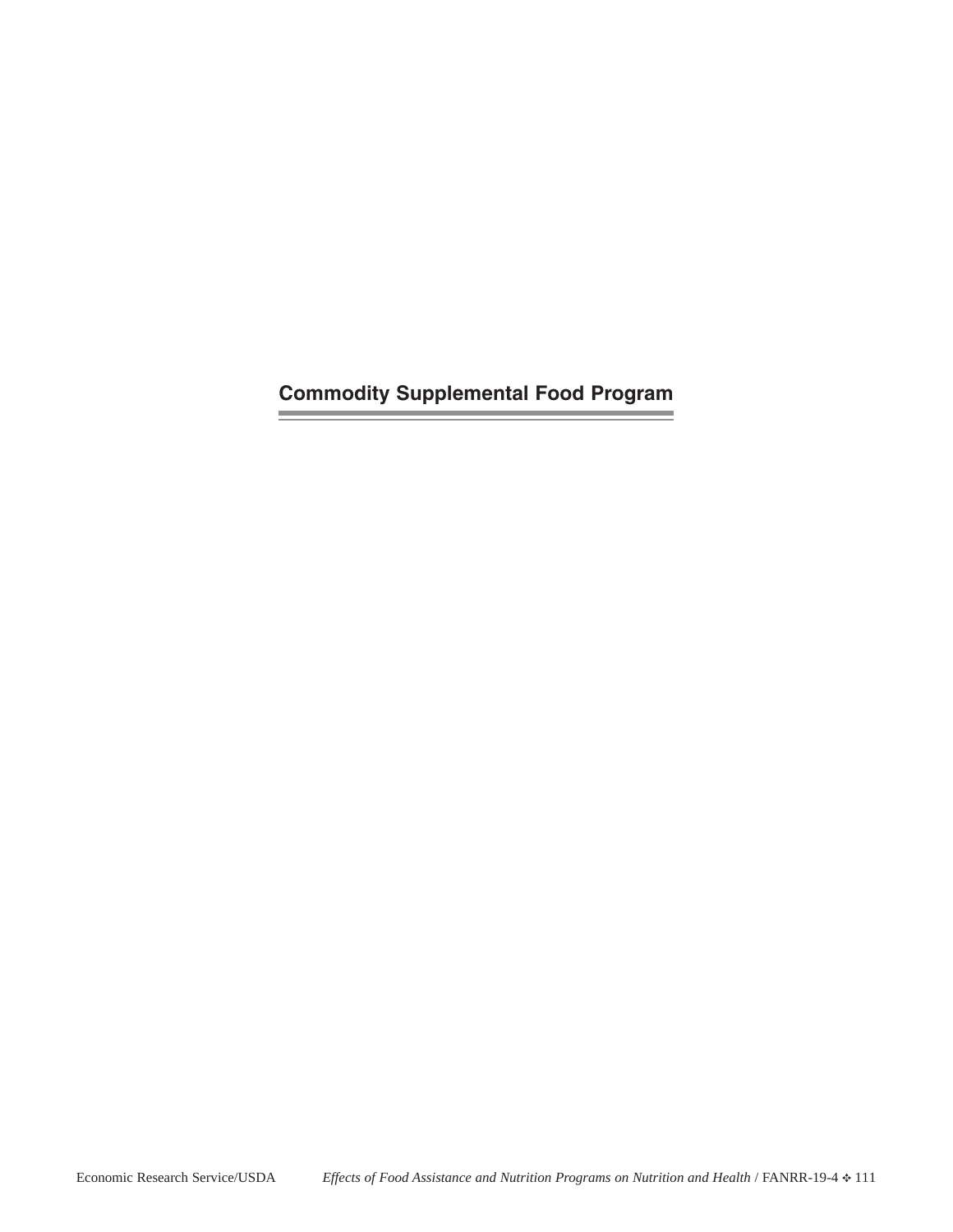# Commodity Supplemental Food Program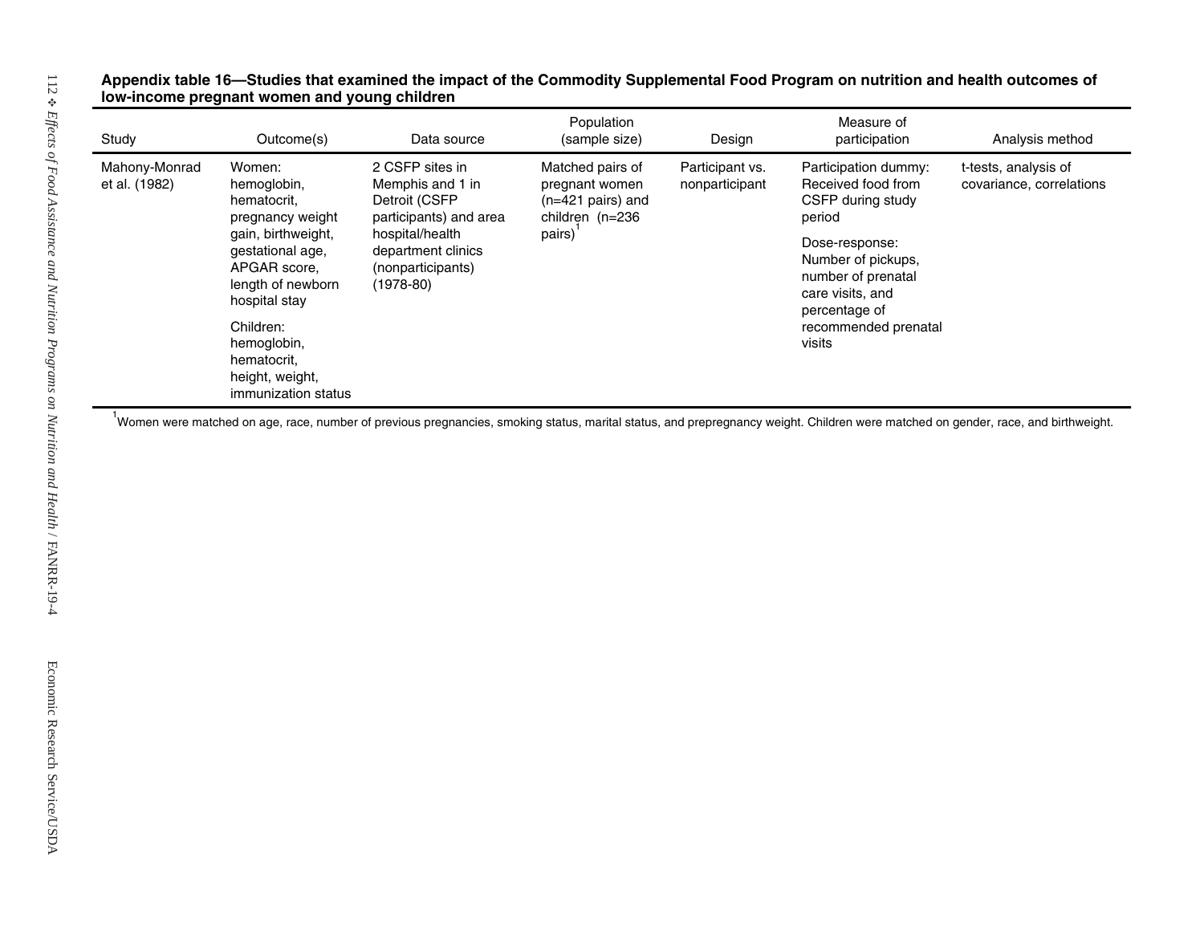**Appendix table 16—Studies that examined the impact of the Commodity Supplemental Food Program on nutrition and health outcomes of low-income pregnant women and young children**

| Study | Outcome(s) | Data source | Population (sample size) | Design | Measure of participation | Analysis method |
|---|---|---|---|---|---|---|
| Mahony-Monrad et al. (1982) | Women: hemoglobin, hematocrit, pregnancy weight gain, birthweight, gestational age, APGAR score, length of newborn hospital stay<br><br>Children: hemoglobin, hematocrit, height, weight, immunization status | 2 CSFP sites in Memphis and 1 in Detroit (CSFP participants) and area hospital/health department clinics (nonparticipants) (1978-80) | Matched pairs of pregnant women (n=421 pairs) and children (n=236 pairs)[1] | Participant vs. nonparticipant | Participation dummy: Received food from CSFP during study period<br><br>Dose-response: Number of pickups, number of prenatal care visits, and percentage of recommended prenatal visits | t-tests, analysis of covariance, correlations |

[1]Women were matched on age, race, number of previous pregnancies, smoking status, marital status, and prepregnancy weight. Children were matched on gender, race, and birthweight.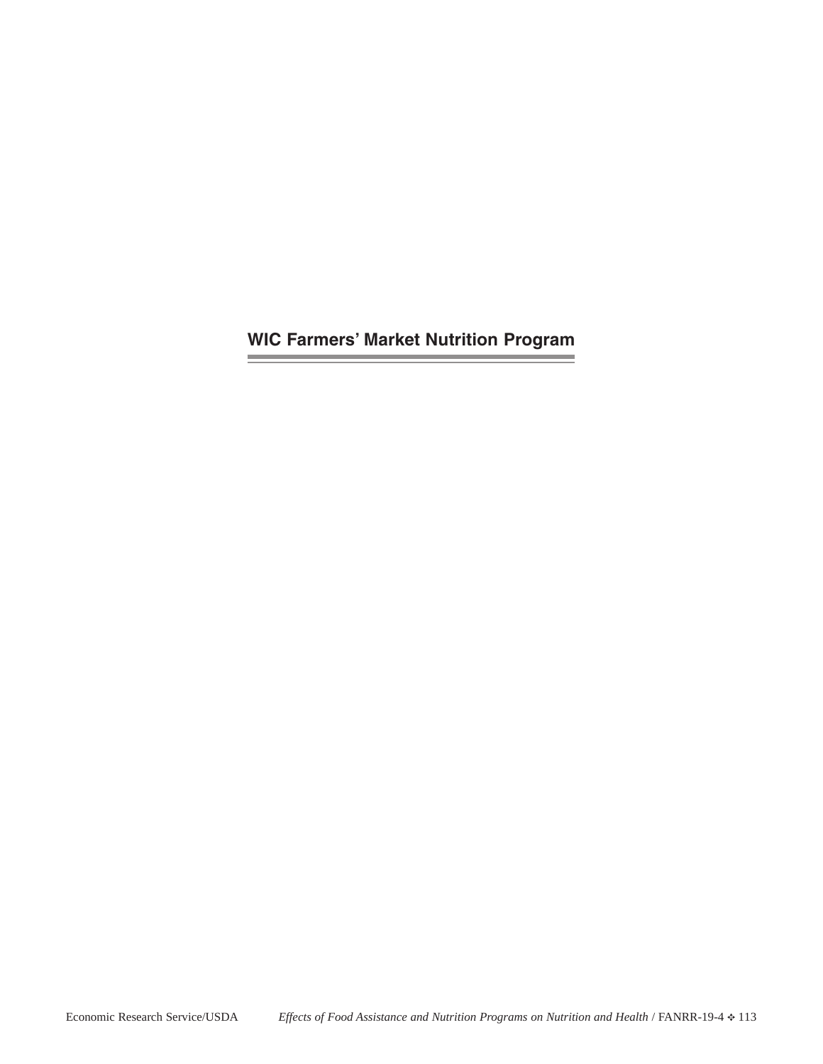# WIC Farmers' Market Nutrition Program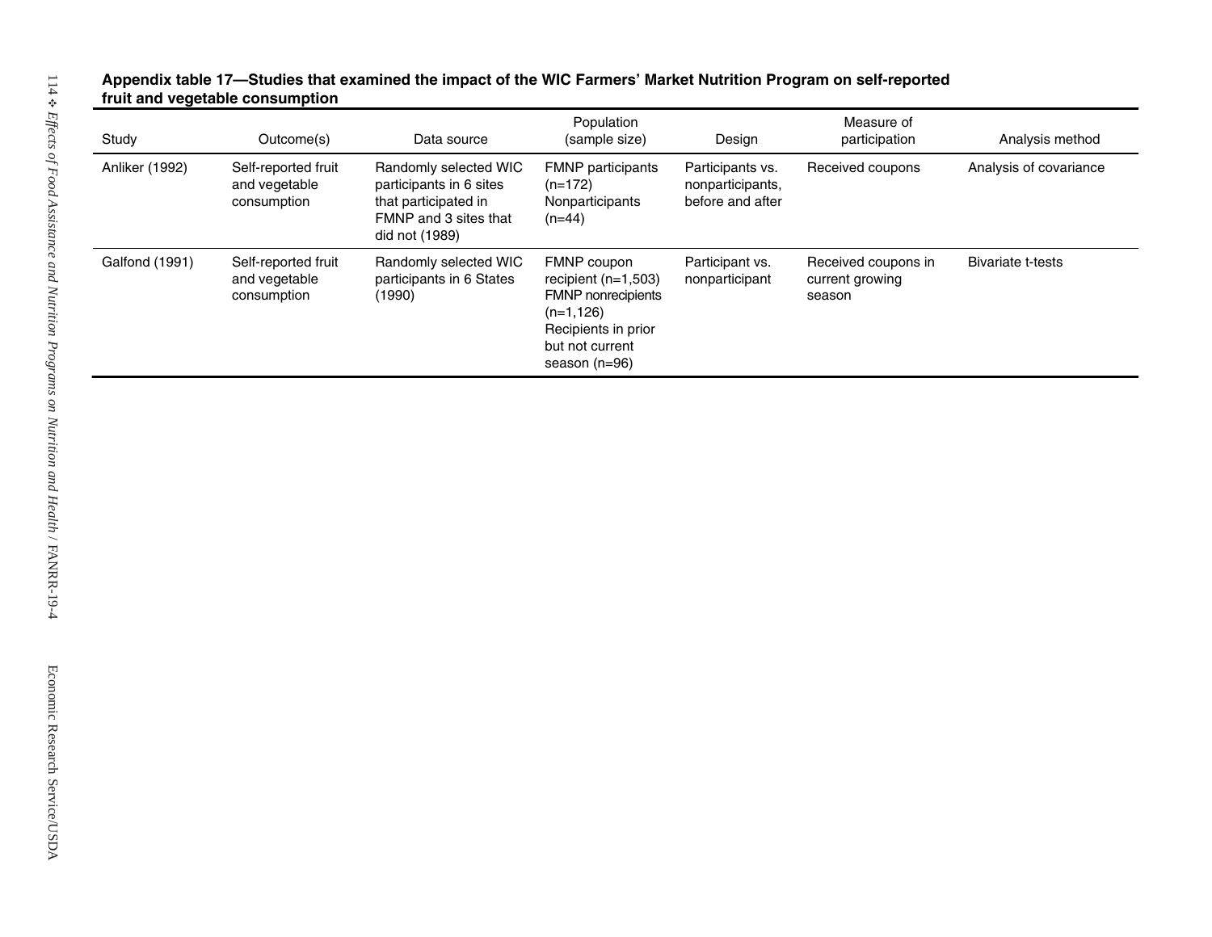**Appendix table 17—Studies that examined the impact of the WIC Farmers' Market Nutrition Program on self-reported fruit and vegetable consumption**

| Study | Outcome(s) | Data source | Population (sample size) | Design | Measure of participation | Analysis method |
|---|---|---|---|---|---|---|
| Anliker (1992) | Self-reported fruit and vegetable consumption | Randomly selected WIC participants in 6 sites that participated in FMNP and 3 sites that did not (1989) | FMNP participants (n=172) Nonparticipants (n=44) | Participants vs. nonparticipants, before and after | Received coupons | Analysis of covariance |
| Galfond (1991) | Self-reported fruit and vegetable consumption | Randomly selected WIC participants in 6 States (1990) | FMNP coupon recipient (n=1,503) FMNP nonrecipients (n=1,126) Recipients in prior but not current season (n=96) | Participant vs. nonparticipant | Received coupons in current growing season | Bivariate t-tests |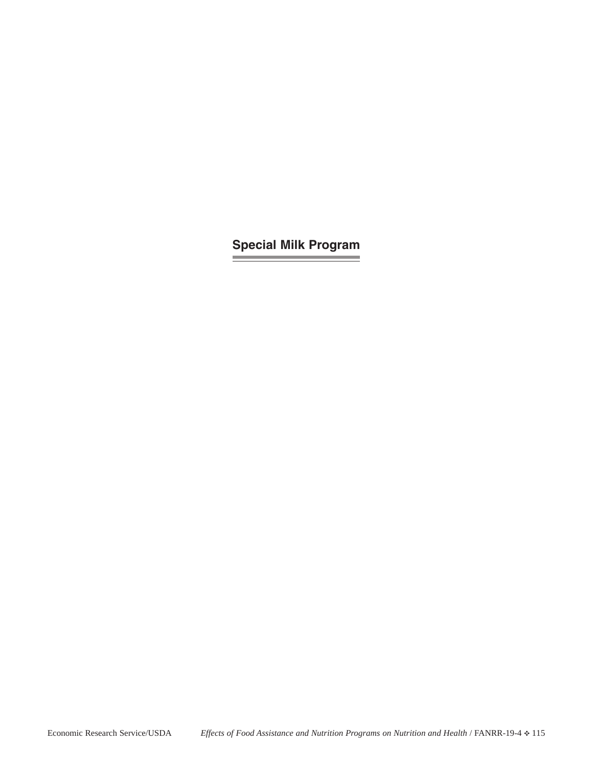# Special Milk Program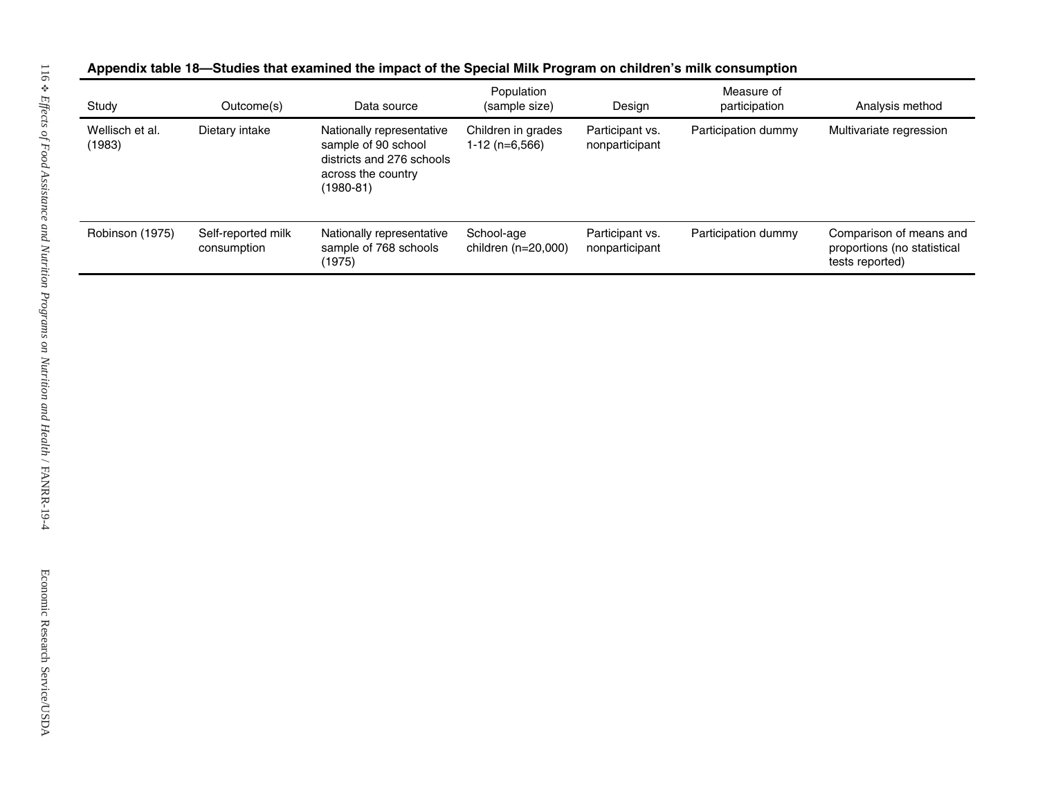**Appendix table 18—Studies that examined the impact of the Special Milk Program on children's milk consumption**

| Study | Outcome(s) | Data source | Population (sample size) | Design | Measure of participation | Analysis method |
|---|---|---|---|---|---|---|
| Wellisch et al. (1983) | Dietary intake | Nationally representative sample of 90 school districts and 276 schools across the country (1980-81) | Children in grades 1-12 (n=6,566) | Participant vs. nonparticipant | Participation dummy | Multivariate regression |
| Robinson (1975) | Self-reported milk consumption | Nationally representative sample of 768 schools (1975) | School-age children (n=20,000) | Participant vs. nonparticipant | Participation dummy | Comparison of means and proportions (no statistical tests reported) |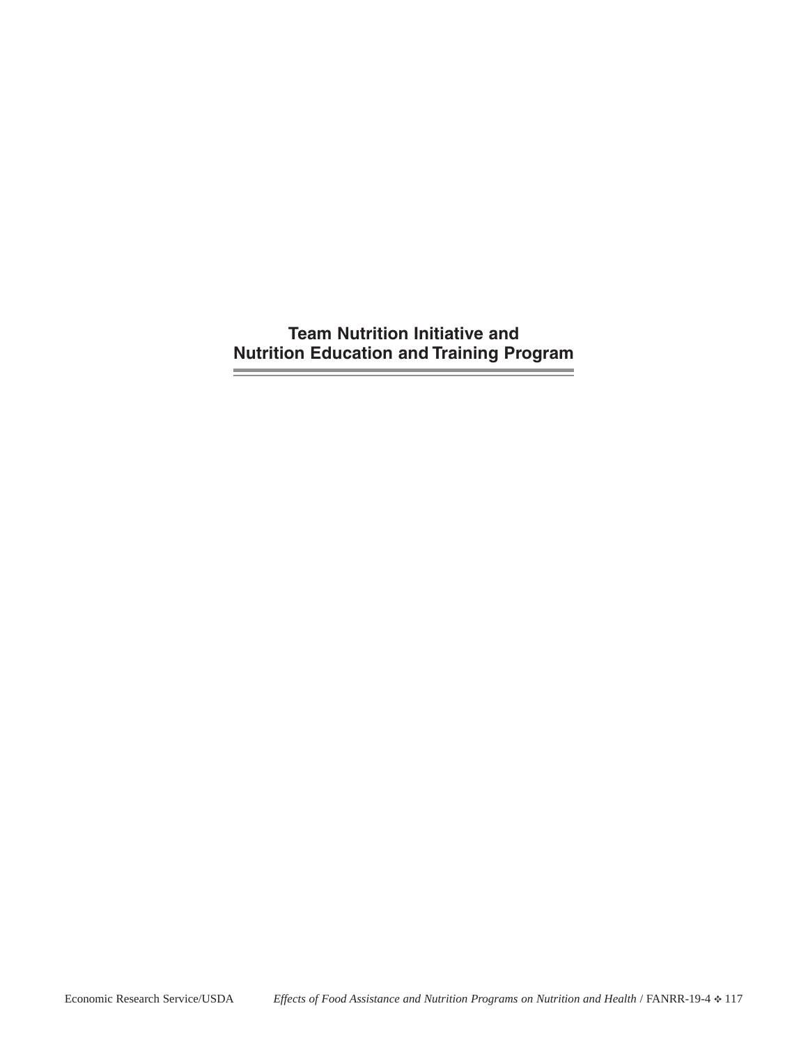# Team Nutrition Initiative and Nutrition Education and Training Program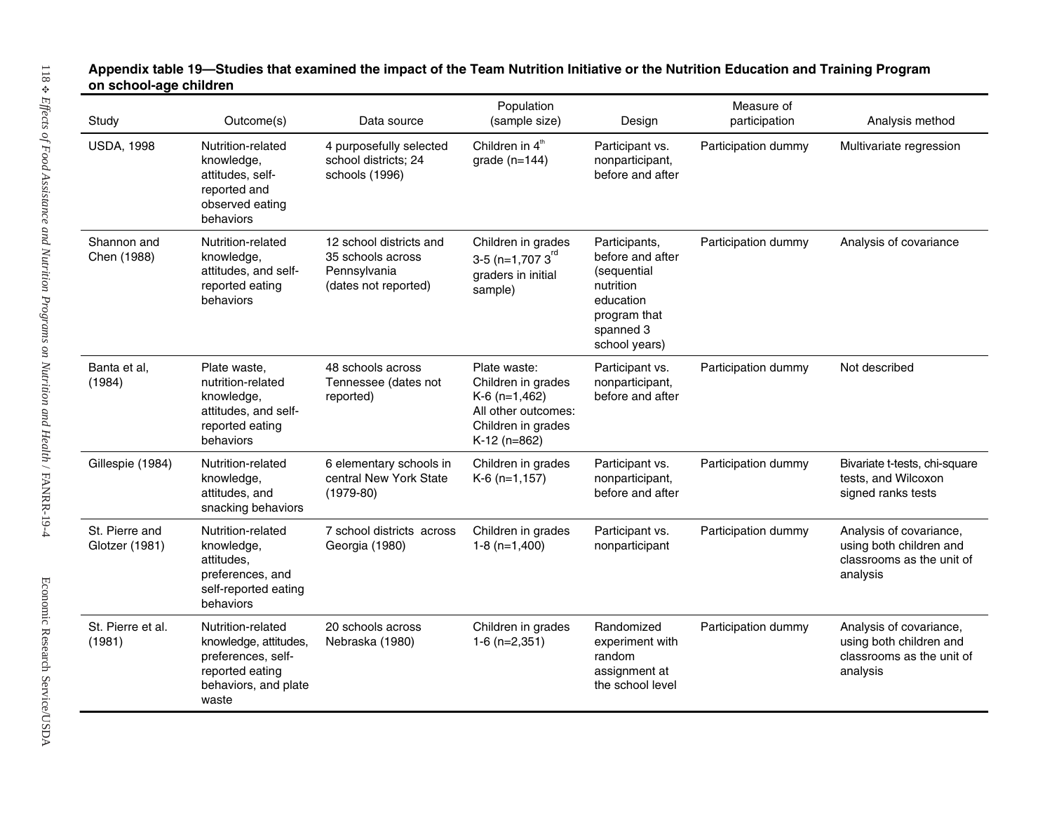**Appendix table 19—Studies that examined the impact of the Team Nutrition Initiative or the Nutrition Education and Training Program on school-age children**

| Study | Outcome(s) | Data source | Population (sample size) | Design | Measure of participation | Analysis method |
|---|---|---|---|---|---|---|
| USDA, 1998 | Nutrition-related knowledge, attitudes, self-reported and observed eating behaviors | 4 purposefully selected school districts; 24 schools (1996) | Children in 4th grade (n=144) | Participant vs. nonparticipant, before and after | Participation dummy | Multivariate regression |
| Shannon and Chen (1988) | Nutrition-related knowledge, attitudes, and self-reported eating behaviors | 12 school districts and 35 schools across Pennsylvania (dates not reported) | Children in grades 3-5 (n=1,707 3rd graders in initial sample) | Participants, before and after (sequential nutrition education program that spanned 3 school years) | Participation dummy | Analysis of covariance |
| Banta et al, (1984) | Plate waste, nutrition-related knowledge, attitudes, and self-reported eating behaviors | 48 schools across Tennessee (dates not reported) | Plate waste: Children in grades K-6 (n=1,462) All other outcomes: Children in grades K-12 (n=862) | Participant vs. nonparticipant, before and after | Participation dummy | Not described |
| Gillespie (1984) | Nutrition-related knowledge, attitudes, and snacking behaviors | 6 elementary schools in central New York State (1979-80) | Children in grades K-6 (n=1,157) | Participant vs. nonparticipant, before and after | Participation dummy | Bivariate t-tests, chi-square tests, and Wilcoxon signed ranks tests |
| St. Pierre and Glotzer (1981) | Nutrition-related knowledge, attitudes, preferences, and self-reported eating behaviors | 7 school districts across Georgia (1980) | Children in grades 1-8 (n=1,400) | Participant vs. nonparticipant | Participation dummy | Analysis of covariance, using both children and classrooms as the unit of analysis |
| St. Pierre et al. (1981) | Nutrition-related knowledge, attitudes, preferences, self-reported eating behaviors, and plate waste | 20 schools across Nebraska (1980) | Children in grades 1-6 (n=2,351) | Randomized experiment with random assignment at the school level | Participation dummy | Analysis of covariance, using both children and classrooms as the unit of analysis |